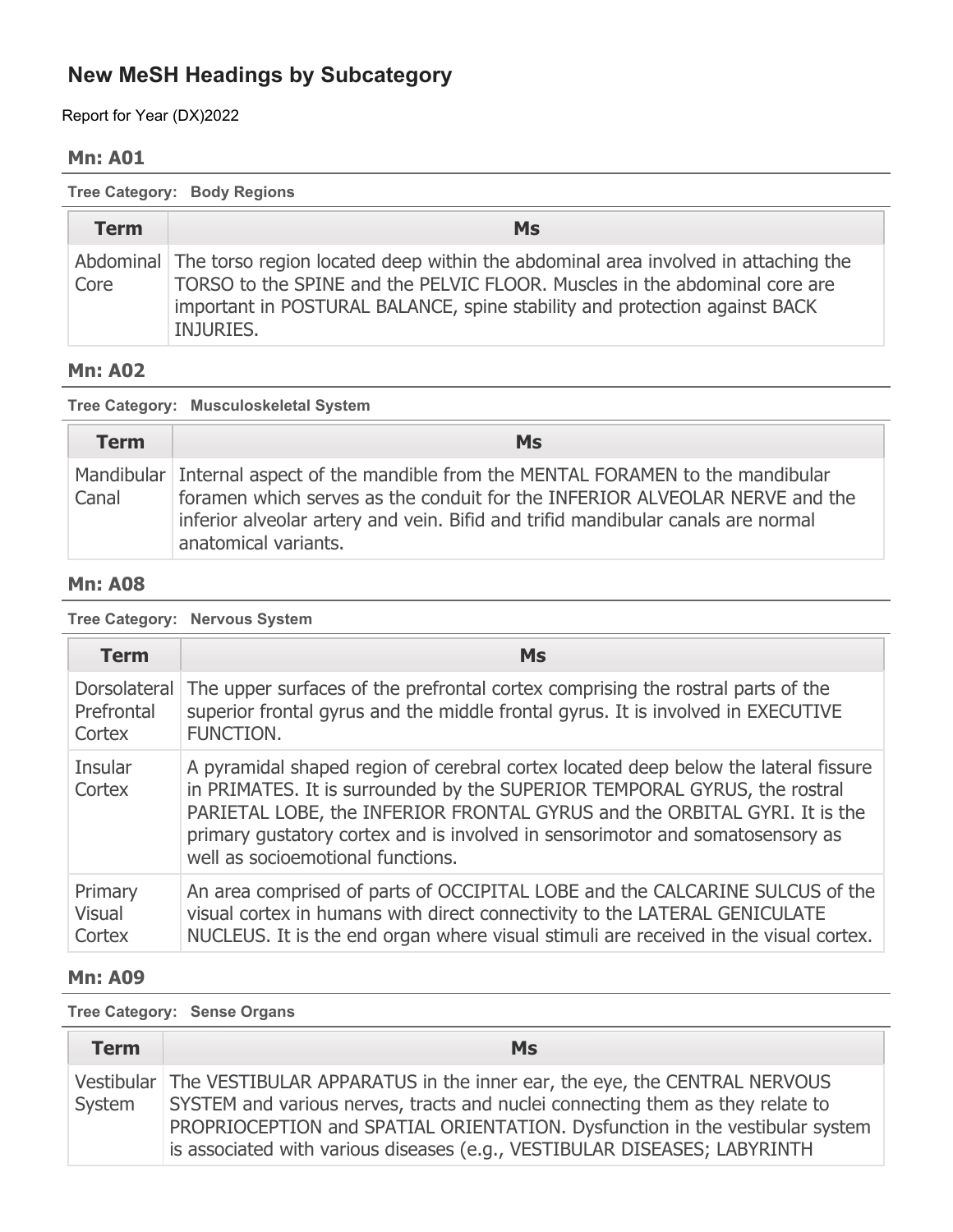# New MeSH Headings by Subcategory

Report for Year (DX)2022

## Mn: A01

**Tree Category:** **Body Regions**

| Term | Ms |
|---|---|
| Abdominal Core | The torso region located deep within the abdominal area involved in attaching the TORSO to the SPINE and the PELVIC FLOOR. Muscles in the abdominal core are important in POSTURAL BALANCE, spine stability and protection against BACK INJURIES. |

## Mn: A02

**Tree Category:** **Musculoskeletal System**

| Term | Ms |
|---|---|
| Mandibular Canal | Internal aspect of the mandible from the MENTAL FORAMEN to the mandibular foramen which serves as the conduit for the INFERIOR ALVEOLAR NERVE and the inferior alveolar artery and vein. Bifid and trifid mandibular canals are normal anatomical variants. |

## Mn: A08

**Tree Category:** **Nervous System**

| Term | Ms |
|---|---|
| Dorsolateral Prefrontal Cortex | The upper surfaces of the prefrontal cortex comprising the rostral parts of the superior frontal gyrus and the middle frontal gyrus. It is involved in EXECUTIVE FUNCTION. |
| Insular Cortex | A pyramidal shaped region of cerebral cortex located deep below the lateral fissure in PRIMATES. It is surrounded by the SUPERIOR TEMPORAL GYRUS, the rostral PARIETAL LOBE, the INFERIOR FRONTAL GYRUS and the ORBITAL GYRI. It is the primary gustatory cortex and is involved in sensorimotor and somatosensory as well as socioemotional functions. |
| Primary Visual Cortex | An area comprised of parts of OCCIPITAL LOBE and the CALCARINE SULCUS of the visual cortex in humans with direct connectivity to the LATERAL GENICULATE NUCLEUS. It is the end organ where visual stimuli are received in the visual cortex. |

## Mn: A09

**Tree Category:** **Sense Organs**

| Term | Ms |
|---|---|
| Vestibular System | The VESTIBULAR APPARATUS in the inner ear, the eye, the CENTRAL NERVOUS SYSTEM and various nerves, tracts and nuclei connecting them as they relate to PROPRIOCEPTION and SPATIAL ORIENTATION. Dysfunction in the vestibular system is associated with various diseases (e.g., VESTIBULAR DISEASES; LABYRINTH |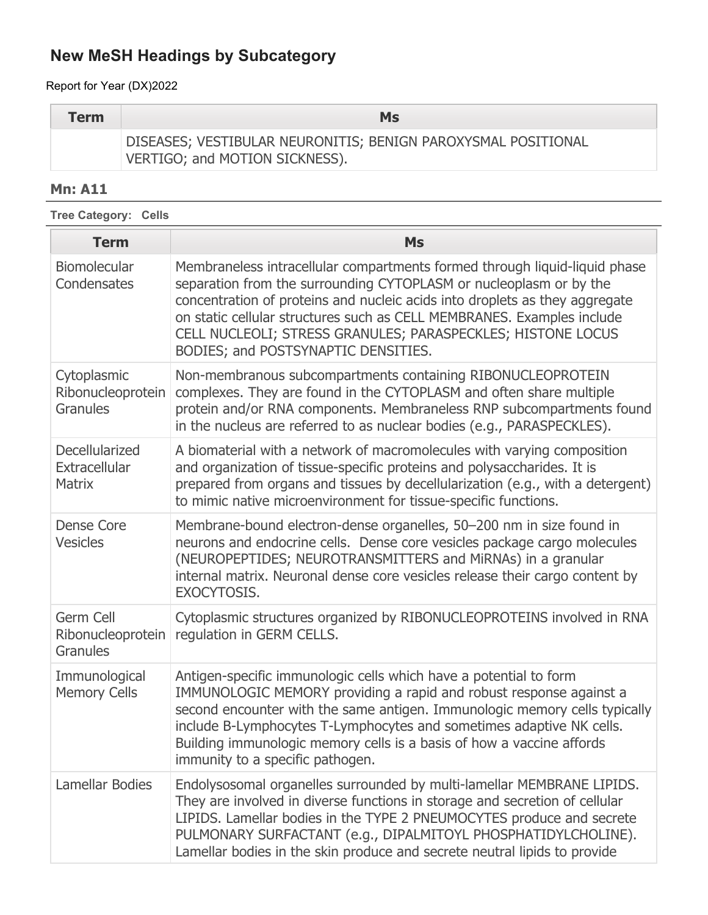## New MeSH Headings by Subcategory

Report for Year (DX)2022

| Term | Ms |
|---|---|
| | DISEASES; VESTIBULAR NEURONITIS; BENIGN PAROXYSMAL POSITIONAL VERTIGO; and MOTION SICKNESS). |

### Mn: A11

**Tree Category: Cells**

| Term | Ms |
|---|---|
| Biomolecular Condensates | Membraneless intracellular compartments formed through liquid-liquid phase separation from the surrounding CYTOPLASM or nucleoplasm or by the concentration of proteins and nucleic acids into droplets as they aggregate on static cellular structures such as CELL MEMBRANES. Examples include CELL NUCLEOLI; STRESS GRANULES; PARASPECKLES; HISTONE LOCUS BODIES; and POSTSYNAPTIC DENSITIES. |
| Cytoplasmic Ribonucleoprotein Granules | Non-membranous subcompartments containing RIBONUCLEOPROTEIN complexes. They are found in the CYTOPLASM and often share multiple protein and/or RNA components. Membraneless RNP subcompartments found in the nucleus are referred to as nuclear bodies (e.g., PARASPECKLES). |
| Decellularized Extracellular Matrix | A biomaterial with a network of macromolecules with varying composition and organization of tissue-specific proteins and polysaccharides. It is prepared from organs and tissues by decellularization (e.g., with a detergent) to mimic native microenvironment for tissue-specific functions. |
| Dense Core Vesicles | Membrane-bound electron-dense organelles, 50–200 nm in size found in neurons and endocrine cells. Dense core vesicles package cargo molecules (NEUROPEPTIDES; NEUROTRANSMITTERS and MiRNAs) in a granular internal matrix. Neuronal dense core vesicles release their cargo content by EXOCYTOSIS. |
| Germ Cell Ribonucleoprotein Granules | Cytoplasmic structures organized by RIBONUCLEOPROTEINS involved in RNA regulation in GERM CELLS. |
| Immunological Memory Cells | Antigen-specific immunologic cells which have a potential to form IMMUNOLOGIC MEMORY providing a rapid and robust response against a second encounter with the same antigen. Immunologic memory cells typically include B-Lymphocytes T-Lymphocytes and sometimes adaptive NK cells. Building immunologic memory cells is a basis of how a vaccine affords immunity to a specific pathogen. |
| Lamellar Bodies | Endolysosomal organelles surrounded by multi-lamellar MEMBRANE LIPIDS. They are involved in diverse functions in storage and secretion of cellular LIPIDS. Lamellar bodies in the TYPE 2 PNEUMOCYTES produce and secrete PULMONARY SURFACTANT (e.g., DIPALMITOYL PHOSPHATIDYLCHOLINE). Lamellar bodies in the skin produce and secrete neutral lipids to provide |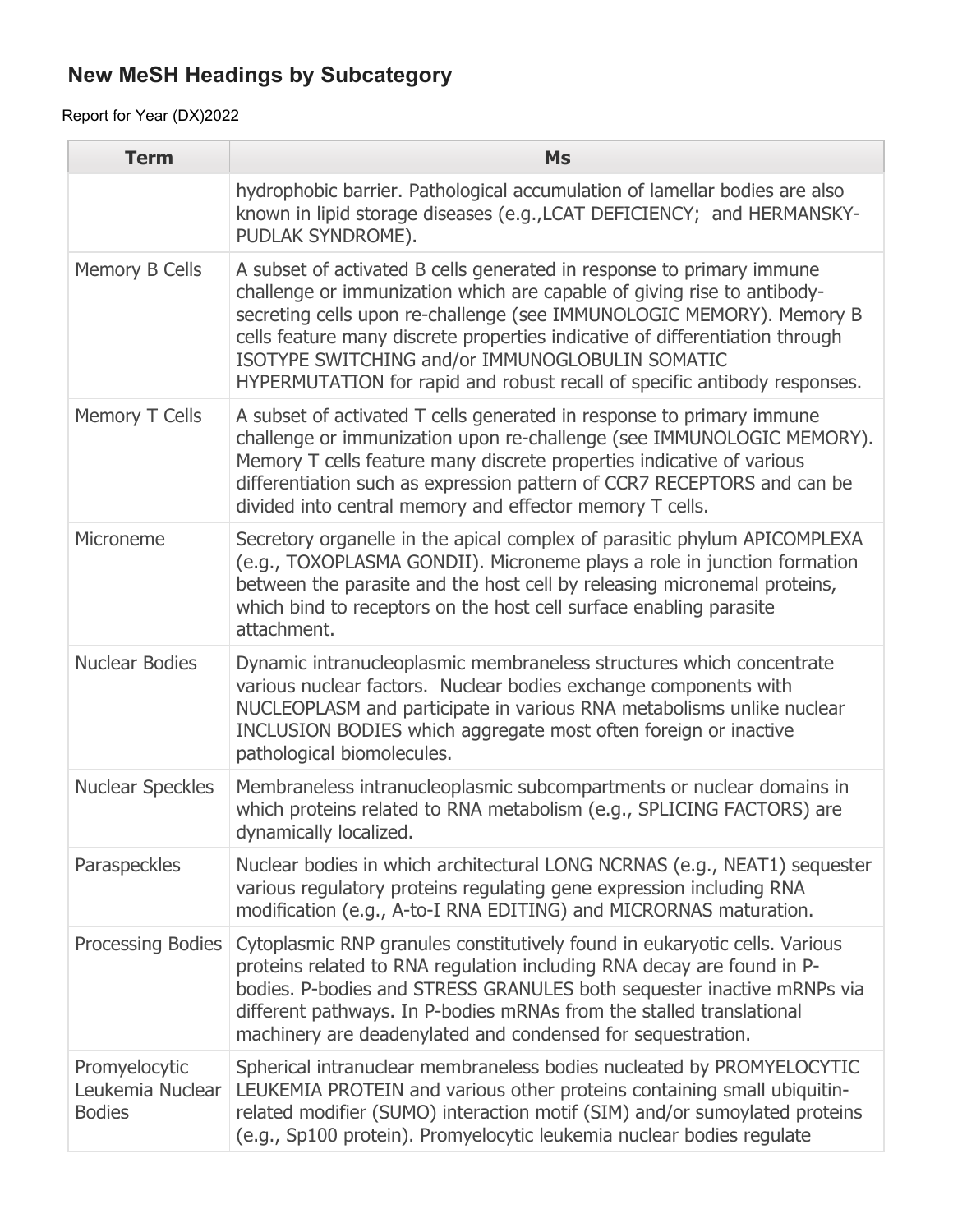## New MeSH Headings by Subcategory

Report for Year (DX)2022

| Term | Ms |
| --- | --- |
| | hydrophobic barrier. Pathological accumulation of lamellar bodies are also known in lipid storage diseases (e.g.,LCAT DEFICIENCY; and HERMANSKY-PUDLAK SYNDROME). |
| Memory B Cells | A subset of activated B cells generated in response to primary immune challenge or immunization which are capable of giving rise to antibody-secreting cells upon re-challenge (see IMMUNOLOGIC MEMORY). Memory B cells feature many discrete properties indicative of differentiation through ISOTYPE SWITCHING and/or IMMUNOGLOBULIN SOMATIC HYPERMUTATION for rapid and robust recall of specific antibody responses. |
| Memory T Cells | A subset of activated T cells generated in response to primary immune challenge or immunization upon re-challenge (see IMMUNOLOGIC MEMORY). Memory T cells feature many discrete properties indicative of various differentiation such as expression pattern of CCR7 RECEPTORS and can be divided into central memory and effector memory T cells. |
| Microneme | Secretory organelle in the apical complex of parasitic phylum APICOMPLEXA (e.g., TOXOPLASMA GONDII). Microneme plays a role in junction formation between the parasite and the host cell by releasing micronemal proteins, which bind to receptors on the host cell surface enabling parasite attachment. |
| Nuclear Bodies | Dynamic intranucleoplasmic membraneless structures which concentrate various nuclear factors. Nuclear bodies exchange components with NUCLEOPLASM and participate in various RNA metabolisms unlike nuclear INCLUSION BODIES which aggregate most often foreign or inactive pathological biomolecules. |
| Nuclear Speckles | Membraneless intranucleoplasmic subcompartments or nuclear domains in which proteins related to RNA metabolism (e.g., SPLICING FACTORS) are dynamically localized. |
| Paraspeckles | Nuclear bodies in which architectural LONG NCRNAS (e.g., NEAT1) sequester various regulatory proteins regulating gene expression including RNA modification (e.g., A-to-I RNA EDITING) and MICRORNAS maturation. |
| Processing Bodies | Cytoplasmic RNP granules constitutively found in eukaryotic cells. Various proteins related to RNA regulation including RNA decay are found in P-bodies. P-bodies and STRESS GRANULES both sequester inactive mRNPs via different pathways. In P-bodies mRNAs from the stalled translational machinery are deadenylated and condensed for sequestration. |
| Promyelocytic Leukemia Nuclear Bodies | Spherical intranuclear membraneless bodies nucleated by PROMYELOCYTIC LEUKEMIA PROTEIN and various other proteins containing small ubiquitin-related modifier (SUMO) interaction motif (SIM) and/or sumoylated proteins (e.g., Sp100 protein). Promyelocytic leukemia nuclear bodies regulate |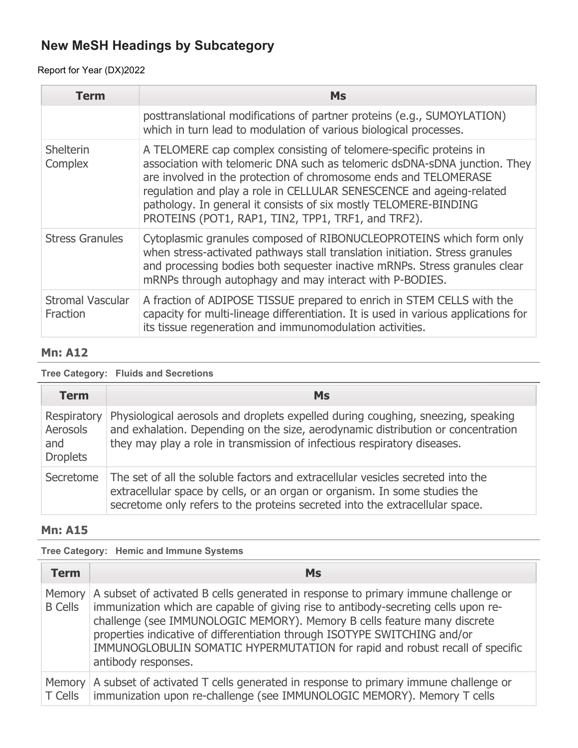## New MeSH Headings by Subcategory

Report for Year (DX)2022

| Term | Ms |
| --- | --- |
| | posttranslational modifications of partner proteins (e.g., SUMOYLATION) which in turn lead to modulation of various biological processes. |
| Shelterin Complex | A TELOMERE cap complex consisting of telomere-specific proteins in association with telomeric DNA such as telomeric dsDNA-sDNA junction. They are involved in the protection of chromosome ends and TELOMERASE regulation and play a role in CELLULAR SENESCENCE and ageing-related pathology. In general it consists of six mostly TELOMERE-BINDING PROTEINS (POT1, RAP1, TIN2, TPP1, TRF1, and TRF2). |
| Stress Granules | Cytoplasmic granules composed of RIBONUCLEOPROTEINS which form only when stress-activated pathways stall translation initiation. Stress granules and processing bodies both sequester inactive mRNPs. Stress granules clear mRNPs through autophagy and may interact with P-BODIES. |
| Stromal Vascular Fraction | A fraction of ADIPOSE TISSUE prepared to enrich in STEM CELLS with the capacity for multi-lineage differentiation. It is used in various applications for its tissue regeneration and immunomodulation activities. |

### Mn: A12

**Tree Category: Fluids and Secretions**

| Term | Ms |
| --- | --- |
| Respiratory Aerosols and Droplets | Physiological aerosols and droplets expelled during coughing, sneezing, speaking and exhalation. Depending on the size, aerodynamic distribution or concentration they may play a role in transmission of infectious respiratory diseases. |
| Secretome | The set of all the soluble factors and extracellular vesicles secreted into the extracellular space by cells, or an organ or organism. In some studies the secretome only refers to the proteins secreted into the extracellular space. |

### Mn: A15

**Tree Category: Hemic and Immune Systems**

| Term | Ms |
| --- | --- |
| Memory B Cells | A subset of activated B cells generated in response to primary immune challenge or immunization which are capable of giving rise to antibody-secreting cells upon re-challenge (see IMMUNOLOGIC MEMORY). Memory B cells feature many discrete properties indicative of differentiation through ISOTYPE SWITCHING and/or IMMUNOGLOBULIN SOMATIC HYPERMUTATION for rapid and robust recall of specific antibody responses. |
| Memory T Cells | A subset of activated T cells generated in response to primary immune challenge or immunization upon re-challenge (see IMMUNOLOGIC MEMORY). Memory T cells |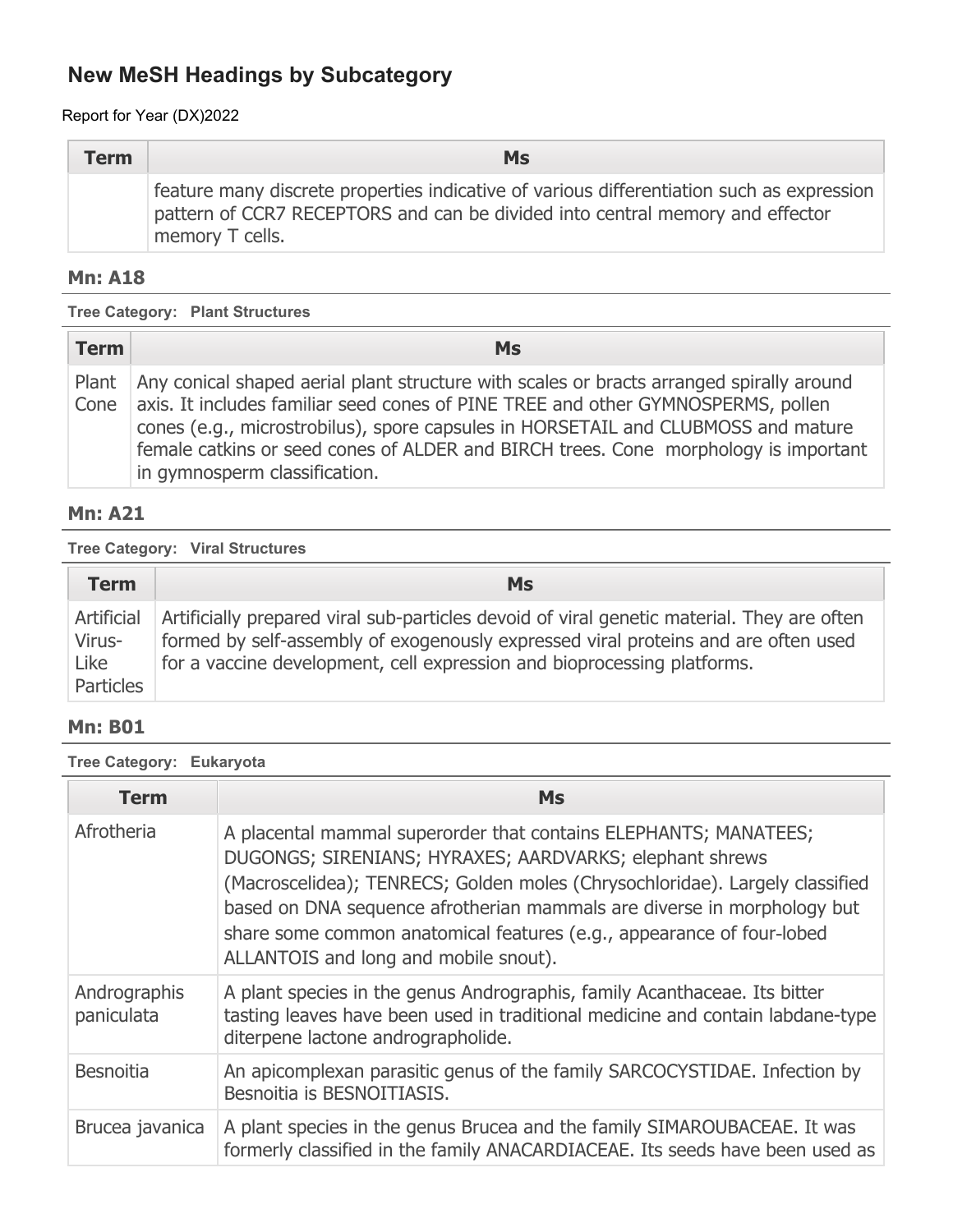## New MeSH Headings by Subcategory

Report for Year (DX)2022

| Term | Ms |
| --- | --- |
| | feature many discrete properties indicative of various differentiation such as expression pattern of CCR7 RECEPTORS and can be divided into central memory and effector memory T cells. |

### Mn: A18

**Tree Category: Plant Structures**

| Term | Ms |
| --- | --- |
| Plant Cone | Any conical shaped aerial plant structure with scales or bracts arranged spirally around axis. It includes familiar seed cones of PINE TREE and other GYMNOSPERMS, pollen cones (e.g., microstrobilus), spore capsules in HORSETAIL and CLUBMOSS and mature female catkins or seed cones of ALDER and BIRCH trees. Cone morphology is important in gymnosperm classification. |

### Mn: A21

**Tree Category: Viral Structures**

| Term | Ms |
| --- | --- |
| Artificial Virus-Like Particles | Artificially prepared viral sub-particles devoid of viral genetic material. They are often formed by self-assembly of exogenously expressed viral proteins and are often used for a vaccine development, cell expression and bioprocessing platforms. |

### Mn: B01

**Tree Category: Eukaryota**

| Term | Ms |
| --- | --- |
| Afrotheria | A placental mammal superorder that contains ELEPHANTS; MANATEES; DUGONGS; SIRENIANS; HYRAXES; AARDVARKS; elephant shrews (Macroscelidea); TENRECS; Golden moles (Chrysochloridae). Largely classified based on DNA sequence afrotherian mammals are diverse in morphology but share some common anatomical features (e.g., appearance of four-lobed ALLANTOIS and long and mobile snout). |
| Andrographis paniculata | A plant species in the genus Andrographis, family Acanthaceae. Its bitter tasting leaves have been used in traditional medicine and contain labdane-type diterpene lactone andrographolide. |
| Besnoitia | An apicomplexan parasitic genus of the family SARCOCYSTIDAE. Infection by Besnoitia is BESNOITIASIS. |
| Brucea javanica | A plant species in the genus Brucea and the family SIMAROUBACEAE. It was formerly classified in the family ANACARDIACEAE. Its seeds have been used as |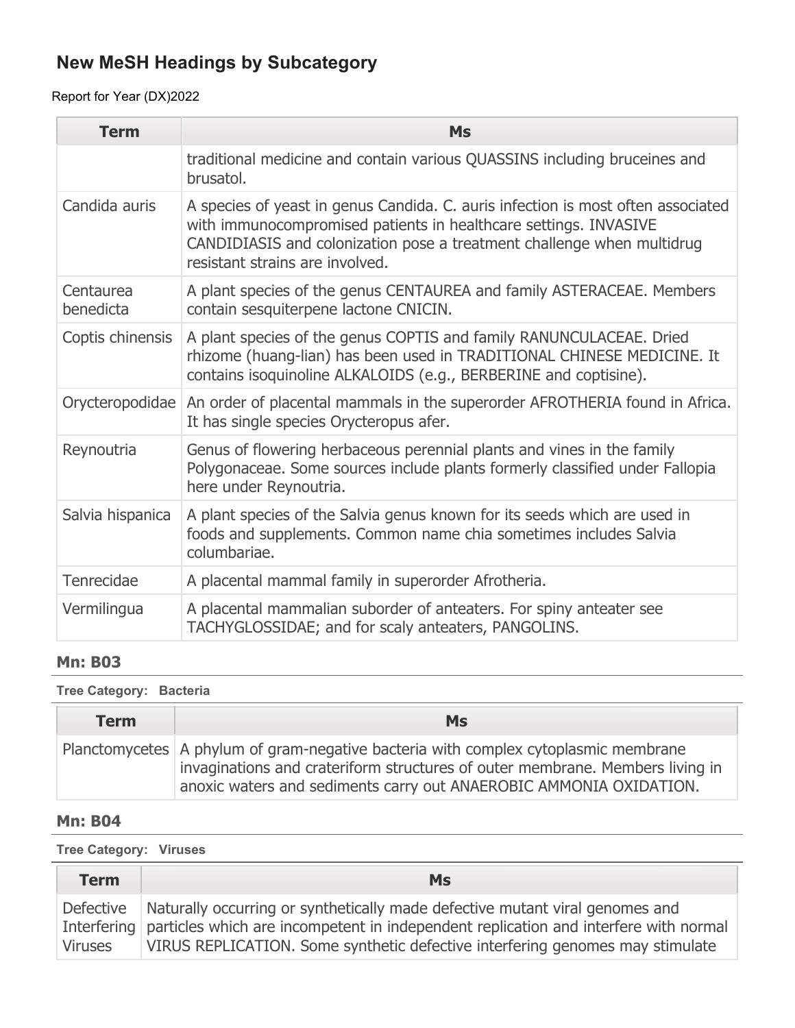## New MeSH Headings by Subcategory

Report for Year (DX)2022

| Term | Ms |
|---|---|
| | traditional medicine and contain various QUASSINS including bruceines and brusatol. |
| Candida auris | A species of yeast in genus Candida. C. auris infection is most often associated with immunocompromised patients in healthcare settings. INVASIVE CANDIDIASIS and colonization pose a treatment challenge when multidrug resistant strains are involved. |
| Centaurea benedicta | A plant species of the genus CENTAUREA and family ASTERACEAE. Members contain sesquiterpene lactone CNICIN. |
| Coptis chinensis | A plant species of the genus COPTIS and family RANUNCULACEAE. Dried rhizome (huang-lian) has been used in TRADITIONAL CHINESE MEDICINE. It contains isoquinoline ALKALOIDS (e.g., BERBERINE and coptisine). |
| Orycteropodidae | An order of placental mammals in the superorder AFROTHERIA found in Africa. It has single species Orycteropus afer. |
| Reynoutria | Genus of flowering herbaceous perennial plants and vines in the family Polygonaceae. Some sources include plants formerly classified under Fallopia here under Reynoutria. |
| Salvia hispanica | A plant species of the Salvia genus known for its seeds which are used in foods and supplements. Common name chia sometimes includes Salvia columbariae. |
| Tenrecidae | A placental mammal family in superorder Afrotheria. |
| Vermilingua | A placental mammalian suborder of anteaters. For spiny anteater see TACHYGLOSSIDAE; and for scaly anteaters, PANGOLINS. |

### Mn: B03

**Tree Category: Bacteria**

| Term | Ms |
|---|---|
| Planctomycetes | A phylum of gram-negative bacteria with complex cytoplasmic membrane invaginations and crateriform structures of outer membrane. Members living in anoxic waters and sediments carry out ANAEROBIC AMMONIA OXIDATION. |

### Mn: B04

**Tree Category: Viruses**

| Term | Ms |
|---|---|
| Defective Interfering Viruses | Naturally occurring or synthetically made defective mutant viral genomes and particles which are incompetent in independent replication and interfere with normal VIRUS REPLICATION. Some synthetic defective interfering genomes may stimulate |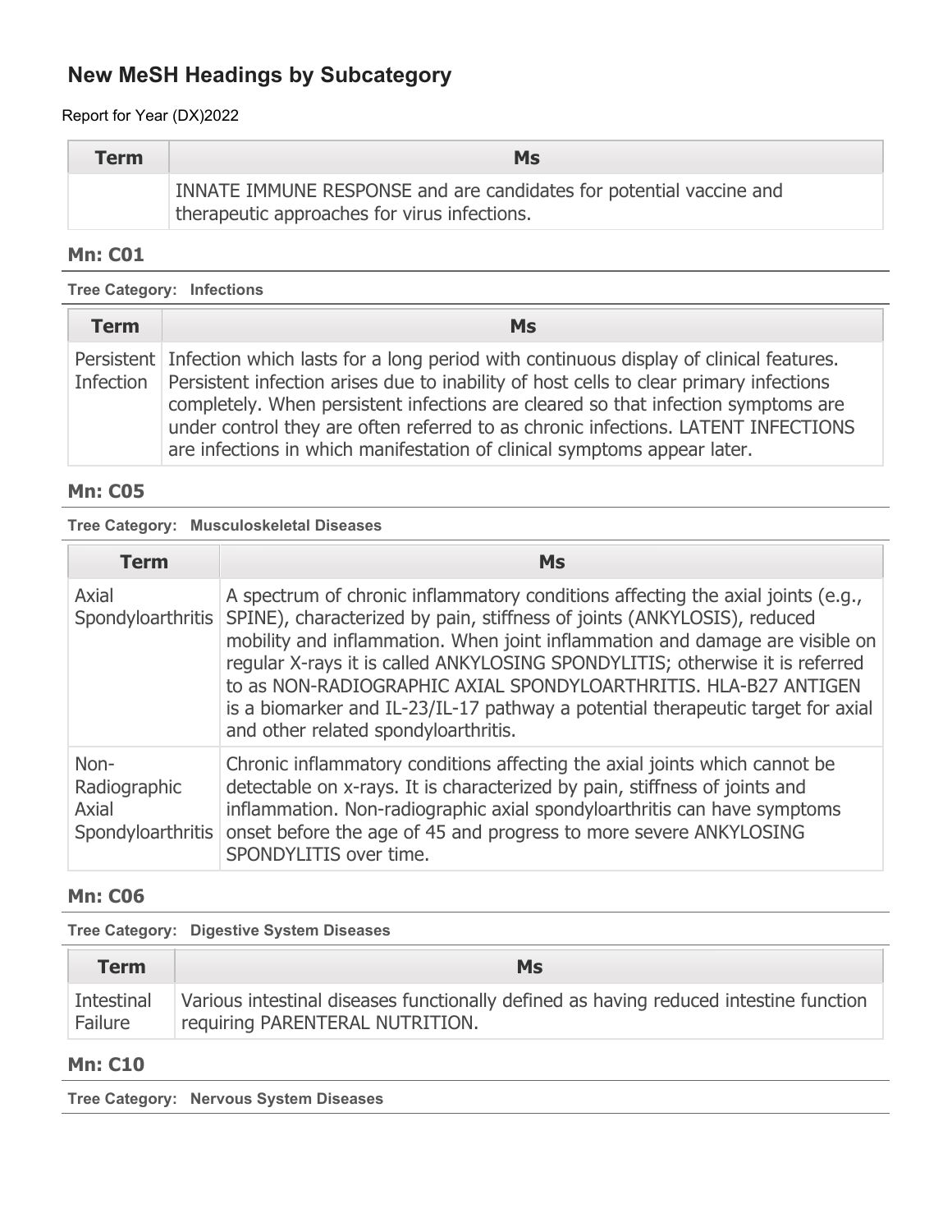## New MeSH Headings by Subcategory

Report for Year (DX)2022

| Term | Ms |
|---|---|
| | INNATE IMMUNE RESPONSE and are candidates for potential vaccine and therapeutic approaches for virus infections. |

### Mn: C01

**Tree Category: Infections**

| Term | Ms |
|---|---|
| Persistent Infection | Infection which lasts for a long period with continuous display of clinical features. Persistent infection arises due to inability of host cells to clear primary infections completely. When persistent infections are cleared so that infection symptoms are under control they are often referred to as chronic infections. LATENT INFECTIONS are infections in which manifestation of clinical symptoms appear later. |

### Mn: C05

**Tree Category: Musculoskeletal Diseases**

| Term | Ms |
|---|---|
| Axial Spondyloarthritis | A spectrum of chronic inflammatory conditions affecting the axial joints (e.g., SPINE), characterized by pain, stiffness of joints (ANKYLOSIS), reduced mobility and inflammation. When joint inflammation and damage are visible on regular X-rays it is called ANKYLOSING SPONDYLITIS; otherwise it is referred to as NON-RADIOGRAPHIC AXIAL SPONDYLOARTHRITIS. HLA-B27 ANTIGEN is a biomarker and IL-23/IL-17 pathway a potential therapeutic target for axial and other related spondyloarthritis. |
| Non-Radiographic Axial Spondyloarthritis | Chronic inflammatory conditions affecting the axial joints which cannot be detectable on x-rays. It is characterized by pain, stiffness of joints and inflammation. Non-radiographic axial spondyloarthritis can have symptoms onset before the age of 45 and progress to more severe ANKYLOSING SPONDYLITIS over time. |

### Mn: C06

**Tree Category: Digestive System Diseases**

| Term | Ms |
|---|---|
| Intestinal Failure | Various intestinal diseases functionally defined as having reduced intestine function requiring PARENTERAL NUTRITION. |

### Mn: C10

**Tree Category: Nervous System Diseases**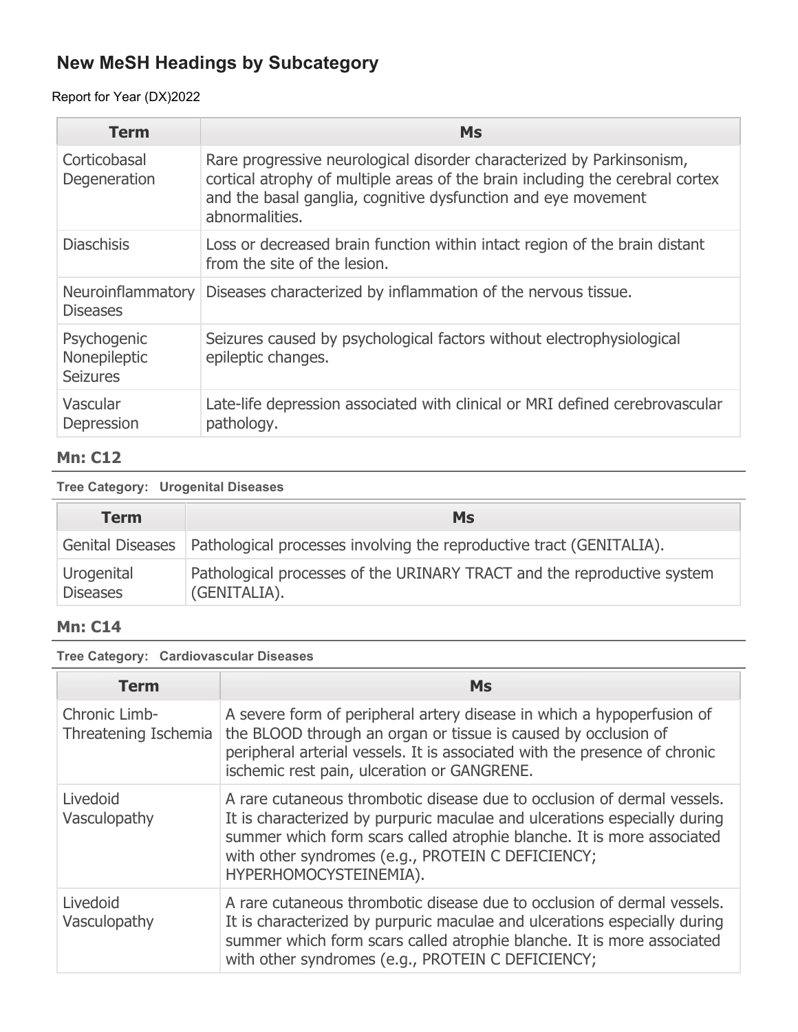# New MeSH Headings by Subcategory

Report for Year (DX)2022

| Term | Ms |
| --- | --- |
| Corticobasal Degeneration | Rare progressive neurological disorder characterized by Parkinsonism, cortical atrophy of multiple areas of the brain including the cerebral cortex and the basal ganglia, cognitive dysfunction and eye movement abnormalities. |
| Diaschisis | Loss or decreased brain function within intact region of the brain distant from the site of the lesion. |
| Neuroinflammatory Diseases | Diseases characterized by inflammation of the nervous tissue. |
| Psychogenic Nonepileptic Seizures | Seizures caused by psychological factors without electrophysiological epileptic changes. |
| Vascular Depression | Late-life depression associated with clinical or MRI defined cerebrovascular pathology. |

### Mn: C12

**Tree Category: Urogenital Diseases**

| Term | Ms |
| --- | --- |
| Genital Diseases | Pathological processes involving the reproductive tract (GENITALIA). |
| Urogenital Diseases | Pathological processes of the URINARY TRACT and the reproductive system (GENITALIA). |

### Mn: C14

**Tree Category: Cardiovascular Diseases**

| Term | Ms |
| --- | --- |
| Chronic Limb-Threatening Ischemia | A severe form of peripheral artery disease in which a hypoperfusion of the BLOOD through an organ or tissue is caused by occlusion of peripheral arterial vessels. It is associated with the presence of chronic ischemic rest pain, ulceration or GANGRENE. |
| Livedoid Vasculopathy | A rare cutaneous thrombotic disease due to occlusion of dermal vessels. It is characterized by purpuric maculae and ulcerations especially during summer which form scars called atrophie blanche. It is more associated with other syndromes (e.g., PROTEIN C DEFICIENCY; HYPERHOMOCYSTEINEMIA). |
| Livedoid Vasculopathy | A rare cutaneous thrombotic disease due to occlusion of dermal vessels. It is characterized by purpuric maculae and ulcerations especially during summer which form scars called atrophie blanche. It is more associated with other syndromes (e.g., PROTEIN C DEFICIENCY; |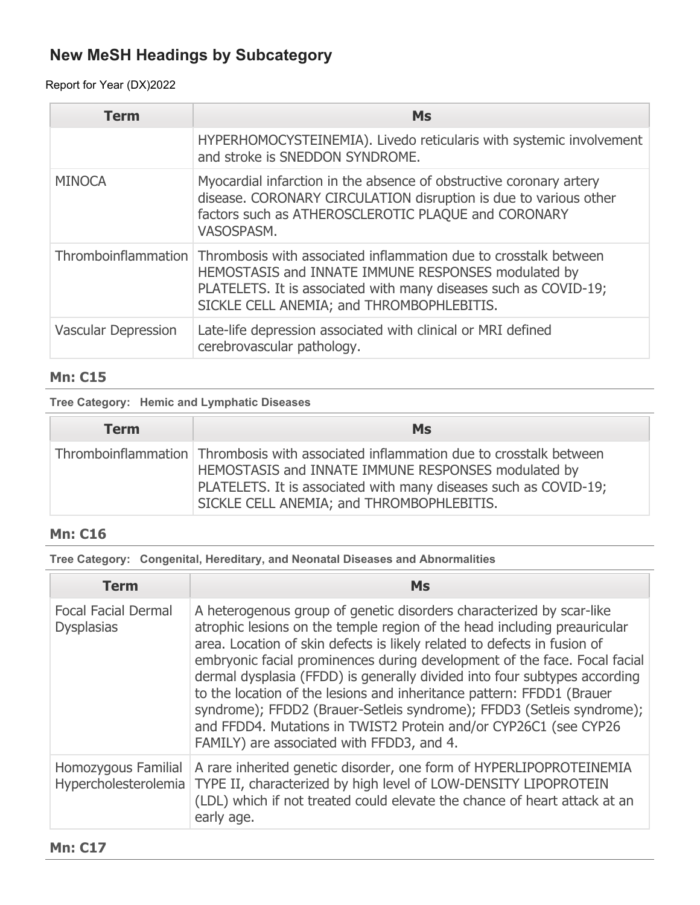## New MeSH Headings by Subcategory

Report for Year (DX)2022

| Term | Ms |
|---|---|
| | HYPERHOMOCYSTEINEMIA). Livedo reticularis with systemic involvement and stroke is SNEDDON SYNDROME. |
| MINOCA | Myocardial infarction in the absence of obstructive coronary artery disease. CORONARY CIRCULATION disruption is due to various other factors such as ATHEROSCLEROTIC PLAQUE and CORONARY VASOSPASM. |
| Thromboinflammation | Thrombosis with associated inflammation due to crosstalk between HEMOSTASIS and INNATE IMMUNE RESPONSES modulated by PLATELETS. It is associated with many diseases such as COVID-19; SICKLE CELL ANEMIA; and THROMBOPHLEBITIS. |
| Vascular Depression | Late-life depression associated with clinical or MRI defined cerebrovascular pathology. |

### Mn: C15

**Tree Category: Hemic and Lymphatic Diseases**

| Term | Ms |
|---|---|
| Thromboinflammation | Thrombosis with associated inflammation due to crosstalk between HEMOSTASIS and INNATE IMMUNE RESPONSES modulated by PLATELETS. It is associated with many diseases such as COVID-19; SICKLE CELL ANEMIA; and THROMBOPHLEBITIS. |

### Mn: C16

**Tree Category: Congenital, Hereditary, and Neonatal Diseases and Abnormalities**

| Term | Ms |
|---|---|
| Focal Facial Dermal Dysplasias | A heterogenous group of genetic disorders characterized by scar-like atrophic lesions on the temple region of the head including preauricular area. Location of skin defects is likely related to defects in fusion of embryonic facial prominences during development of the face. Focal facial dermal dysplasia (FFDD) is generally divided into four subtypes according to the location of the lesions and inheritance pattern: FFDD1 (Brauer syndrome); FFDD2 (Brauer-Setleis syndrome); FFDD3 (Setleis syndrome); and FFDD4. Mutations in TWIST2 Protein and/or CYP26C1 (see CYP26 FAMILY) are associated with FFDD3, and 4. |
| Homozygous Familial Hypercholesterolemia | A rare inherited genetic disorder, one form of HYPERLIPOPROTEINEMIA TYPE II, characterized by high level of LOW-DENSITY LIPOPROTEIN (LDL) which if not treated could elevate the chance of heart attack at an early age. |

### Mn: C17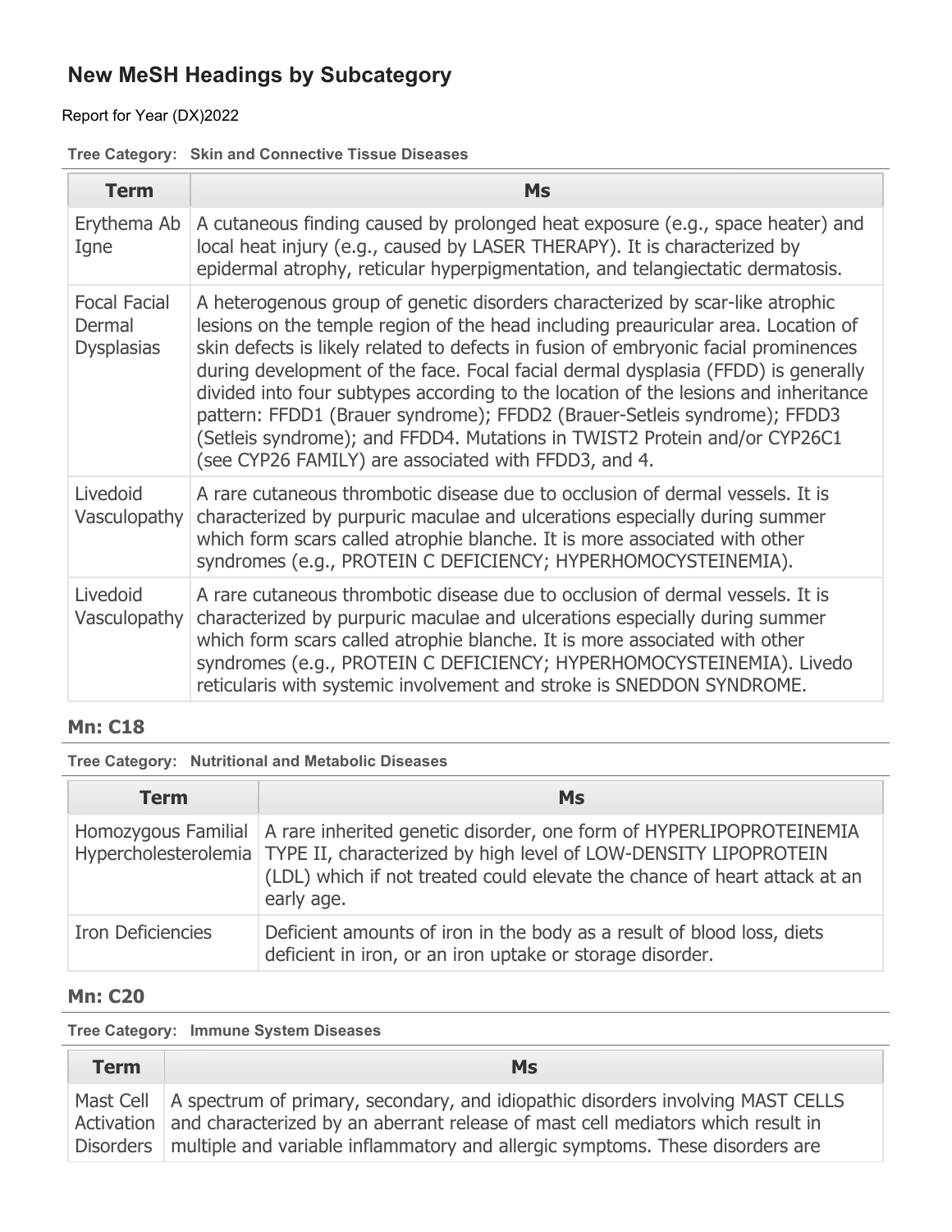## New MeSH Headings by Subcategory

Report for Year (DX)2022

**Tree Category: Skin and Connective Tissue Diseases**

| Term | Ms |
|---|---|
| Erythema Ab Igne | A cutaneous finding caused by prolonged heat exposure (e.g., space heater) and local heat injury (e.g., caused by LASER THERAPY). It is characterized by epidermal atrophy, reticular hyperpigmentation, and telangiectatic dermatosis. |
| Focal Facial Dermal Dysplasias | A heterogenous group of genetic disorders characterized by scar-like atrophic lesions on the temple region of the head including preauricular area. Location of skin defects is likely related to defects in fusion of embryonic facial prominences during development of the face. Focal facial dermal dysplasia (FFDD) is generally divided into four subtypes according to the location of the lesions and inheritance pattern: FFDD1 (Brauer syndrome); FFDD2 (Brauer-Setleis syndrome); FFDD3 (Setleis syndrome); and FFDD4. Mutations in TWIST2 Protein and/or CYP26C1 (see CYP26 FAMILY) are associated with FFDD3, and 4. |
| Livedoid Vasculopathy | A rare cutaneous thrombotic disease due to occlusion of dermal vessels. It is characterized by purpuric maculae and ulcerations especially during summer which form scars called atrophie blanche. It is more associated with other syndromes (e.g., PROTEIN C DEFICIENCY; HYPERHOMOCYSTEINEMIA). |
| Livedoid Vasculopathy | A rare cutaneous thrombotic disease due to occlusion of dermal vessels. It is characterized by purpuric maculae and ulcerations especially during summer which form scars called atrophie blanche. It is more associated with other syndromes (e.g., PROTEIN C DEFICIENCY; HYPERHOMOCYSTEINEMIA). Livedo reticularis with systemic involvement and stroke is SNEDDON SYNDROME. |

### Mn: C18

**Tree Category: Nutritional and Metabolic Diseases**

| Term | Ms |
|---|---|
| Homozygous Familial Hypercholesterolemia | A rare inherited genetic disorder, one form of HYPERLIPOPROTEINEMIA TYPE II, characterized by high level of LOW-DENSITY LIPOPROTEIN (LDL) which if not treated could elevate the chance of heart attack at an early age. |
| Iron Deficiencies | Deficient amounts of iron in the body as a result of blood loss, diets deficient in iron, or an iron uptake or storage disorder. |

### Mn: C20

**Tree Category: Immune System Diseases**

| Term | Ms |
|---|---|
| Mast Cell Activation Disorders | A spectrum of primary, secondary, and idiopathic disorders involving MAST CELLS and characterized by an aberrant release of mast cell mediators which result in multiple and variable inflammatory and allergic symptoms. These disorders are |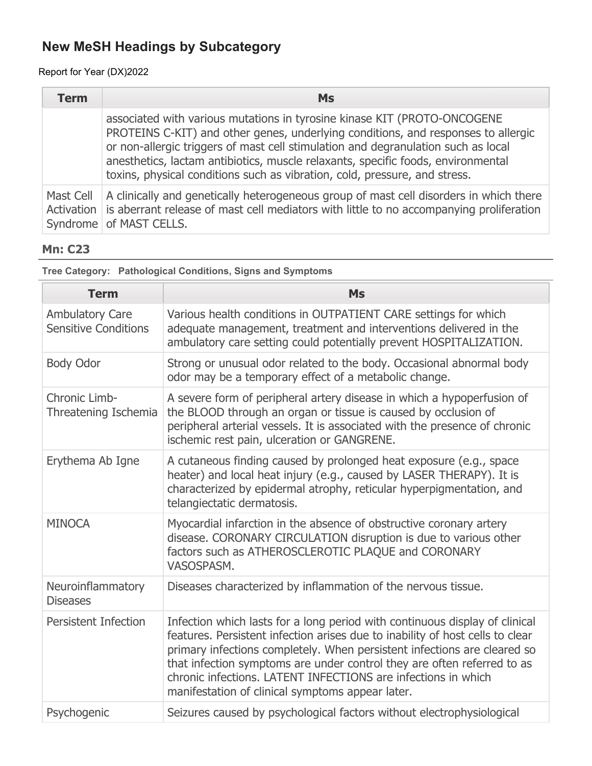## New MeSH Headings by Subcategory

Report for Year (DX)2022

| Term | Ms |
| --- | --- |
| | associated with various mutations in tyrosine kinase KIT (PROTO-ONCOGENE PROTEINS C-KIT) and other genes, underlying conditions, and responses to allergic or non-allergic triggers of mast cell stimulation and degranulation such as local anesthetics, lactam antibiotics, muscle relaxants, specific foods, environmental toxins, physical conditions such as vibration, cold, pressure, and stress. |
| Mast Cell Activation Syndrome | A clinically and genetically heterogeneous group of mast cell disorders in which there is aberrant release of mast cell mediators with little to no accompanying proliferation of MAST CELLS. |

### Mn: C23

**Tree Category: Pathological Conditions, Signs and Symptoms**

| Term | Ms |
| --- | --- |
| Ambulatory Care Sensitive Conditions | Various health conditions in OUTPATIENT CARE settings for which adequate management, treatment and interventions delivered in the ambulatory care setting could potentially prevent HOSPITALIZATION. |
| Body Odor | Strong or unusual odor related to the body. Occasional abnormal body odor may be a temporary effect of a metabolic change. |
| Chronic Limb-Threatening Ischemia | A severe form of peripheral artery disease in which a hypoperfusion of the BLOOD through an organ or tissue is caused by occlusion of peripheral arterial vessels. It is associated with the presence of chronic ischemic rest pain, ulceration or GANGRENE. |
| Erythema Ab Igne | A cutaneous finding caused by prolonged heat exposure (e.g., space heater) and local heat injury (e.g., caused by LASER THERAPY). It is characterized by epidermal atrophy, reticular hyperpigmentation, and telangiectatic dermatosis. |
| MINOCA | Myocardial infarction in the absence of obstructive coronary artery disease. CORONARY CIRCULATION disruption is due to various other factors such as ATHEROSCLEROTIC PLAQUE and CORONARY VASOSPASM. |
| Neuroinflammatory Diseases | Diseases characterized by inflammation of the nervous tissue. |
| Persistent Infection | Infection which lasts for a long period with continuous display of clinical features. Persistent infection arises due to inability of host cells to clear primary infections completely. When persistent infections are cleared so that infection symptoms are under control they are often referred to as chronic infections. LATENT INFECTIONS are infections in which manifestation of clinical symptoms appear later. |
| Psychogenic | Seizures caused by psychological factors without electrophysiological |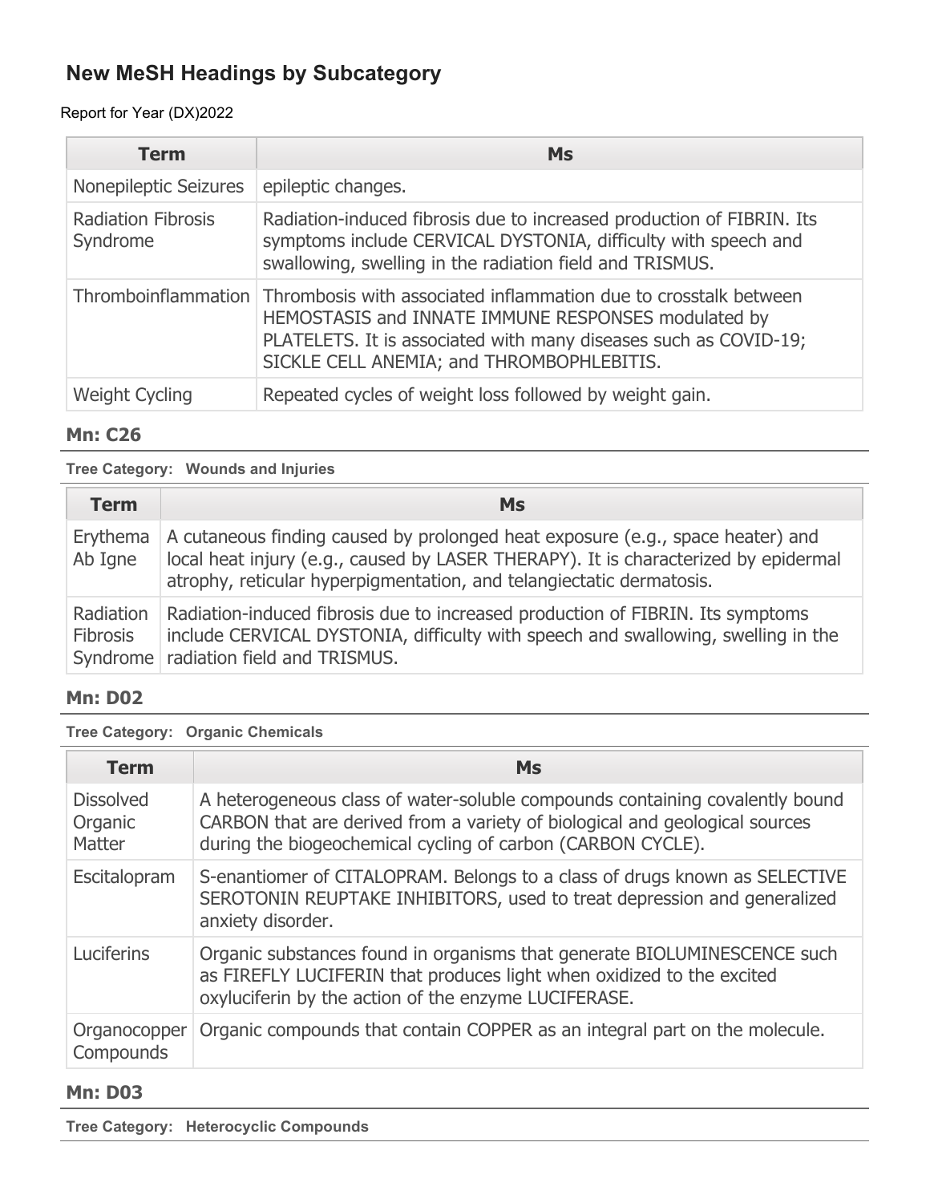## New MeSH Headings by Subcategory

Report for Year (DX)2022

| Term | Ms |
|---|---|
| Nonepileptic Seizures | epileptic changes. |
| Radiation Fibrosis Syndrome | Radiation-induced fibrosis due to increased production of FIBRIN. Its symptoms include CERVICAL DYSTONIA, difficulty with speech and swallowing, swelling in the radiation field and TRISMUS. |
| Thromboinflammation | Thrombosis with associated inflammation due to crosstalk between HEMOSTASIS and INNATE IMMUNE RESPONSES modulated by PLATELETS. It is associated with many diseases such as COVID-19; SICKLE CELL ANEMIA; and THROMBOPHLEBITIS. |
| Weight Cycling | Repeated cycles of weight loss followed by weight gain. |

### Mn: C26

**Tree Category: Wounds and Injuries**

| Term | Ms |
|---|---|
| Erythema Ab Igne | A cutaneous finding caused by prolonged heat exposure (e.g., space heater) and local heat injury (e.g., caused by LASER THERAPY). It is characterized by epidermal atrophy, reticular hyperpigmentation, and telangiectatic dermatosis. |
| Radiation Fibrosis Syndrome | Radiation-induced fibrosis due to increased production of FIBRIN. Its symptoms include CERVICAL DYSTONIA, difficulty with speech and swallowing, swelling in the radiation field and TRISMUS. |

### Mn: D02

**Tree Category: Organic Chemicals**

| Term | Ms |
|---|---|
| Dissolved Organic Matter | A heterogeneous class of water-soluble compounds containing covalently bound CARBON that are derived from a variety of biological and geological sources during the biogeochemical cycling of carbon (CARBON CYCLE). |
| Escitalopram | S-enantiomer of CITALOPRAM. Belongs to a class of drugs known as SELECTIVE SEROTONIN REUPTAKE INHIBITORS, used to treat depression and generalized anxiety disorder. |
| Luciferins | Organic substances found in organisms that generate BIOLUMINESCENCE such as FIREFLY LUCIFERIN that produces light when oxidized to the excited oxyluciferin by the action of the enzyme LUCIFERASE. |
| Organocopper Compounds | Organic compounds that contain COPPER as an integral part on the molecule. |

### Mn: D03

**Tree Category: Heterocyclic Compounds**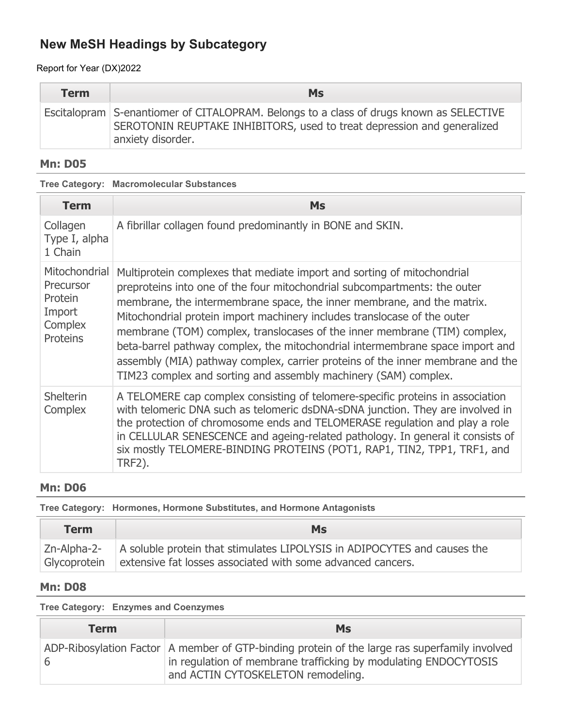## New MeSH Headings by Subcategory

Report for Year (DX)2022

| Term | Ms |
|---|---|
| Escitalopram | S-enantiomer of CITALOPRAM. Belongs to a class of drugs known as SELECTIVE SEROTONIN REUPTAKE INHIBITORS, used to treat depression and generalized anxiety disorder. |

### Mn: D05

**Tree Category: Macromolecular Substances**

| Term | Ms |
|---|---|
| Collagen Type I, alpha 1 Chain | A fibrillar collagen found predominantly in BONE and SKIN. |
| Mitochondrial Precursor Protein Import Complex Proteins | Multiprotein complexes that mediate import and sorting of mitochondrial preproteins into one of the four mitochondrial subcompartments: the outer membrane, the intermembrane space, the inner membrane, and the matrix. Mitochondrial protein import machinery includes translocase of the outer membrane (TOM) complex, translocases of the inner membrane (TIM) complex, beta-barrel pathway complex, the mitochondrial intermembrane space import and assembly (MIA) pathway complex, carrier proteins of the inner membrane and the TIM23 complex and sorting and assembly machinery (SAM) complex. |
| Shelterin Complex | A TELOMERE cap complex consisting of telomere-specific proteins in association with telomeric DNA such as telomeric dsDNA-sDNA junction. They are involved in the protection of chromosome ends and TELOMERASE regulation and play a role in CELLULAR SENESCENCE and ageing-related pathology. In general it consists of six mostly TELOMERE-BINDING PROTEINS (POT1, RAP1, TIN2, TPP1, TRF1, and TRF2). |

### Mn: D06

**Tree Category: Hormones, Hormone Substitutes, and Hormone Antagonists**

| Term | Ms |
|---|---|
| Zn-Alpha-2-Glycoprotein | A soluble protein that stimulates LIPOLYSIS in ADIPOCYTES and causes the extensive fat losses associated with some advanced cancers. |

### Mn: D08

**Tree Category: Enzymes and Coenzymes**

| Term | Ms |
|---|---|
| ADP-Ribosylation Factor 6 | A member of GTP-binding protein of the large ras superfamily involved in regulation of membrane trafficking by modulating ENDOCYTOSIS and ACTIN CYTOSKELETON remodeling. |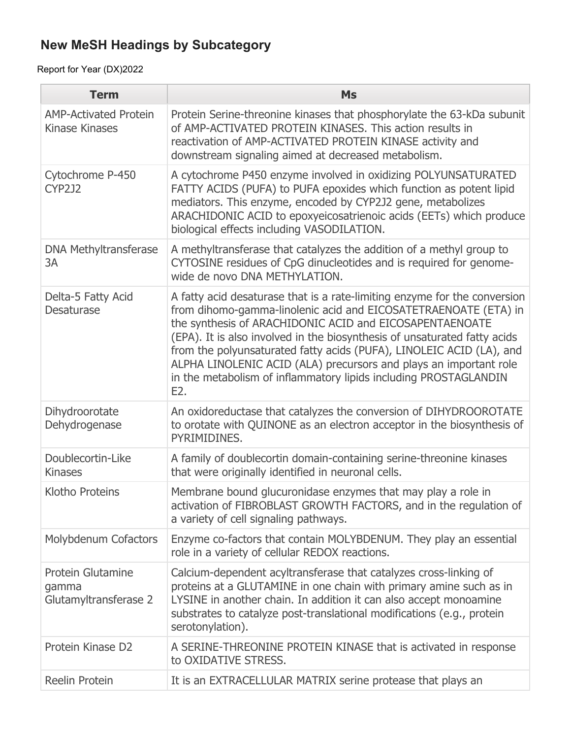## New MeSH Headings by Subcategory

Report for Year (DX)2022

| Term | Ms |
| --- | --- |
| AMP-Activated Protein Kinase Kinases | Protein Serine-threonine kinases that phosphorylate the 63-kDa subunit of AMP-ACTIVATED PROTEIN KINASES. This action results in reactivation of AMP-ACTIVATED PROTEIN KINASE activity and downstream signaling aimed at decreased metabolism. |
| Cytochrome P-450 CYP2J2 | A cytochrome P450 enzyme involved in oxidizing POLYUNSATURATED FATTY ACIDS (PUFA) to PUFA epoxides which function as potent lipid mediators. This enzyme, encoded by CYP2J2 gene, metabolizes ARACHIDONIC ACID to epoxyeicosatrienoic acids (EETs) which produce biological effects including VASODILATION. |
| DNA Methyltransferase 3A | A methyltransferase that catalyzes the addition of a methyl group to CYTOSINE residues of CpG dinucleotides and is required for genome-wide de novo DNA METHYLATION. |
| Delta-5 Fatty Acid Desaturase | A fatty acid desaturase that is a rate-limiting enzyme for the conversion from dihomo-gamma-linolenic acid and EICOSATETRAENOATE (ETA) in the synthesis of ARACHIDONIC ACID and EICOSAPENTAENOATE (EPA). It is also involved in the biosynthesis of unsaturated fatty acids from the polyunsaturated fatty acids (PUFA), LINOLEIC ACID (LA), and ALPHA LINOLENIC ACID (ALA) precursors and plays an important role in the metabolism of inflammatory lipids including PROSTAGLANDIN E2. |
| Dihydroorotate Dehydrogenase | An oxidoreductase that catalyzes the conversion of DIHYDROOROTATE to orotate with QUINONE as an electron acceptor in the biosynthesis of PYRIMIDINES. |
| Doublecortin-Like Kinases | A family of doublecortin domain-containing serine-threonine kinases that were originally identified in neuronal cells. |
| Klotho Proteins | Membrane bound glucuronidase enzymes that may play a role in activation of FIBROBLAST GROWTH FACTORS, and in the regulation of a variety of cell signaling pathways. |
| Molybdenum Cofactors | Enzyme co-factors that contain MOLYBDENUM. They play an essential role in a variety of cellular REDOX reactions. |
| Protein Glutamine gamma Glutamyltransferase 2 | Calcium-dependent acyltransferase that catalyzes cross-linking of proteins at a GLUTAMINE in one chain with primary amine such as in LYSINE in another chain. In addition it can also accept monoamine substrates to catalyze post-translational modifications (e.g., protein serotonylation). |
| Protein Kinase D2 | A SERINE-THREONINE PROTEIN KINASE that is activated in response to OXIDATIVE STRESS. |
| Reelin Protein | It is an EXTRACELLULAR MATRIX serine protease that plays an |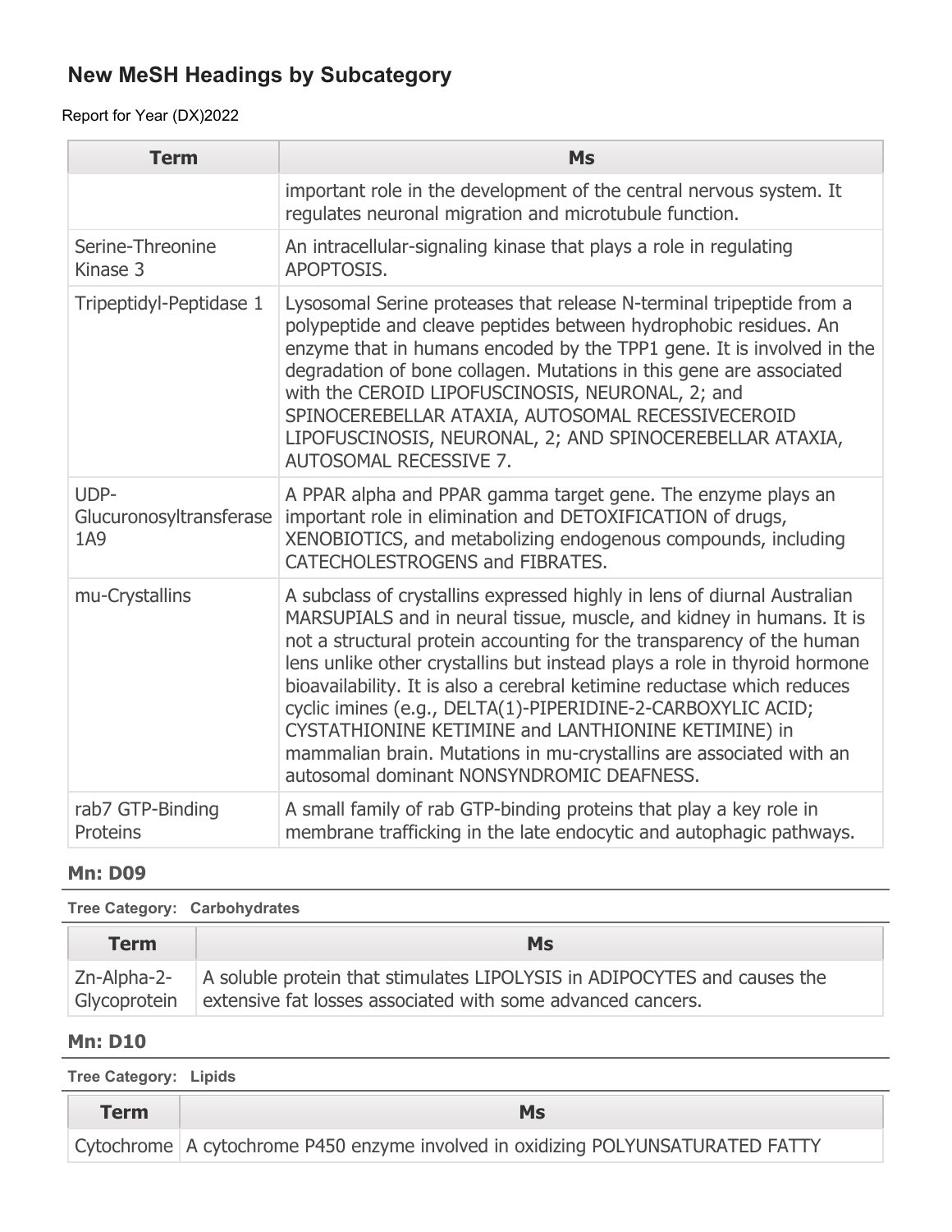## New MeSH Headings by Subcategory

Report for Year (DX)2022

| Term | Ms |
|---|---|
| | important role in the development of the central nervous system. It regulates neuronal migration and microtubule function. |
| Serine-Threonine Kinase 3 | An intracellular-signaling kinase that plays a role in regulating APOPTOSIS. |
| Tripeptidyl-Peptidase 1 | Lysosomal Serine proteases that release N-terminal tripeptide from a polypeptide and cleave peptides between hydrophobic residues. An enzyme that in humans encoded by the TPP1 gene. It is involved in the degradation of bone collagen. Mutations in this gene are associated with the CEROID LIPOFUSCINOSIS, NEURONAL, 2; and SPINOCEREBELLAR ATAXIA, AUTOSOMAL RECESSIVECEROID LIPOFUSCINOSIS, NEURONAL, 2; AND SPINOCEREBELLAR ATAXIA, AUTOSOMAL RECESSIVE 7. |
| UDP-Glucuronosyltransferase 1A9 | A PPAR alpha and PPAR gamma target gene. The enzyme plays an important role in elimination and DETOXIFICATION of drugs, XENOBIOTICS, and metabolizing endogenous compounds, including CATECHOLESTROGENS and FIBRATES. |
| mu-Crystallins | A subclass of crystallins expressed highly in lens of diurnal Australian MARSUPIALS and in neural tissue, muscle, and kidney in humans. It is not a structural protein accounting for the transparency of the human lens unlike other crystallins but instead plays a role in thyroid hormone bioavailability. It is also a cerebral ketimine reductase which reduces cyclic imines (e.g., DELTA(1)-PIPERIDINE-2-CARBOXYLIC ACID; CYSTATHIONINE KETIMINE and LANTHIONINE KETIMINE) in mammalian brain. Mutations in mu-crystallins are associated with an autosomal dominant NONSYNDROMIC DEAFNESS. |
| rab7 GTP-Binding Proteins | A small family of rab GTP-binding proteins that play a key role in membrane trafficking in the late endocytic and autophagic pathways. |

### Mn: D09

**Tree Category: Carbohydrates**

| Term | Ms |
|---|---|
| Zn-Alpha-2-Glycoprotein | A soluble protein that stimulates LIPOLYSIS in ADIPOCYTES and causes the extensive fat losses associated with some advanced cancers. |

### Mn: D10

**Tree Category: Lipids**

| Term | Ms |
|---|---|
| Cytochrome | A cytochrome P450 enzyme involved in oxidizing POLYUNSATURATED FATTY |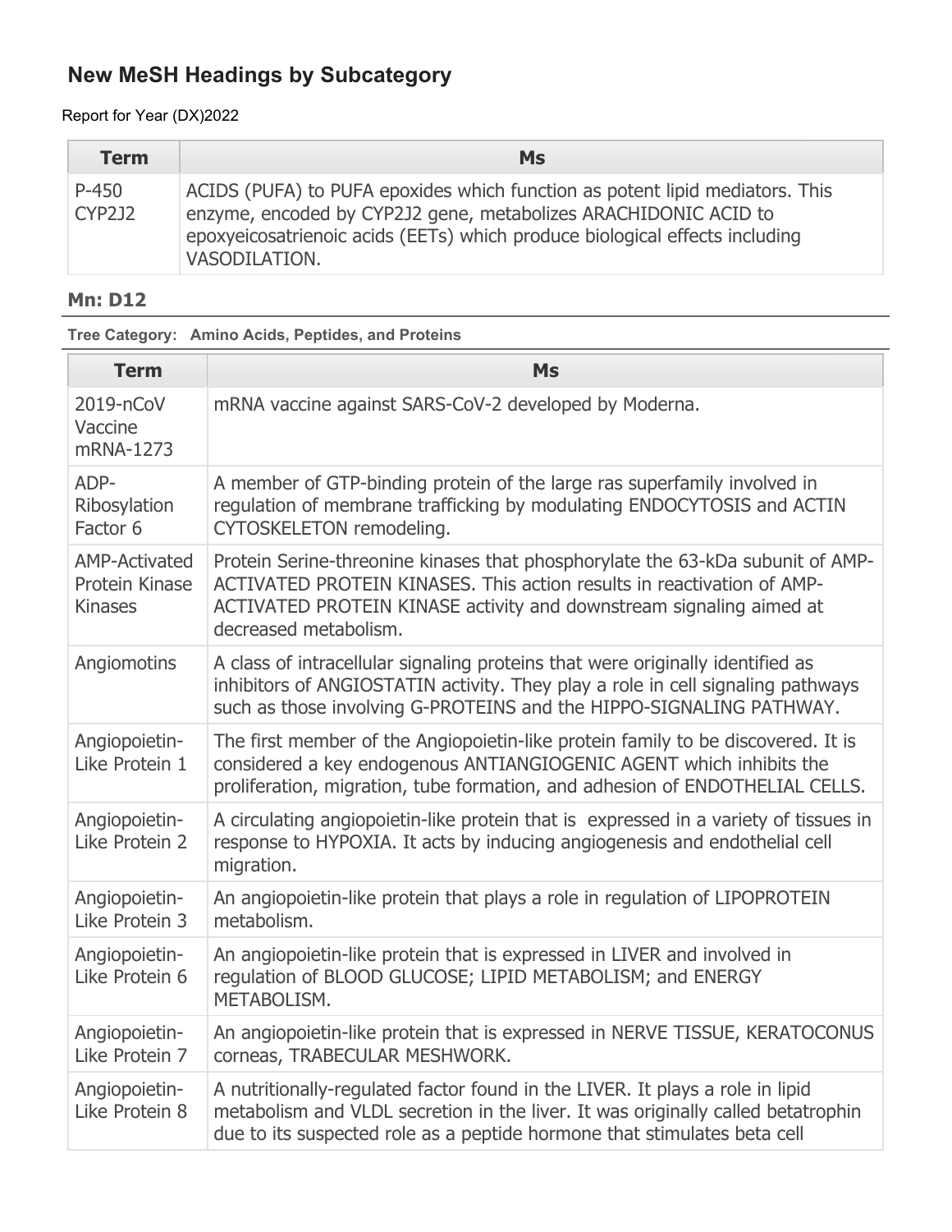## New MeSH Headings by Subcategory

Report for Year (DX)2022

| Term | Ms |
| --- | --- |
| P-450 CYP2J2 | ACIDS (PUFA) to PUFA epoxides which function as potent lipid mediators. This enzyme, encoded by CYP2J2 gene, metabolizes ARACHIDONIC ACID to epoxyeicosatrienoic acids (EETs) which produce biological effects including VASODILATION. |

### Mn: D12

**Tree Category: Amino Acids, Peptides, and Proteins**

| Term | Ms |
| --- | --- |
| 2019-nCoV Vaccine mRNA-1273 | mRNA vaccine against SARS-CoV-2 developed by Moderna. |
| ADP-Ribosylation Factor 6 | A member of GTP-binding protein of the large ras superfamily involved in regulation of membrane trafficking by modulating ENDOCYTOSIS and ACTIN CYTOSKELETON remodeling. |
| AMP-Activated Protein Kinase Kinases | Protein Serine-threonine kinases that phosphorylate the 63-kDa subunit of AMP-ACTIVATED PROTEIN KINASES. This action results in reactivation of AMP-ACTIVATED PROTEIN KINASE activity and downstream signaling aimed at decreased metabolism. |
| Angiomotins | A class of intracellular signaling proteins that were originally identified as inhibitors of ANGIOSTATIN activity. They play a role in cell signaling pathways such as those involving G-PROTEINS and the HIPPO-SIGNALING PATHWAY. |
| Angiopoietin-Like Protein 1 | The first member of the Angiopoietin-like protein family to be discovered. It is considered a key endogenous ANTIANGIOGENIC AGENT which inhibits the proliferation, migration, tube formation, and adhesion of ENDOTHELIAL CELLS. |
| Angiopoietin-Like Protein 2 | A circulating angiopoietin-like protein that is expressed in a variety of tissues in response to HYPOXIA. It acts by inducing angiogenesis and endothelial cell migration. |
| Angiopoietin-Like Protein 3 | An angiopoietin-like protein that plays a role in regulation of LIPOPROTEIN metabolism. |
| Angiopoietin-Like Protein 6 | An angiopoietin-like protein that is expressed in LIVER and involved in regulation of BLOOD GLUCOSE; LIPID METABOLISM; and ENERGY METABOLISM. |
| Angiopoietin-Like Protein 7 | An angiopoietin-like protein that is expressed in NERVE TISSUE, KERATOCONUS corneas, TRABECULAR MESHWORK. |
| Angiopoietin-Like Protein 8 | A nutritionally-regulated factor found in the LIVER. It plays a role in lipid metabolism and VLDL secretion in the liver. It was originally called betatrophin due to its suspected role as a peptide hormone that stimulates beta cell |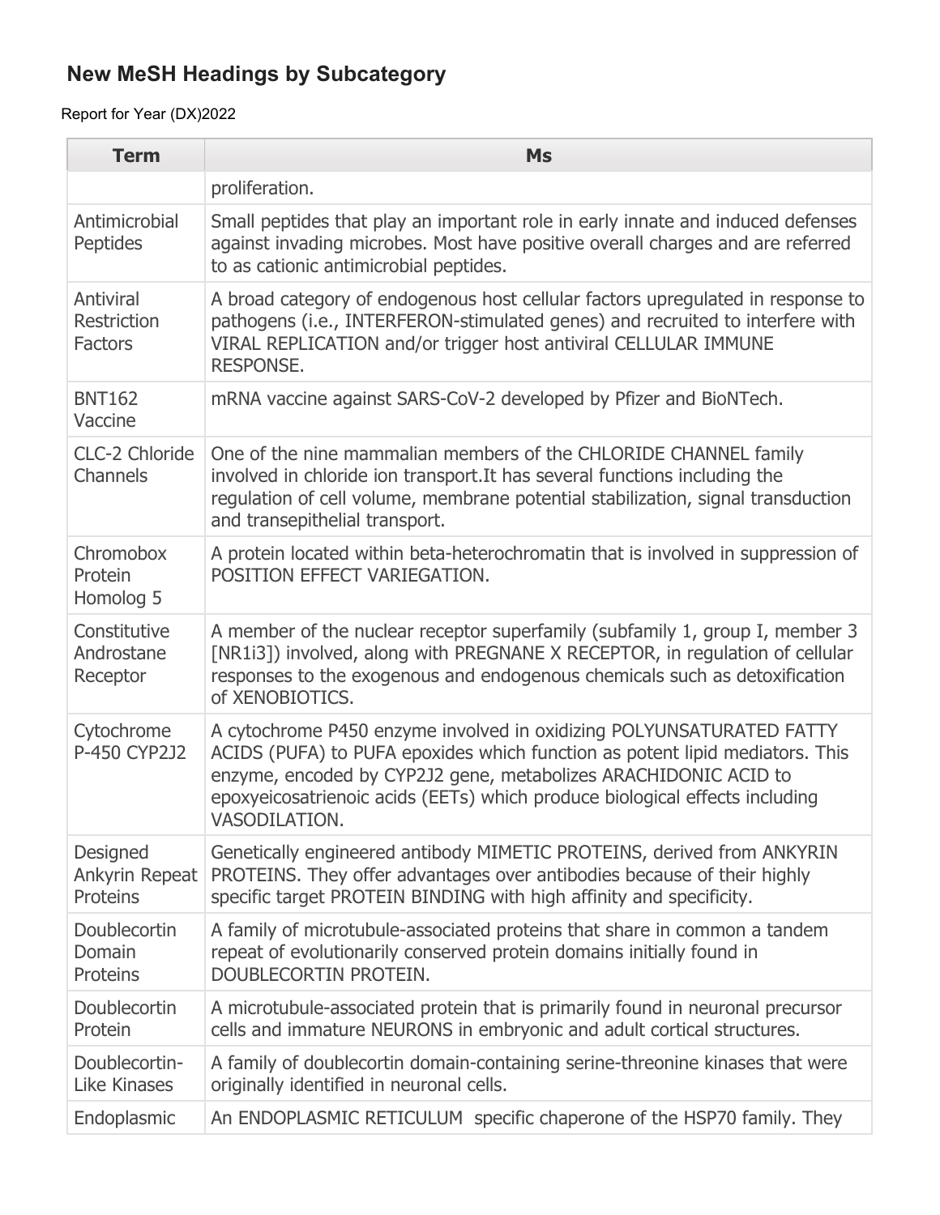## New MeSH Headings by Subcategory

Report for Year (DX)2022

| Term | Ms |
|---|---|
| | proliferation. |
| Antimicrobial Peptides | Small peptides that play an important role in early innate and induced defenses against invading microbes. Most have positive overall charges and are referred to as cationic antimicrobial peptides. |
| Antiviral Restriction Factors | A broad category of endogenous host cellular factors upregulated in response to pathogens (i.e., INTERFERON-stimulated genes) and recruited to interfere with VIRAL REPLICATION and/or trigger host antiviral CELLULAR IMMUNE RESPONSE. |
| BNT162 Vaccine | mRNA vaccine against SARS-CoV-2 developed by Pfizer and BioNTech. |
| CLC-2 Chloride Channels | One of the nine mammalian members of the CHLORIDE CHANNEL family involved in chloride ion transport.It has several functions including the regulation of cell volume, membrane potential stabilization, signal transduction and transepithelial transport. |
| Chromobox Protein Homolog 5 | A protein located within beta-heterochromatin that is involved in suppression of POSITION EFFECT VARIEGATION. |
| Constitutive Androstane Receptor | A member of the nuclear receptor superfamily (subfamily 1, group I, member 3 [NR1i3]) involved, along with PREGNANE X RECEPTOR, in regulation of cellular responses to the exogenous and endogenous chemicals such as detoxification of XENOBIOTICS. |
| Cytochrome P-450 CYP2J2 | A cytochrome P450 enzyme involved in oxidizing POLYUNSATURATED FATTY ACIDS (PUFA) to PUFA epoxides which function as potent lipid mediators. This enzyme, encoded by CYP2J2 gene, metabolizes ARACHIDONIC ACID to epoxyeicosatrienoic acids (EETs) which produce biological effects including VASODILATION. |
| Designed Ankyrin Repeat Proteins | Genetically engineered antibody MIMETIC PROTEINS, derived from ANKYRIN PROTEINS. They offer advantages over antibodies because of their highly specific target PROTEIN BINDING with high affinity and specificity. |
| Doublecortin Domain Proteins | A family of microtubule-associated proteins that share in common a tandem repeat of evolutionarily conserved protein domains initially found in DOUBLECORTIN PROTEIN. |
| Doublecortin Protein | A microtubule-associated protein that is primarily found in neuronal precursor cells and immature NEURONS in embryonic and adult cortical structures. |
| Doublecortin-Like Kinases | A family of doublecortin domain-containing serine-threonine kinases that were originally identified in neuronal cells. |
| Endoplasmic | An ENDOPLASMIC RETICULUM specific chaperone of the HSP70 family. They |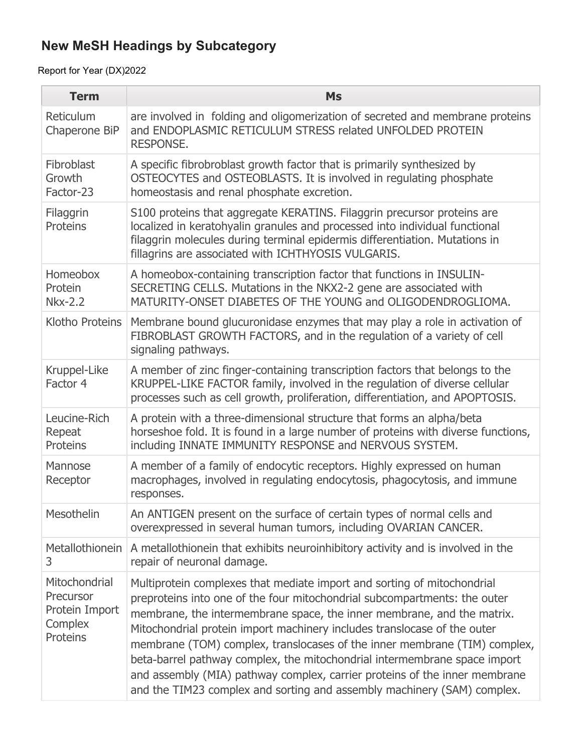## New MeSH Headings by Subcategory

Report for Year (DX)2022

| Term | Ms |
| --- | --- |
| Reticulum Chaperone BiP | are involved in folding and oligomerization of secreted and membrane proteins and ENDOPLASMIC RETICULUM STRESS related UNFOLDED PROTEIN RESPONSE. |
| Fibroblast Growth Factor-23 | A specific fibrobroblast growth factor that is primarily synthesized by OSTEOCYTES and OSTEOBLASTS. It is involved in regulating phosphate homeostasis and renal phosphate excretion. |
| Filaggrin Proteins | S100 proteins that aggregate KERATINS. Filaggrin precursor proteins are localized in keratohyalin granules and processed into individual functional filaggrin molecules during terminal epidermis differentiation. Mutations in fillagrins are associated with ICHTHYOSIS VULGARIS. |
| Homeobox Protein Nkx-2.2 | A homeobox-containing transcription factor that functions in INSULIN-SECRETING CELLS. Mutations in the NKX2-2 gene are associated with MATURITY-ONSET DIABETES OF THE YOUNG and OLIGODENDROGLIOMA. |
| Klotho Proteins | Membrane bound glucuronidase enzymes that may play a role in activation of FIBROBLAST GROWTH FACTORS, and in the regulation of a variety of cell signaling pathways. |
| Kruppel-Like Factor 4 | A member of zinc finger-containing transcription factors that belongs to the KRUPPEL-LIKE FACTOR family, involved in the regulation of diverse cellular processes such as cell growth, proliferation, differentiation, and APOPTOSIS. |
| Leucine-Rich Repeat Proteins | A protein with a three-dimensional structure that forms an alpha/beta horseshoe fold. It is found in a large number of proteins with diverse functions, including INNATE IMMUNITY RESPONSE and NERVOUS SYSTEM. |
| Mannose Receptor | A member of a family of endocytic receptors. Highly expressed on human macrophages, involved in regulating endocytosis, phagocytosis, and immune responses. |
| Mesothelin | An ANTIGEN present on the surface of certain types of normal cells and overexpressed in several human tumors, including OVARIAN CANCER. |
| Metallothionein 3 | A metallothionein that exhibits neuroinhibitory activity and is involved in the repair of neuronal damage. |
| Mitochondrial Precursor Protein Import Complex Proteins | Multiprotein complexes that mediate import and sorting of mitochondrial preproteins into one of the four mitochondrial subcompartments: the outer membrane, the intermembrane space, the inner membrane, and the matrix. Mitochondrial protein import machinery includes translocase of the outer membrane (TOM) complex, translocases of the inner membrane (TIM) complex, beta-barrel pathway complex, the mitochondrial intermembrane space import and assembly (MIA) pathway complex, carrier proteins of the inner membrane and the TIM23 complex and sorting and assembly machinery (SAM) complex. |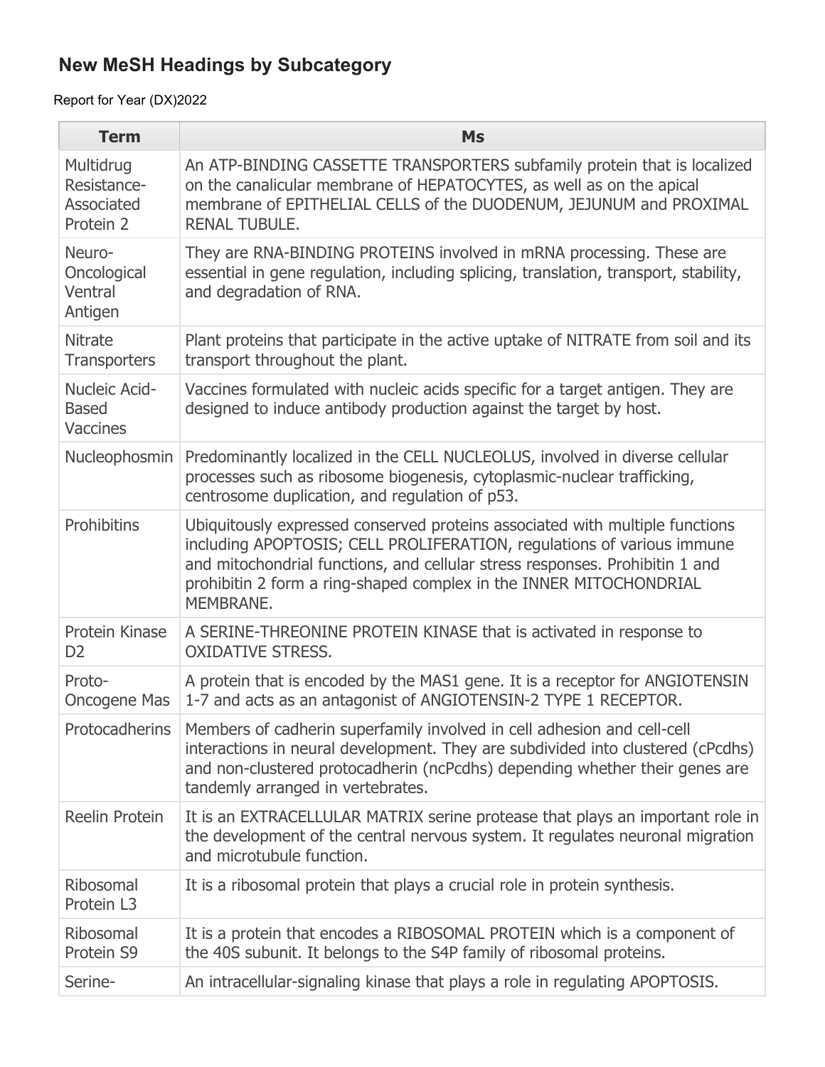## New MeSH Headings by Subcategory

Report for Year (DX)2022

| Term | Ms |
| --- | --- |
| Multidrug Resistance-Associated Protein 2 | An ATP-BINDING CASSETTE TRANSPORTERS subfamily protein that is localized on the canalicular membrane of HEPATOCYTES, as well as on the apical membrane of EPITHELIAL CELLS of the DUODENUM, JEJUNUM and PROXIMAL RENAL TUBULE. |
| Neuro-Oncological Ventral Antigen | They are RNA-BINDING PROTEINS involved in mRNA processing. These are essential in gene regulation, including splicing, translation, transport, stability, and degradation of RNA. |
| Nitrate Transporters | Plant proteins that participate in the active uptake of NITRATE from soil and its transport throughout the plant. |
| Nucleic Acid-Based Vaccines | Vaccines formulated with nucleic acids specific for a target antigen. They are designed to induce antibody production against the target by host. |
| Nucleophosmin | Predominantly localized in the CELL NUCLEOLUS, involved in diverse cellular processes such as ribosome biogenesis, cytoplasmic-nuclear trafficking, centrosome duplication, and regulation of p53. |
| Prohibitins | Ubiquitously expressed conserved proteins associated with multiple functions including APOPTOSIS; CELL PROLIFERATION, regulations of various immune and mitochondrial functions, and cellular stress responses. Prohibitin 1 and prohibitin 2 form a ring-shaped complex in the INNER MITOCHONDRIAL MEMBRANE. |
| Protein Kinase D2 | A SERINE-THREONINE PROTEIN KINASE that is activated in response to OXIDATIVE STRESS. |
| Proto-Oncogene Mas | A protein that is encoded by the MAS1 gene. It is a receptor for ANGIOTENSIN 1-7 and acts as an antagonist of ANGIOTENSIN-2 TYPE 1 RECEPTOR. |
| Protocadherins | Members of cadherin superfamily involved in cell adhesion and cell-cell interactions in neural development. They are subdivided into clustered (cPcdhs) and non-clustered protocadherin (ncPcdhs) depending whether their genes are tandemly arranged in vertebrates. |
| Reelin Protein | It is an EXTRACELLULAR MATRIX serine protease that plays an important role in the development of the central nervous system. It regulates neuronal migration and microtubule function. |
| Ribosomal Protein L3 | It is a ribosomal protein that plays a crucial role in protein synthesis. |
| Ribosomal Protein S9 | It is a protein that encodes a RIBOSOMAL PROTEIN which is a component of the 40S subunit. It belongs to the S4P family of ribosomal proteins. |
| Serine- | An intracellular-signaling kinase that plays a role in regulating APOPTOSIS. |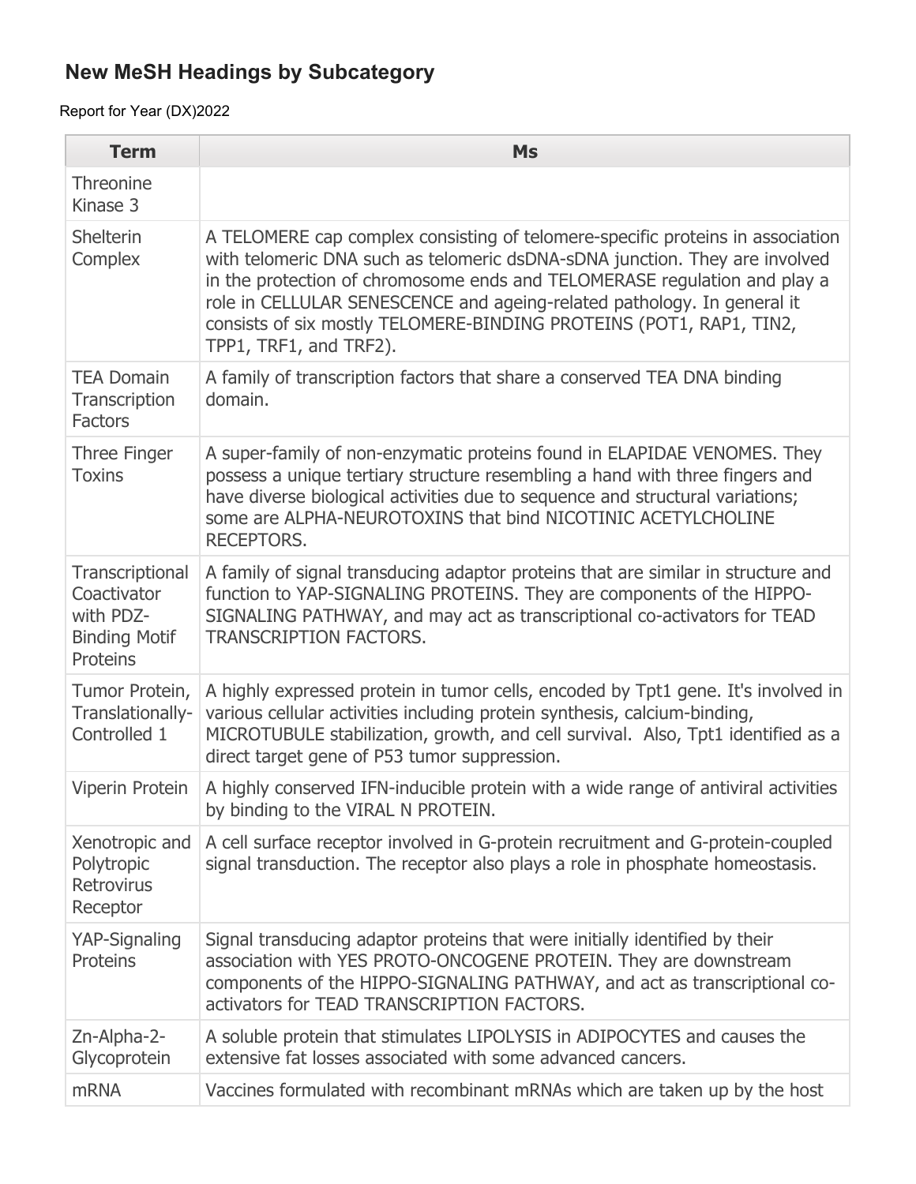## New MeSH Headings by Subcategory

Report for Year (DX)2022

| Term | Ms |
|---|---|
| Threonine Kinase 3 | |
| Shelterin Complex | A TELOMERE cap complex consisting of telomere-specific proteins in association with telomeric DNA such as telomeric dsDNA-sDNA junction. They are involved in the protection of chromosome ends and TELOMERASE regulation and play a role in CELLULAR SENESCENCE and ageing-related pathology. In general it consists of six mostly TELOMERE-BINDING PROTEINS (POT1, RAP1, TIN2, TPP1, TRF1, and TRF2). |
| TEA Domain Transcription Factors | A family of transcription factors that share a conserved TEA DNA binding domain. |
| Three Finger Toxins | A super-family of non-enzymatic proteins found in ELAPIDAE VENOMES. They possess a unique tertiary structure resembling a hand with three fingers and have diverse biological activities due to sequence and structural variations; some are ALPHA-NEUROTOXINS that bind NICOTINIC ACETYLCHOLINE RECEPTORS. |
| Transcriptional Coactivator with PDZ-Binding Motif Proteins | A family of signal transducing adaptor proteins that are similar in structure and function to YAP-SIGNALING PROTEINS. They are components of the HIPPO-SIGNALING PATHWAY, and may act as transcriptional co-activators for TEAD TRANSCRIPTION FACTORS. |
| Tumor Protein, Translationally-Controlled 1 | A highly expressed protein in tumor cells, encoded by Tpt1 gene. It's involved in various cellular activities including protein synthesis, calcium-binding, MICROTUBULE stabilization, growth, and cell survival. Also, Tpt1 identified as a direct target gene of P53 tumor suppression. |
| Viperin Protein | A highly conserved IFN-inducible protein with a wide range of antiviral activities by binding to the VIRAL N PROTEIN. |
| Xenotropic and Polytropic Retrovirus Receptor | A cell surface receptor involved in G-protein recruitment and G-protein-coupled signal transduction. The receptor also plays a role in phosphate homeostasis. |
| YAP-Signaling Proteins | Signal transducing adaptor proteins that were initially identified by their association with YES PROTO-ONCOGENE PROTEIN. They are downstream components of the HIPPO-SIGNALING PATHWAY, and act as transcriptional co-activators for TEAD TRANSCRIPTION FACTORS. |
| Zn-Alpha-2-Glycoprotein | A soluble protein that stimulates LIPOLYSIS in ADIPOCYTES and causes the extensive fat losses associated with some advanced cancers. |
| mRNA | Vaccines formulated with recombinant mRNAs which are taken up by the host |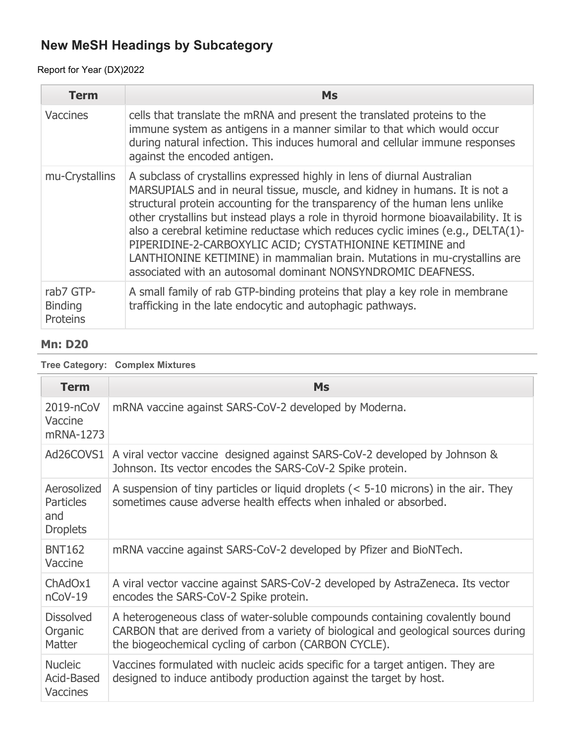## New MeSH Headings by Subcategory

Report for Year (DX)2022

| Term | Ms |
|---|---|
| Vaccines | cells that translate the mRNA and present the translated proteins to the immune system as antigens in a manner similar to that which would occur during natural infection. This induces humoral and cellular immune responses against the encoded antigen. |
| mu-Crystallins | A subclass of crystallins expressed highly in lens of diurnal Australian MARSUPIALS and in neural tissue, muscle, and kidney in humans. It is not a structural protein accounting for the transparency of the human lens unlike other crystallins but instead plays a role in thyroid hormone bioavailability. It is also a cerebral ketimine reductase which reduces cyclic imines (e.g., DELTA(1)-PIPERIDINE-2-CARBOXYLIC ACID; CYSTATHIONINE KETIMINE and LANTHIONINE KETIMINE) in mammalian brain. Mutations in mu-crystallins are associated with an autosomal dominant NONSYNDROMIC DEAFNESS. |
| rab7 GTP-Binding Proteins | A small family of rab GTP-binding proteins that play a key role in membrane trafficking in the late endocytic and autophagic pathways. |

### Mn: D20

**Tree Category: Complex Mixtures**

| Term | Ms |
|---|---|
| 2019-nCoV Vaccine mRNA-1273 | mRNA vaccine against SARS-CoV-2 developed by Moderna. |
| Ad26COVS1 | A viral vector vaccine designed against SARS-CoV-2 developed by Johnson & Johnson. Its vector encodes the SARS-CoV-2 Spike protein. |
| Aerosolized Particles and Droplets | A suspension of tiny particles or liquid droplets (< 5-10 microns) in the air. They sometimes cause adverse health effects when inhaled or absorbed. |
| BNT162 Vaccine | mRNA vaccine against SARS-CoV-2 developed by Pfizer and BioNTech. |
| ChAdOx1 nCoV-19 | A viral vector vaccine against SARS-CoV-2 developed by AstraZeneca. Its vector encodes the SARS-CoV-2 Spike protein. |
| Dissolved Organic Matter | A heterogeneous class of water-soluble compounds containing covalently bound CARBON that are derived from a variety of biological and geological sources during the biogeochemical cycling of carbon (CARBON CYCLE). |
| Nucleic Acid-Based Vaccines | Vaccines formulated with nucleic acids specific for a target antigen. They are designed to induce antibody production against the target by host. |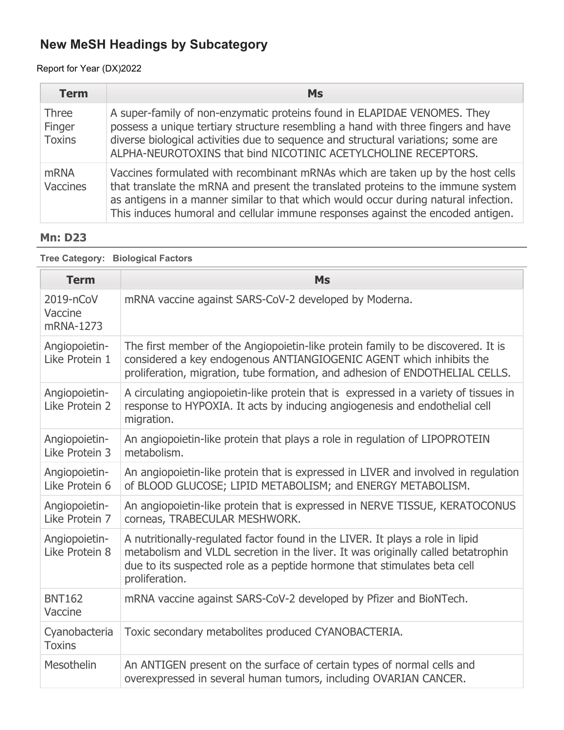## New MeSH Headings by Subcategory

Report for Year (DX)2022

| Term | Ms |
|---|---|
| Three Finger Toxins | A super-family of non-enzymatic proteins found in ELAPIDAE VENOMES. They possess a unique tertiary structure resembling a hand with three fingers and have diverse biological activities due to sequence and structural variations; some are ALPHA-NEUROTOXINS that bind NICOTINIC ACETYLCHOLINE RECEPTORS. |
| mRNA Vaccines | Vaccines formulated with recombinant mRNAs which are taken up by the host cells that translate the mRNA and present the translated proteins to the immune system as antigens in a manner similar to that which would occur during natural infection. This induces humoral and cellular immune responses against the encoded antigen. |

### Mn: D23

**Tree Category: Biological Factors**

| Term | Ms |
|---|---|
| 2019-nCoV Vaccine mRNA-1273 | mRNA vaccine against SARS-CoV-2 developed by Moderna. |
| Angiopoietin-Like Protein 1 | The first member of the Angiopoietin-like protein family to be discovered. It is considered a key endogenous ANTIANGIOGENIC AGENT which inhibits the proliferation, migration, tube formation, and adhesion of ENDOTHELIAL CELLS. |
| Angiopoietin-Like Protein 2 | A circulating angiopoietin-like protein that is expressed in a variety of tissues in response to HYPOXIA. It acts by inducing angiogenesis and endothelial cell migration. |
| Angiopoietin-Like Protein 3 | An angiopoietin-like protein that plays a role in regulation of LIPOPROTEIN metabolism. |
| Angiopoietin-Like Protein 6 | An angiopoietin-like protein that is expressed in LIVER and involved in regulation of BLOOD GLUCOSE; LIPID METABOLISM; and ENERGY METABOLISM. |
| Angiopoietin-Like Protein 7 | An angiopoietin-like protein that is expressed in NERVE TISSUE, KERATOCONUS corneas, TRABECULAR MESHWORK. |
| Angiopoietin-Like Protein 8 | A nutritionally-regulated factor found in the LIVER. It plays a role in lipid metabolism and VLDL secretion in the liver. It was originally called betatrophin due to its suspected role as a peptide hormone that stimulates beta cell proliferation. |
| BNT162 Vaccine | mRNA vaccine against SARS-CoV-2 developed by Pfizer and BioNTech. |
| Cyanobacteria Toxins | Toxic secondary metabolites produced CYANOBACTERIA. |
| Mesothelin | An ANTIGEN present on the surface of certain types of normal cells and overexpressed in several human tumors, including OVARIAN CANCER. |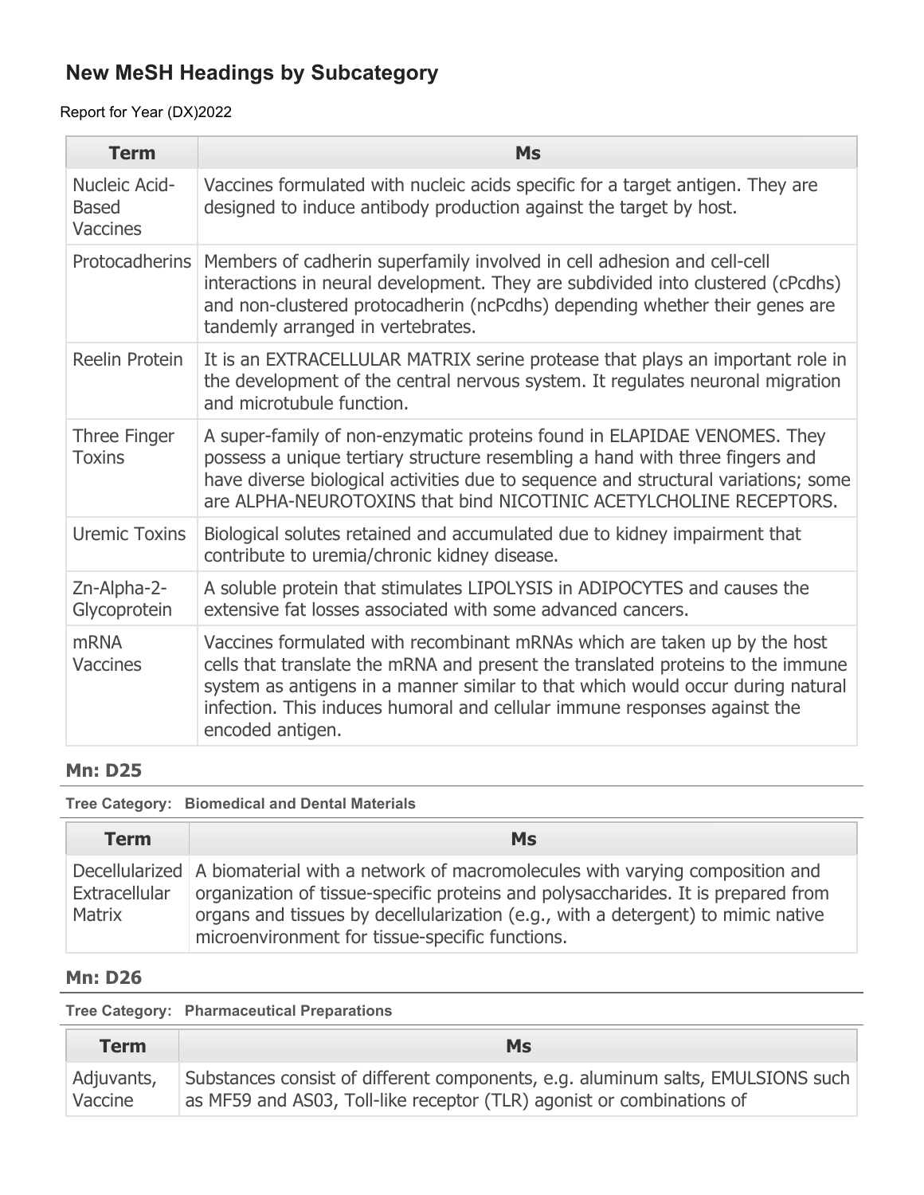## New MeSH Headings by Subcategory

Report for Year (DX)2022

| Term | Ms |
|---|---|
| Nucleic Acid-Based Vaccines | Vaccines formulated with nucleic acids specific for a target antigen. They are designed to induce antibody production against the target by host. |
| Protocadherins | Members of cadherin superfamily involved in cell adhesion and cell-cell interactions in neural development. They are subdivided into clustered (cPcdhs) and non-clustered protocadherin (ncPcdhs) depending whether their genes are tandemly arranged in vertebrates. |
| Reelin Protein | It is an EXTRACELLULAR MATRIX serine protease that plays an important role in the development of the central nervous system. It regulates neuronal migration and microtubule function. |
| Three Finger Toxins | A super-family of non-enzymatic proteins found in ELAPIDAE VENOMES. They possess a unique tertiary structure resembling a hand with three fingers and have diverse biological activities due to sequence and structural variations; some are ALPHA-NEUROTOXINS that bind NICOTINIC ACETYLCHOLINE RECEPTORS. |
| Uremic Toxins | Biological solutes retained and accumulated due to kidney impairment that contribute to uremia/chronic kidney disease. |
| Zn-Alpha-2-Glycoprotein | A soluble protein that stimulates LIPOLYSIS in ADIPOCYTES and causes the extensive fat losses associated with some advanced cancers. |
| mRNA Vaccines | Vaccines formulated with recombinant mRNAs which are taken up by the host cells that translate the mRNA and present the translated proteins to the immune system as antigens in a manner similar to that which would occur during natural infection. This induces humoral and cellular immune responses against the encoded antigen. |

### Mn: D25

**Tree Category: Biomedical and Dental Materials**

| Term | Ms |
|---|---|
| Decellularized Extracellular Matrix | A biomaterial with a network of macromolecules with varying composition and organization of tissue-specific proteins and polysaccharides. It is prepared from organs and tissues by decellularization (e.g., with a detergent) to mimic native microenvironment for tissue-specific functions. |

### Mn: D26

**Tree Category: Pharmaceutical Preparations**

| Term | Ms |
|---|---|
| Adjuvants, Vaccine | Substances consist of different components, e.g. aluminum salts, EMULSIONS such as MF59 and AS03, Toll-like receptor (TLR) agonist or combinations of |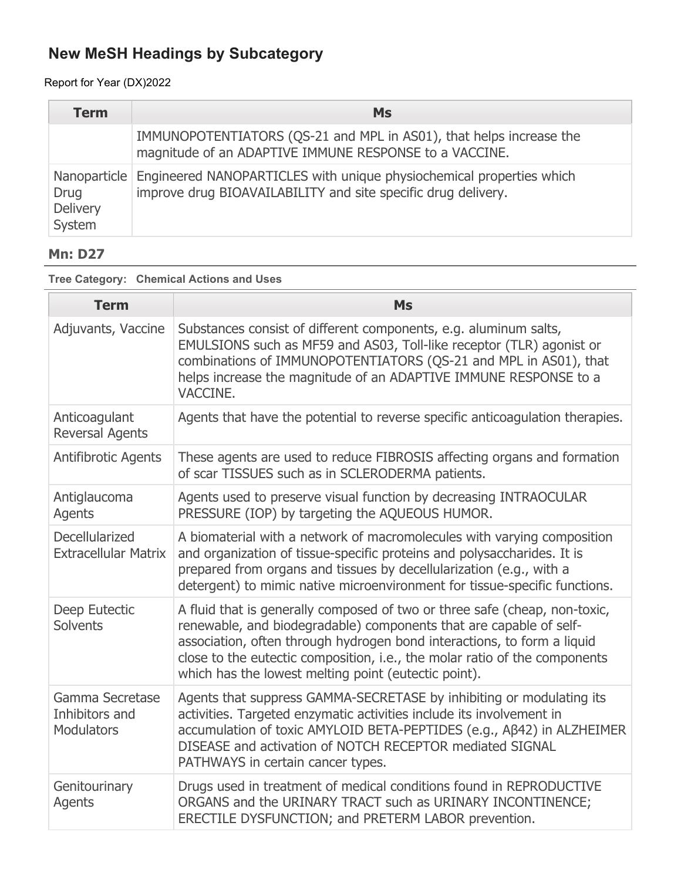## New MeSH Headings by Subcategory

Report for Year (DX)2022

| Term | Ms |
| --- | --- |
| | IMMUNOPOTENTIATORS (QS-21 and MPL in AS01), that helps increase the magnitude of an ADAPTIVE IMMUNE RESPONSE to a VACCINE. |
| Nanoparticle Drug Delivery System | Engineered NANOPARTICLES with unique physiochemical properties which improve drug BIOAVAILABILITY and site specific drug delivery. |

### Mn: D27

**Tree Category: Chemical Actions and Uses**

| Term | Ms |
| --- | --- |
| Adjuvants, Vaccine | Substances consist of different components, e.g. aluminum salts, EMULSIONS such as MF59 and AS03, Toll-like receptor (TLR) agonist or combinations of IMMUNOPOTENTIATORS (QS-21 and MPL in AS01), that helps increase the magnitude of an ADAPTIVE IMMUNE RESPONSE to a VACCINE. |
| Anticoagulant Reversal Agents | Agents that have the potential to reverse specific anticoagulation therapies. |
| Antifibrotic Agents | These agents are used to reduce FIBROSIS affecting organs and formation of scar TISSUES such as in SCLERODERMA patients. |
| Antiglaucoma Agents | Agents used to preserve visual function by decreasing INTRAOCULAR PRESSURE (IOP) by targeting the AQUEOUS HUMOR. |
| Decellularized Extracellular Matrix | A biomaterial with a network of macromolecules with varying composition and organization of tissue-specific proteins and polysaccharides. It is prepared from organs and tissues by decellularization (e.g., with a detergent) to mimic native microenvironment for tissue-specific functions. |
| Deep Eutectic Solvents | A fluid that is generally composed of two or three safe (cheap, non-toxic, renewable, and biodegradable) components that are capable of self-association, often through hydrogen bond interactions, to form a liquid close to the eutectic composition, i.e., the molar ratio of the components which has the lowest melting point (eutectic point). |
| Gamma Secretase Inhibitors and Modulators | Agents that suppress GAMMA-SECRETASE by inhibiting or modulating its activities. Targeted enzymatic activities include its involvement in accumulation of toxic AMYLOID BETA-PEPTIDES (e.g., Aβ42) in ALZHEIMER DISEASE and activation of NOTCH RECEPTOR mediated SIGNAL PATHWAYS in certain cancer types. |
| Genitourinary Agents | Drugs used in treatment of medical conditions found in REPRODUCTIVE ORGANS and the URINARY TRACT such as URINARY INCONTINENCE; ERECTILE DYSFUNCTION; and PRETERM LABOR prevention. |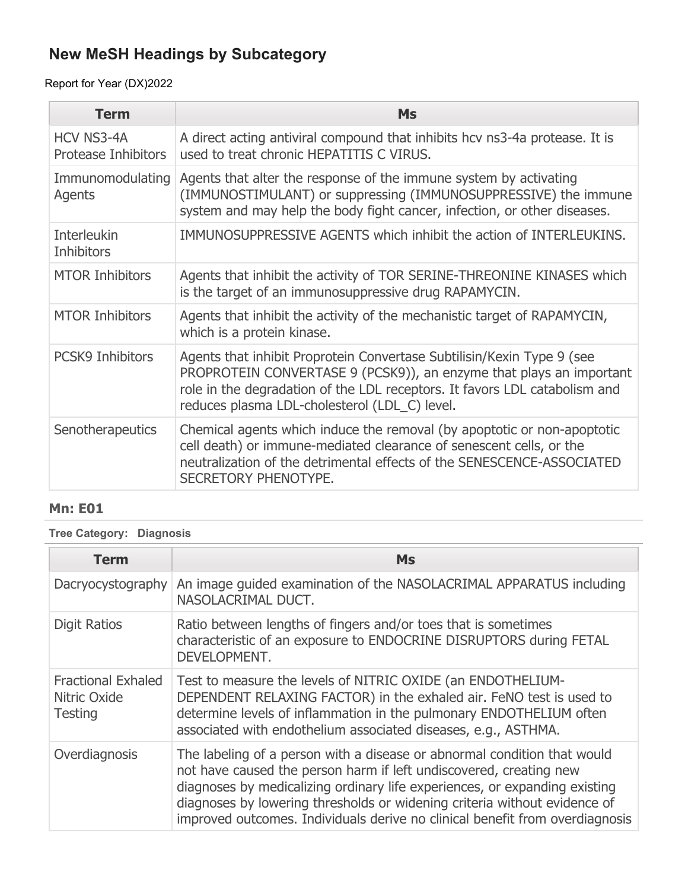## New MeSH Headings by Subcategory

Report for Year (DX)2022

| Term | Ms |
| --- | --- |
| HCV NS3-4A Protease Inhibitors | A direct acting antiviral compound that inhibits hcv ns3-4a protease. It is used to treat chronic HEPATITIS C VIRUS. |
| Immunomodulating Agents | Agents that alter the response of the immune system by activating (IMMUNOSTIMULANT) or suppressing (IMMUNOSUPPRESSIVE) the immune system and may help the body fight cancer, infection, or other diseases. |
| Interleukin Inhibitors | IMMUNOSUPPRESSIVE AGENTS which inhibit the action of INTERLEUKINS. |
| MTOR Inhibitors | Agents that inhibit the activity of TOR SERINE-THREONINE KINASES which is the target of an immunosuppressive drug RAPAMYCIN. |
| MTOR Inhibitors | Agents that inhibit the activity of the mechanistic target of RAPAMYCIN, which is a protein kinase. |
| PCSK9 Inhibitors | Agents that inhibit Proprotein Convertase Subtilisin/Kexin Type 9 (see PROPROTEIN CONVERTASE 9 (PCSK9)), an enzyme that plays an important role in the degradation of the LDL receptors. It favors LDL catabolism and reduces plasma LDL-cholesterol (LDL_C) level. |
| Senotherapeutics | Chemical agents which induce the removal (by apoptotic or non-apoptotic cell death) or immune-mediated clearance of senescent cells, or the neutralization of the detrimental effects of the SENESCENCE-ASSOCIATED SECRETORY PHENOTYPE. |

### Mn: E01

**Tree Category: Diagnosis**

| Term | Ms |
| --- | --- |
| Dacryocystography | An image guided examination of the NASOLACRIMAL APPARATUS including NASOLACRIMAL DUCT. |
| Digit Ratios | Ratio between lengths of fingers and/or toes that is sometimes characteristic of an exposure to ENDOCRINE DISRUPTORS during FETAL DEVELOPMENT. |
| Fractional Exhaled Nitric Oxide Testing | Test to measure the levels of NITRIC OXIDE (an ENDOTHELIUM-DEPENDENT RELAXING FACTOR) in the exhaled air. FeNO test is used to determine levels of inflammation in the pulmonary ENDOTHELIUM often associated with endothelium associated diseases, e.g., ASTHMA. |
| Overdiagnosis | The labeling of a person with a disease or abnormal condition that would not have caused the person harm if left undiscovered, creating new diagnoses by medicalizing ordinary life experiences, or expanding existing diagnoses by lowering thresholds or widening criteria without evidence of improved outcomes. Individuals derive no clinical benefit from overdiagnosis |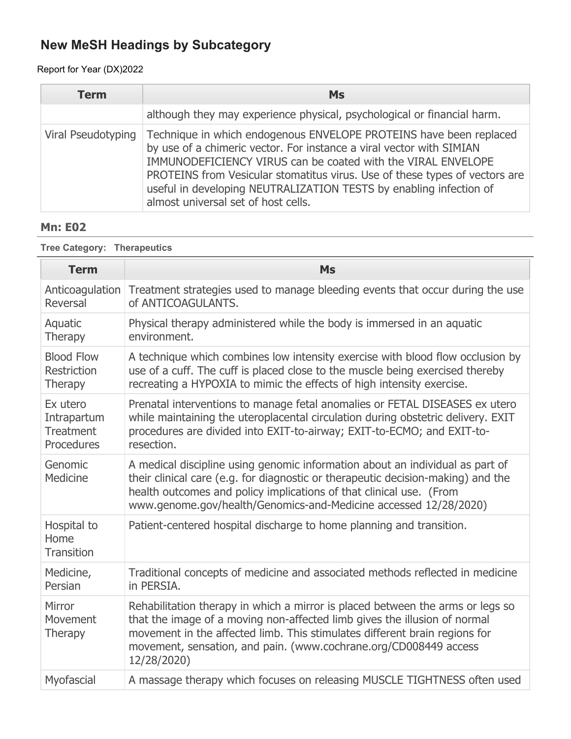## New MeSH Headings by Subcategory

Report for Year (DX)2022

| Term | Ms |
|---|---|
| | although they may experience physical, psychological or financial harm. |
| Viral Pseudotyping | Technique in which endogenous ENVELOPE PROTEINS have been replaced by use of a chimeric vector. For instance a viral vector with SIMIAN IMMUNODEFICIENCY VIRUS can be coated with the VIRAL ENVELOPE PROTEINS from Vesicular stomatitus virus. Use of these types of vectors are useful in developing NEUTRALIZATION TESTS by enabling infection of almost universal set of host cells. |

### Mn: E02

**Tree Category: Therapeutics**

| Term | Ms |
|---|---|
| Anticoagulation Reversal | Treatment strategies used to manage bleeding events that occur during the use of ANTICOAGULANTS. |
| Aquatic Therapy | Physical therapy administered while the body is immersed in an aquatic environment. |
| Blood Flow Restriction Therapy | A technique which combines low intensity exercise with blood flow occlusion by use of a cuff. The cuff is placed close to the muscle being exercised thereby recreating a HYPOXIA to mimic the effects of high intensity exercise. |
| Ex utero Intrapartum Treatment Procedures | Prenatal interventions to manage fetal anomalies or FETAL DISEASES ex utero while maintaining the uteroplacental circulation during obstetric delivery. EXIT procedures are divided into EXIT-to-airway; EXIT-to-ECMO; and EXIT-to-resection. |
| Genomic Medicine | A medical discipline using genomic information about an individual as part of their clinical care (e.g. for diagnostic or therapeutic decision-making) and the health outcomes and policy implications of that clinical use. (From www.genome.gov/health/Genomics-and-Medicine accessed 12/28/2020) |
| Hospital to Home Transition | Patient-centered hospital discharge to home planning and transition. |
| Medicine, Persian | Traditional concepts of medicine and associated methods reflected in medicine in PERSIA. |
| Mirror Movement Therapy | Rehabilitation therapy in which a mirror is placed between the arms or legs so that the image of a moving non-affected limb gives the illusion of normal movement in the affected limb. This stimulates different brain regions for movement, sensation, and pain. (www.cochrane.org/CD008449 access 12/28/2020) |
| Myofascial | A massage therapy which focuses on releasing MUSCLE TIGHTNESS often used |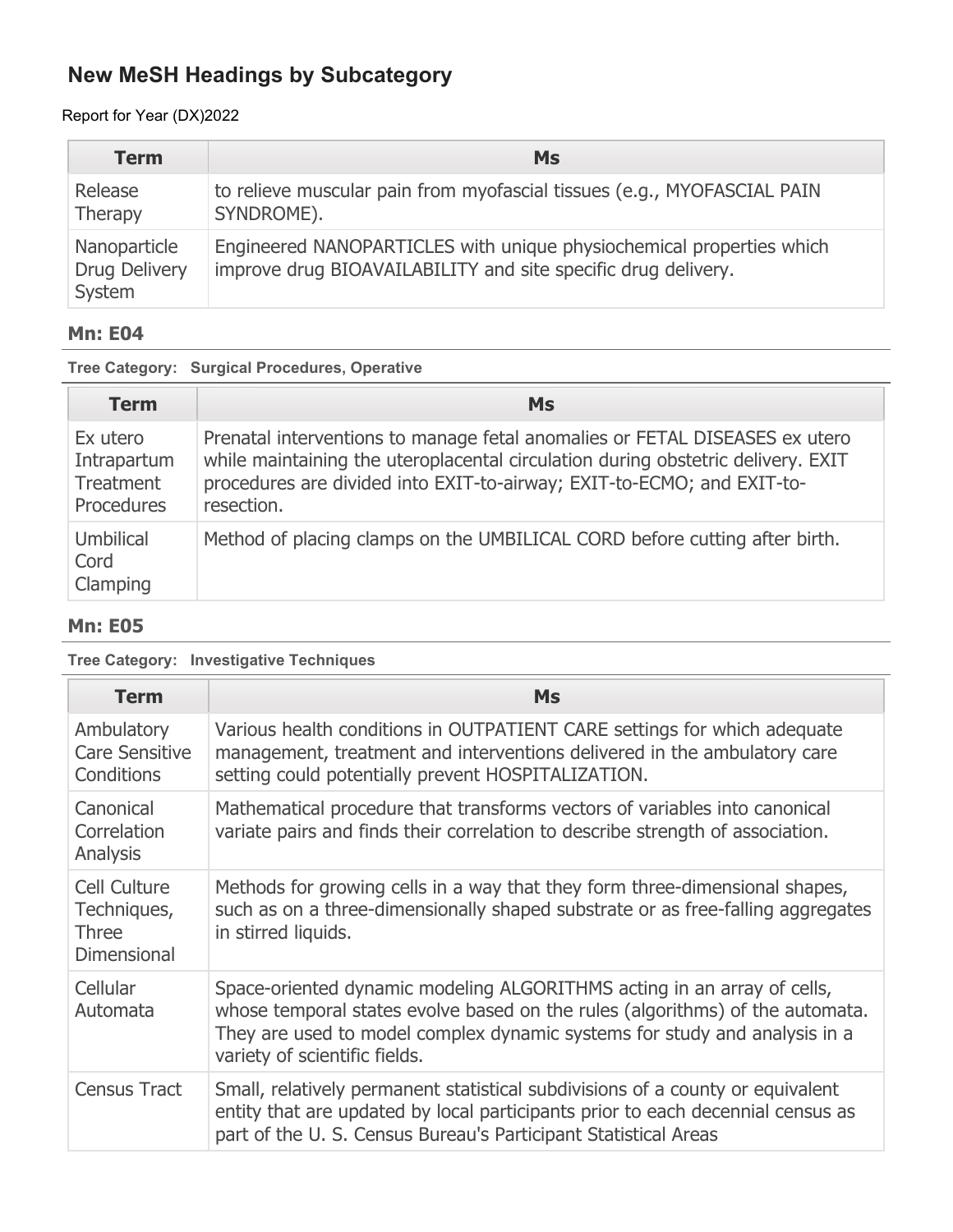## New MeSH Headings by Subcategory

Report for Year (DX)2022

| Term | Ms |
| --- | --- |
| Release Therapy | to relieve muscular pain from myofascial tissues (e.g., MYOFASCIAL PAIN SYNDROME). |
| Nanoparticle Drug Delivery System | Engineered NANOPARTICLES with unique physiochemical properties which improve drug BIOAVAILABILITY and site specific drug delivery. |

### Mn: E04

**Tree Category: Surgical Procedures, Operative**

| Term | Ms |
| --- | --- |
| Ex utero Intrapartum Treatment Procedures | Prenatal interventions to manage fetal anomalies or FETAL DISEASES ex utero while maintaining the uteroplacental circulation during obstetric delivery. EXIT procedures are divided into EXIT-to-airway; EXIT-to-ECMO; and EXIT-to-resection. |
| Umbilical Cord Clamping | Method of placing clamps on the UMBILICAL CORD before cutting after birth. |

### Mn: E05

**Tree Category: Investigative Techniques**

| Term | Ms |
| --- | --- |
| Ambulatory Care Sensitive Conditions | Various health conditions in OUTPATIENT CARE settings for which adequate management, treatment and interventions delivered in the ambulatory care setting could potentially prevent HOSPITALIZATION. |
| Canonical Correlation Analysis | Mathematical procedure that transforms vectors of variables into canonical variate pairs and finds their correlation to describe strength of association. |
| Cell Culture Techniques, Three Dimensional | Methods for growing cells in a way that they form three-dimensional shapes, such as on a three-dimensionally shaped substrate or as free-falling aggregates in stirred liquids. |
| Cellular Automata | Space-oriented dynamic modeling ALGORITHMS acting in an array of cells, whose temporal states evolve based on the rules (algorithms) of the automata. They are used to model complex dynamic systems for study and analysis in a variety of scientific fields. |
| Census Tract | Small, relatively permanent statistical subdivisions of a county or equivalent entity that are updated by local participants prior to each decennial census as part of the U. S. Census Bureau's Participant Statistical Areas |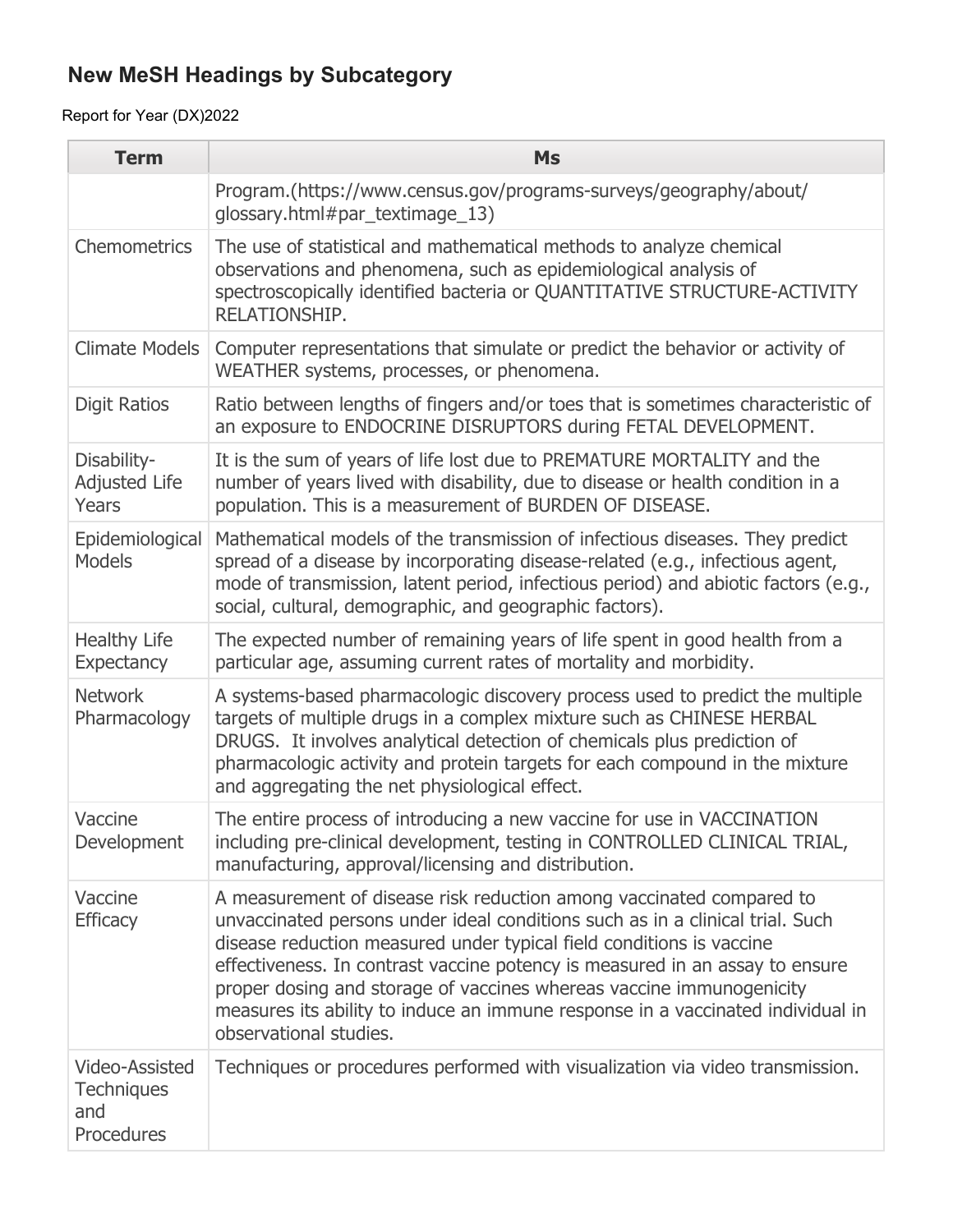## New MeSH Headings by Subcategory

Report for Year (DX)2022

| Term | Ms |
| --- | --- |
| | Program.(https://www.census.gov/programs-surveys/geography/about/glossary.html#par_textimage_13) |
| Chemometrics | The use of statistical and mathematical methods to analyze chemical observations and phenomena, such as epidemiological analysis of spectroscopically identified bacteria or QUANTITATIVE STRUCTURE-ACTIVITY RELATIONSHIP. |
| Climate Models | Computer representations that simulate or predict the behavior or activity of WEATHER systems, processes, or phenomena. |
| Digit Ratios | Ratio between lengths of fingers and/or toes that is sometimes characteristic of an exposure to ENDOCRINE DISRUPTORS during FETAL DEVELOPMENT. |
| Disability-Adjusted Life Years | It is the sum of years of life lost due to PREMATURE MORTALITY and the number of years lived with disability, due to disease or health condition in a population. This is a measurement of BURDEN OF DISEASE. |
| Epidemiological Models | Mathematical models of the transmission of infectious diseases. They predict spread of a disease by incorporating disease-related (e.g., infectious agent, mode of transmission, latent period, infectious period) and abiotic factors (e.g., social, cultural, demographic, and geographic factors). |
| Healthy Life Expectancy | The expected number of remaining years of life spent in good health from a particular age, assuming current rates of mortality and morbidity. |
| Network Pharmacology | A systems-based pharmacologic discovery process used to predict the multiple targets of multiple drugs in a complex mixture such as CHINESE HERBAL DRUGS. It involves analytical detection of chemicals plus prediction of pharmacologic activity and protein targets for each compound in the mixture and aggregating the net physiological effect. |
| Vaccine Development | The entire process of introducing a new vaccine for use in VACCINATION including pre-clinical development, testing in CONTROLLED CLINICAL TRIAL, manufacturing, approval/licensing and distribution. |
| Vaccine Efficacy | A measurement of disease risk reduction among vaccinated compared to unvaccinated persons under ideal conditions such as in a clinical trial. Such disease reduction measured under typical field conditions is vaccine effectiveness. In contrast vaccine potency is measured in an assay to ensure proper dosing and storage of vaccines whereas vaccine immunogenicity measures its ability to induce an immune response in a vaccinated individual in observational studies. |
| Video-Assisted Techniques and Procedures | Techniques or procedures performed with visualization via video transmission. |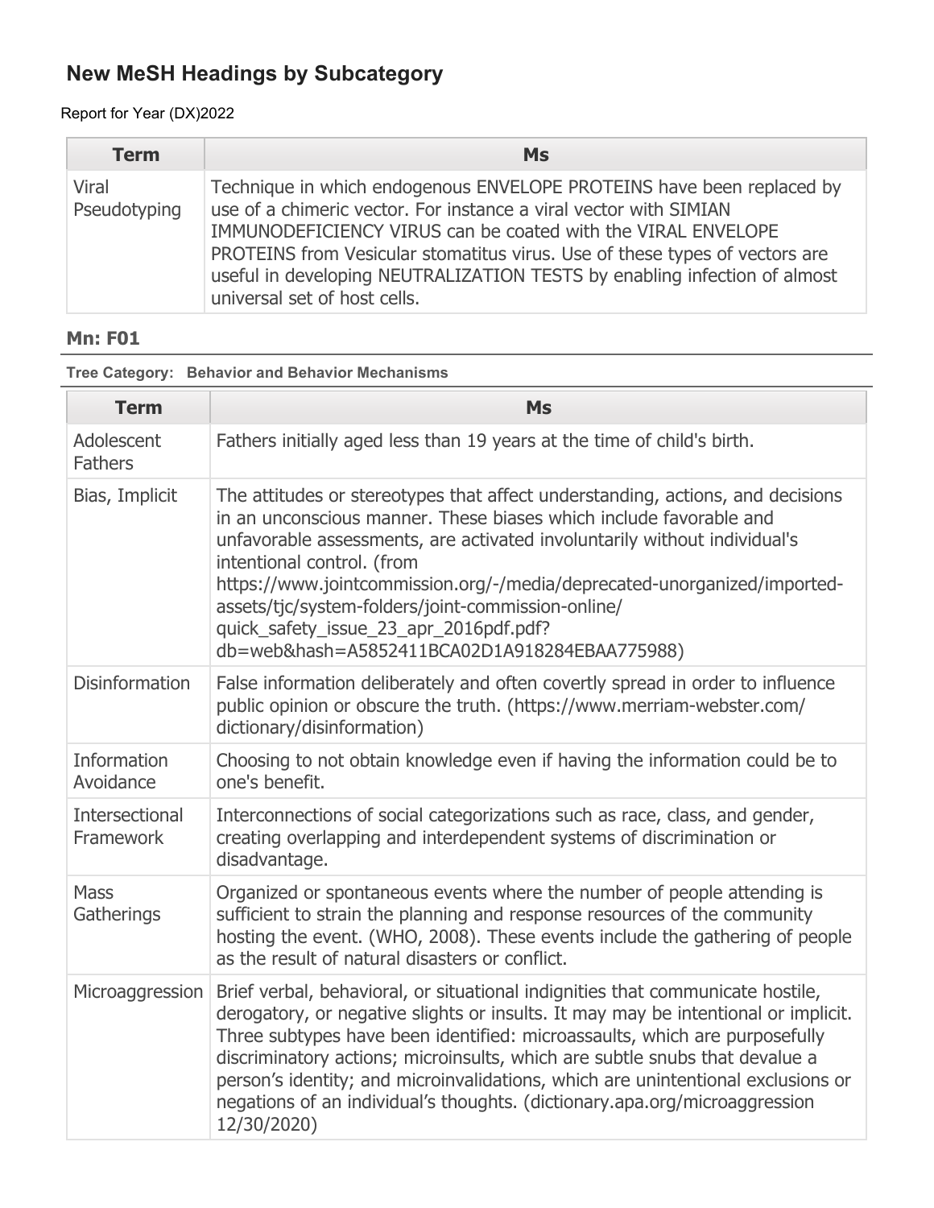## New MeSH Headings by Subcategory

Report for Year (DX)2022

| Term | Ms |
| --- | --- |
| Viral Pseudotyping | Technique in which endogenous ENVELOPE PROTEINS have been replaced by use of a chimeric vector. For instance a viral vector with SIMIAN IMMUNODEFICIENCY VIRUS can be coated with the VIRAL ENVELOPE PROTEINS from Vesicular stomatitus virus. Use of these types of vectors are useful in developing NEUTRALIZATION TESTS by enabling infection of almost universal set of host cells. |

### Mn: F01

**Tree Category: Behavior and Behavior Mechanisms**

| Term | Ms |
| --- | --- |
| Adolescent Fathers | Fathers initially aged less than 19 years at the time of child's birth. |
| Bias, Implicit | The attitudes or stereotypes that affect understanding, actions, and decisions in an unconscious manner. These biases which include favorable and unfavorable assessments, are activated involuntarily without individual's intentional control. (from https://www.jointcommission.org/-/media/deprecated-unorganized/imported-assets/tjc/system-folders/joint-commission-online/quick_safety_issue_23_apr_2016pdf.pdf?db=web&hash=A5852411BCA02D1A918284EBAA775988) |
| Disinformation | False information deliberately and often covertly spread in order to influence public opinion or obscure the truth. (https://www.merriam-webster.com/dictionary/disinformation) |
| Information Avoidance | Choosing to not obtain knowledge even if having the information could be to one's benefit. |
| Intersectional Framework | Interconnections of social categorizations such as race, class, and gender, creating overlapping and interdependent systems of discrimination or disadvantage. |
| Mass Gatherings | Organized or spontaneous events where the number of people attending is sufficient to strain the planning and response resources of the community hosting the event. (WHO, 2008). These events include the gathering of people as the result of natural disasters or conflict. |
| Microaggression | Brief verbal, behavioral, or situational indignities that communicate hostile, derogatory, or negative slights or insults. It may may be intentional or implicit. Three subtypes have been identified: microassaults, which are purposefully discriminatory actions; microinsults, which are subtle snubs that devalue a person's identity; and microinvalidations, which are unintentional exclusions or negations of an individual's thoughts. (dictionary.apa.org/microaggression 12/30/2020) |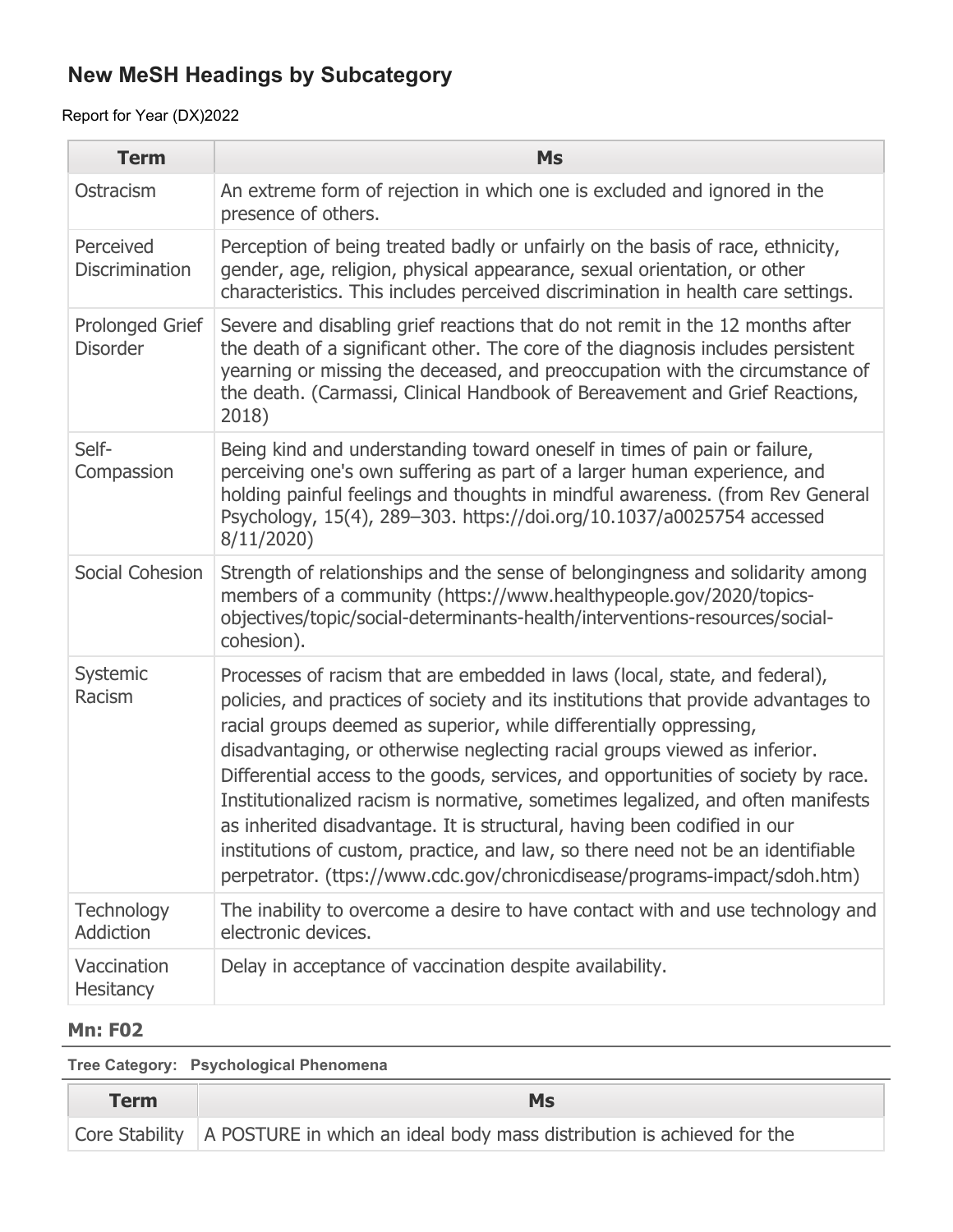## New MeSH Headings by Subcategory

Report for Year (DX)2022

| Term | Ms |
|---|---|
| Ostracism | An extreme form of rejection in which one is excluded and ignored in the presence of others. |
| Perceived Discrimination | Perception of being treated badly or unfairly on the basis of race, ethnicity, gender, age, religion, physical appearance, sexual orientation, or other characteristics. This includes perceived discrimination in health care settings. |
| Prolonged Grief Disorder | Severe and disabling grief reactions that do not remit in the 12 months after the death of a significant other. The core of the diagnosis includes persistent yearning or missing the deceased, and preoccupation with the circumstance of the death. (Carmassi, Clinical Handbook of Bereavement and Grief Reactions, 2018) |
| Self-Compassion | Being kind and understanding toward oneself in times of pain or failure, perceiving one's own suffering as part of a larger human experience, and holding painful feelings and thoughts in mindful awareness. (from Rev General Psychology, 15(4), 289–303. https://doi.org/10.1037/a0025754 accessed 8/11/2020) |
| Social Cohesion | Strength of relationships and the sense of belongingness and solidarity among members of a community (https://www.healthypeople.gov/2020/topics-objectives/topic/social-determinants-health/interventions-resources/social-cohesion). |
| Systemic Racism | Processes of racism that are embedded in laws (local, state, and federal), policies, and practices of society and its institutions that provide advantages to racial groups deemed as superior, while differentially oppressing, disadvantaging, or otherwise neglecting racial groups viewed as inferior. Differential access to the goods, services, and opportunities of society by race. Institutionalized racism is normative, sometimes legalized, and often manifests as inherited disadvantage. It is structural, having been codified in our institutions of custom, practice, and law, so there need not be an identifiable perpetrator. (ttps://www.cdc.gov/chronicdisease/programs-impact/sdoh.htm) |
| Technology Addiction | The inability to overcome a desire to have contact with and use technology and electronic devices. |
| Vaccination Hesitancy | Delay in acceptance of vaccination despite availability. |

### Mn: F02

**Tree Category: Psychological Phenomena**

| Term | Ms |
|---|---|
| Core Stability | A POSTURE in which an ideal body mass distribution is achieved for the |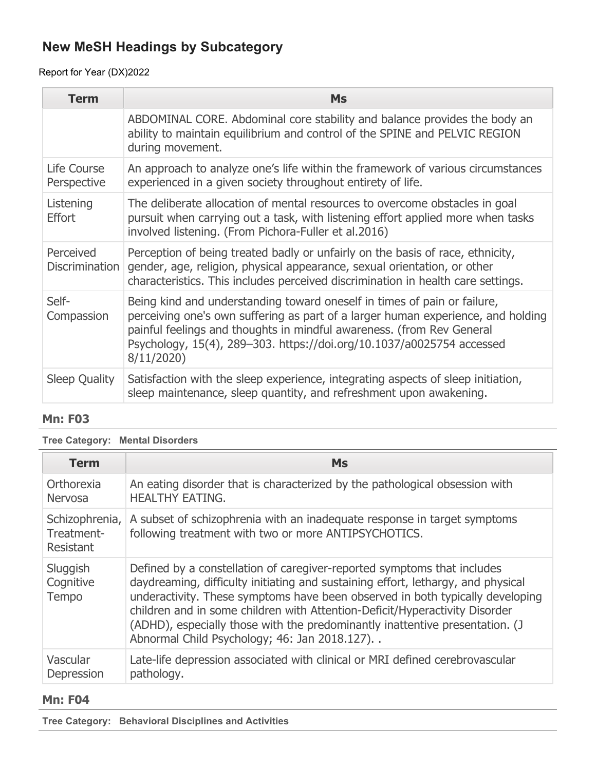## New MeSH Headings by Subcategory

Report for Year (DX)2022

| Term | Ms |
|---|---|
| | ABDOMINAL CORE. Abdominal core stability and balance provides the body an ability to maintain equilibrium and control of the SPINE and PELVIC REGION during movement. |
| Life Course Perspective | An approach to analyze one's life within the framework of various circumstances experienced in a given society throughout entirety of life. |
| Listening Effort | The deliberate allocation of mental resources to overcome obstacles in goal pursuit when carrying out a task, with listening effort applied more when tasks involved listening. (From Pichora-Fuller et al.2016) |
| Perceived Discrimination | Perception of being treated badly or unfairly on the basis of race, ethnicity, gender, age, religion, physical appearance, sexual orientation, or other characteristics. This includes perceived discrimination in health care settings. |
| Self-Compassion | Being kind and understanding toward oneself in times of pain or failure, perceiving one's own suffering as part of a larger human experience, and holding painful feelings and thoughts in mindful awareness. (from Rev General Psychology, 15(4), 289–303. https://doi.org/10.1037/a0025754 accessed 8/11/2020) |
| Sleep Quality | Satisfaction with the sleep experience, integrating aspects of sleep initiation, sleep maintenance, sleep quantity, and refreshment upon awakening. |

### Mn: F03

**Tree Category: Mental Disorders**

| Term | Ms |
|---|---|
| Orthorexia Nervosa | An eating disorder that is characterized by the pathological obsession with HEALTHY EATING. |
| Schizophrenia, Treatment-Resistant | A subset of schizophrenia with an inadequate response in target symptoms following treatment with two or more ANTIPSYCHOTICS. |
| Sluggish Cognitive Tempo | Defined by a constellation of caregiver-reported symptoms that includes daydreaming, difficulty initiating and sustaining effort, lethargy, and physical underactivity. These symptoms have been observed in both typically developing children and in some children with Attention-Deficit/Hyperactivity Disorder (ADHD), especially those with the predominantly inattentive presentation. (J Abnormal Child Psychology; 46: Jan 2018.127). . |
| Vascular Depression | Late-life depression associated with clinical or MRI defined cerebrovascular pathology. |

### Mn: F04

**Tree Category: Behavioral Disciplines and Activities**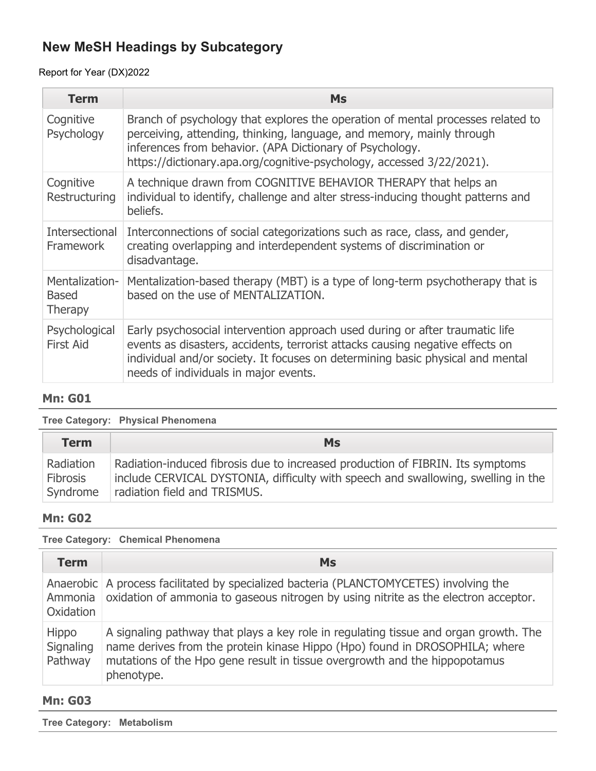## New MeSH Headings by Subcategory

Report for Year (DX)2022

| Term | Ms |
|---|---|
| Cognitive Psychology | Branch of psychology that explores the operation of mental processes related to perceiving, attending, thinking, language, and memory, mainly through inferences from behavior. (APA Dictionary of Psychology. https://dictionary.apa.org/cognitive-psychology, accessed 3/22/2021). |
| Cognitive Restructuring | A technique drawn from COGNITIVE BEHAVIOR THERAPY that helps an individual to identify, challenge and alter stress-inducing thought patterns and beliefs. |
| Intersectional Framework | Interconnections of social categorizations such as race, class, and gender, creating overlapping and interdependent systems of discrimination or disadvantage. |
| Mentalization-Based Therapy | Mentalization-based therapy (MBT) is a type of long-term psychotherapy that is based on the use of MENTALIZATION. |
| Psychological First Aid | Early psychosocial intervention approach used during or after traumatic life events as disasters, accidents, terrorist attacks causing negative effects on individual and/or society. It focuses on determining basic physical and mental needs of individuals in major events. |

**Mn: G01**

**Tree Category: Physical Phenomena**

| Term | Ms |
|---|---|
| Radiation Fibrosis Syndrome | Radiation-induced fibrosis due to increased production of FIBRIN. Its symptoms include CERVICAL DYSTONIA, difficulty with speech and swallowing, swelling in the radiation field and TRISMUS. |

**Mn: G02**

**Tree Category: Chemical Phenomena**

| Term | Ms |
|---|---|
| Anaerobic Ammonia Oxidation | A process facilitated by specialized bacteria (PLANCTOMYCETES) involving the oxidation of ammonia to gaseous nitrogen by using nitrite as the electron acceptor. |
| Hippo Signaling Pathway | A signaling pathway that plays a key role in regulating tissue and organ growth. The name derives from the protein kinase Hippo (Hpo) found in DROSOPHILA; where mutations of the Hpo gene result in tissue overgrowth and the hippopotamus phenotype. |

**Mn: G03**

**Tree Category: Metabolism**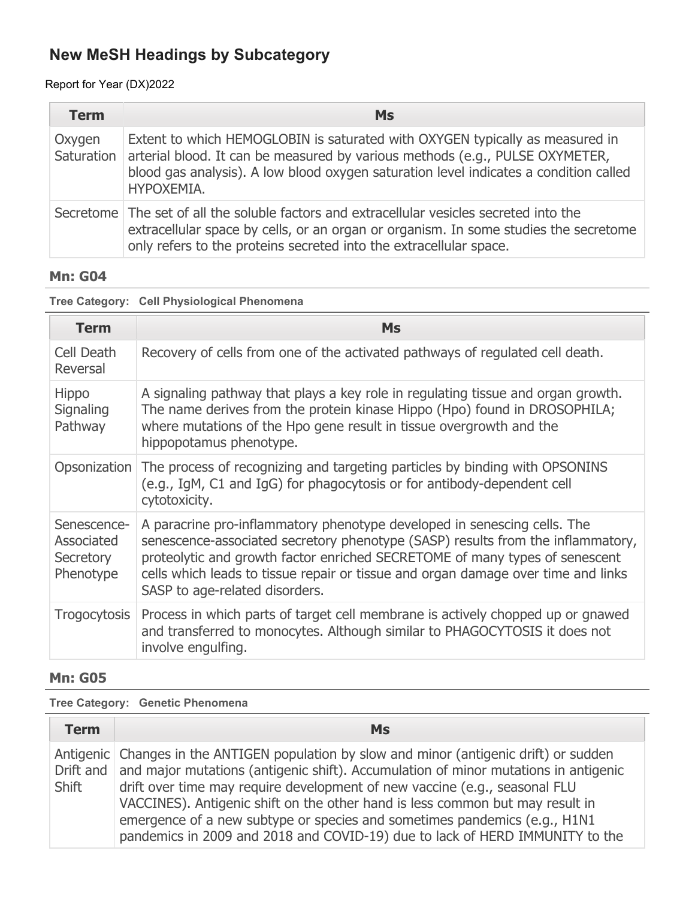## New MeSH Headings by Subcategory

Report for Year (DX)2022

| Term | Ms |
| --- | --- |
| Oxygen Saturation | Extent to which HEMOGLOBIN is saturated with OXYGEN typically as measured in arterial blood. It can be measured by various methods (e.g., PULSE OXYMETER, blood gas analysis). A low blood oxygen saturation level indicates a condition called HYPOXEMIA. |
| Secretome | The set of all the soluble factors and extracellular vesicles secreted into the extracellular space by cells, or an organ or organism. In some studies the secretome only refers to the proteins secreted into the extracellular space. |

### Mn: G04

**Tree Category: Cell Physiological Phenomena**

| Term | Ms |
| --- | --- |
| Cell Death Reversal | Recovery of cells from one of the activated pathways of regulated cell death. |
| Hippo Signaling Pathway | A signaling pathway that plays a key role in regulating tissue and organ growth. The name derives from the protein kinase Hippo (Hpo) found in DROSOPHILA; where mutations of the Hpo gene result in tissue overgrowth and the hippopotamus phenotype. |
| Opsonization | The process of recognizing and targeting particles by binding with OPSONINS (e.g., IgM, C1 and IgG) for phagocytosis or for antibody-dependent cell cytotoxicity. |
| Senescence-Associated Secretory Phenotype | A paracrine pro-inflammatory phenotype developed in senescing cells. The senescence-associated secretory phenotype (SASP) results from the inflammatory, proteolytic and growth factor enriched SECRETOME of many types of senescent cells which leads to tissue repair or tissue and organ damage over time and links SASP to age-related disorders. |
| Trogocytosis | Process in which parts of target cell membrane is actively chopped up or gnawed and transferred to monocytes. Although similar to PHAGOCYTOSIS it does not involve engulfing. |

### Mn: G05

**Tree Category: Genetic Phenomena**

| Term | Ms |
| --- | --- |
| Antigenic Drift and Shift | Changes in the ANTIGEN population by slow and minor (antigenic drift) or sudden and major mutations (antigenic shift). Accumulation of minor mutations in antigenic drift over time may require development of new vaccine (e.g., seasonal FLU VACCINES). Antigenic shift on the other hand is less common but may result in emergence of a new subtype or species and sometimes pandemics (e.g., H1N1 pandemics in 2009 and 2018 and COVID-19) due to lack of HERD IMMUNITY to the |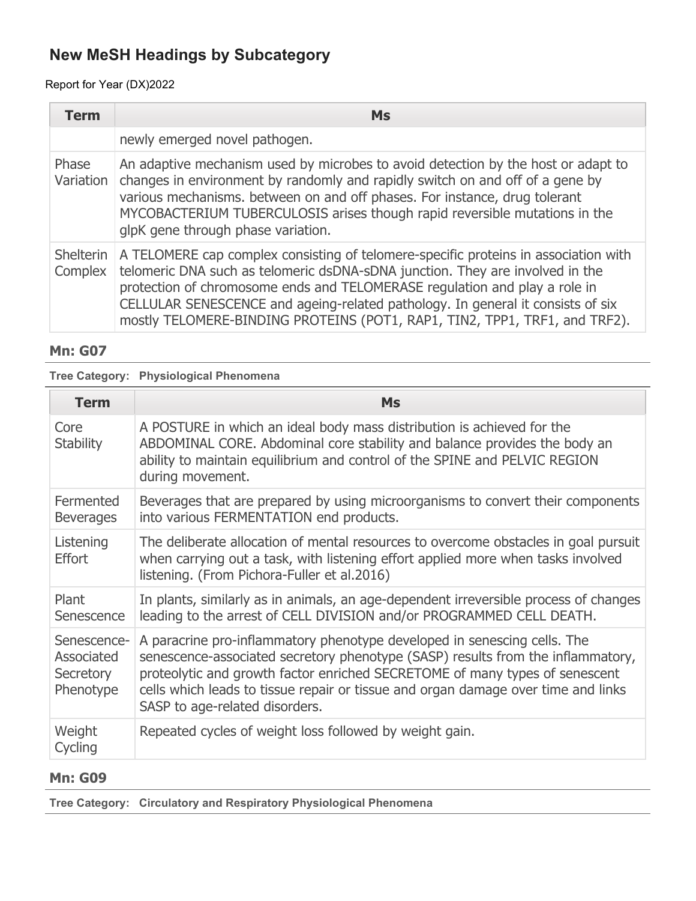## New MeSH Headings by Subcategory

Report for Year (DX)2022

| Term | Ms |
|---|---|
| | newly emerged novel pathogen. |
| Phase Variation | An adaptive mechanism used by microbes to avoid detection by the host or adapt to changes in environment by randomly and rapidly switch on and off of a gene by various mechanisms. between on and off phases. For instance, drug tolerant MYCOBACTERIUM TUBERCULOSIS arises though rapid reversible mutations in the glpK gene through phase variation. |
| Shelterin Complex | A TELOMERE cap complex consisting of telomere-specific proteins in association with telomeric DNA such as telomeric dsDNA-sDNA junction. They are involved in the protection of chromosome ends and TELOMERASE regulation and play a role in CELLULAR SENESCENCE and ageing-related pathology. In general it consists of six mostly TELOMERE-BINDING PROTEINS (POT1, RAP1, TIN2, TPP1, TRF1, and TRF2). |

### Mn: G07

**Tree Category: Physiological Phenomena**

| Term | Ms |
|---|---|
| Core Stability | A POSTURE in which an ideal body mass distribution is achieved for the ABDOMINAL CORE. Abdominal core stability and balance provides the body an ability to maintain equilibrium and control of the SPINE and PELVIC REGION during movement. |
| Fermented Beverages | Beverages that are prepared by using microorganisms to convert their components into various FERMENTATION end products. |
| Listening Effort | The deliberate allocation of mental resources to overcome obstacles in goal pursuit when carrying out a task, with listening effort applied more when tasks involved listening. (From Pichora-Fuller et al.2016) |
| Plant Senescence | In plants, similarly as in animals, an age-dependent irreversible process of changes leading to the arrest of CELL DIVISION and/or PROGRAMMED CELL DEATH. |
| Senescence-Associated Secretory Phenotype | A paracrine pro-inflammatory phenotype developed in senescing cells. The senescence-associated secretory phenotype (SASP) results from the inflammatory, proteolytic and growth factor enriched SECRETOME of many types of senescent cells which leads to tissue repair or tissue and organ damage over time and links SASP to age-related disorders. |
| Weight Cycling | Repeated cycles of weight loss followed by weight gain. |

### Mn: G09

**Tree Category: Circulatory and Respiratory Physiological Phenomena**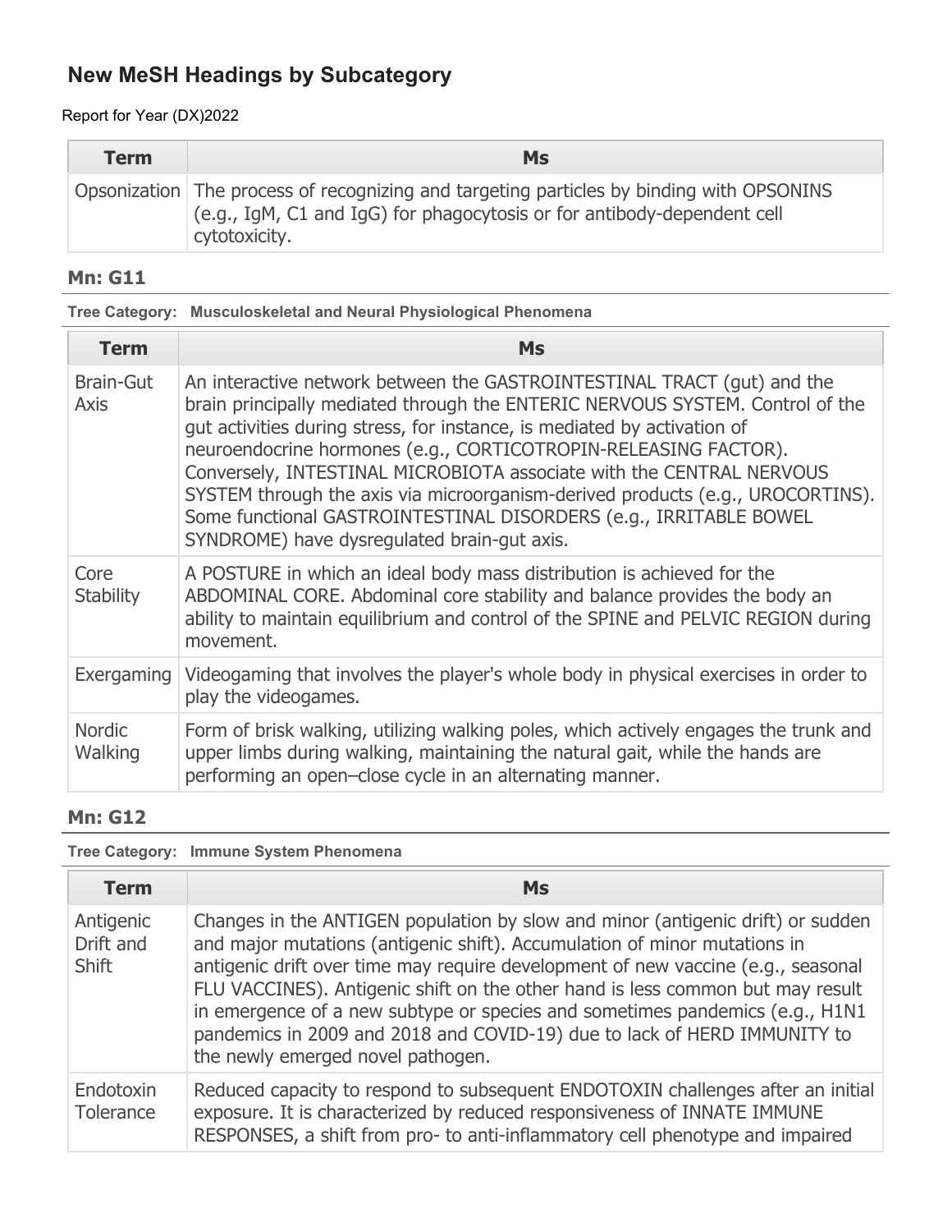## New MeSH Headings by Subcategory

Report for Year (DX)2022

| Term | Ms |
|---|---|
| Opsonization | The process of recognizing and targeting particles by binding with OPSONINS (e.g., IgM, C1 and IgG) for phagocytosis or for antibody-dependent cell cytotoxicity. |

### Mn: G11

**Tree Category: Musculoskeletal and Neural Physiological Phenomena**

| Term | Ms |
|---|---|
| Brain-Gut Axis | An interactive network between the GASTROINTESTINAL TRACT (gut) and the brain principally mediated through the ENTERIC NERVOUS SYSTEM. Control of the gut activities during stress, for instance, is mediated by activation of neuroendocrine hormones (e.g., CORTICOTROPIN-RELEASING FACTOR). Conversely, INTESTINAL MICROBIOTA associate with the CENTRAL NERVOUS SYSTEM through the axis via microorganism-derived products (e.g., UROCORTINS). Some functional GASTROINTESTINAL DISORDERS (e.g., IRRITABLE BOWEL SYNDROME) have dysregulated brain-gut axis. |
| Core Stability | A POSTURE in which an ideal body mass distribution is achieved for the ABDOMINAL CORE. Abdominal core stability and balance provides the body an ability to maintain equilibrium and control of the SPINE and PELVIC REGION during movement. |
| Exergaming | Videogaming that involves the player's whole body in physical exercises in order to play the videogames. |
| Nordic Walking | Form of brisk walking, utilizing walking poles, which actively engages the trunk and upper limbs during walking, maintaining the natural gait, while the hands are performing an open–close cycle in an alternating manner. |

### Mn: G12

**Tree Category: Immune System Phenomena**

| Term | Ms |
|---|---|
| Antigenic Drift and Shift | Changes in the ANTIGEN population by slow and minor (antigenic drift) or sudden and major mutations (antigenic shift). Accumulation of minor mutations in antigenic drift over time may require development of new vaccine (e.g., seasonal FLU VACCINES). Antigenic shift on the other hand is less common but may result in emergence of a new subtype or species and sometimes pandemics (e.g., H1N1 pandemics in 2009 and 2018 and COVID-19) due to lack of HERD IMMUNITY to the newly emerged novel pathogen. |
| Endotoxin Tolerance | Reduced capacity to respond to subsequent ENDOTOXIN challenges after an initial exposure. It is characterized by reduced responsiveness of INNATE IMMUNE RESPONSES, a shift from pro- to anti-inflammatory cell phenotype and impaired |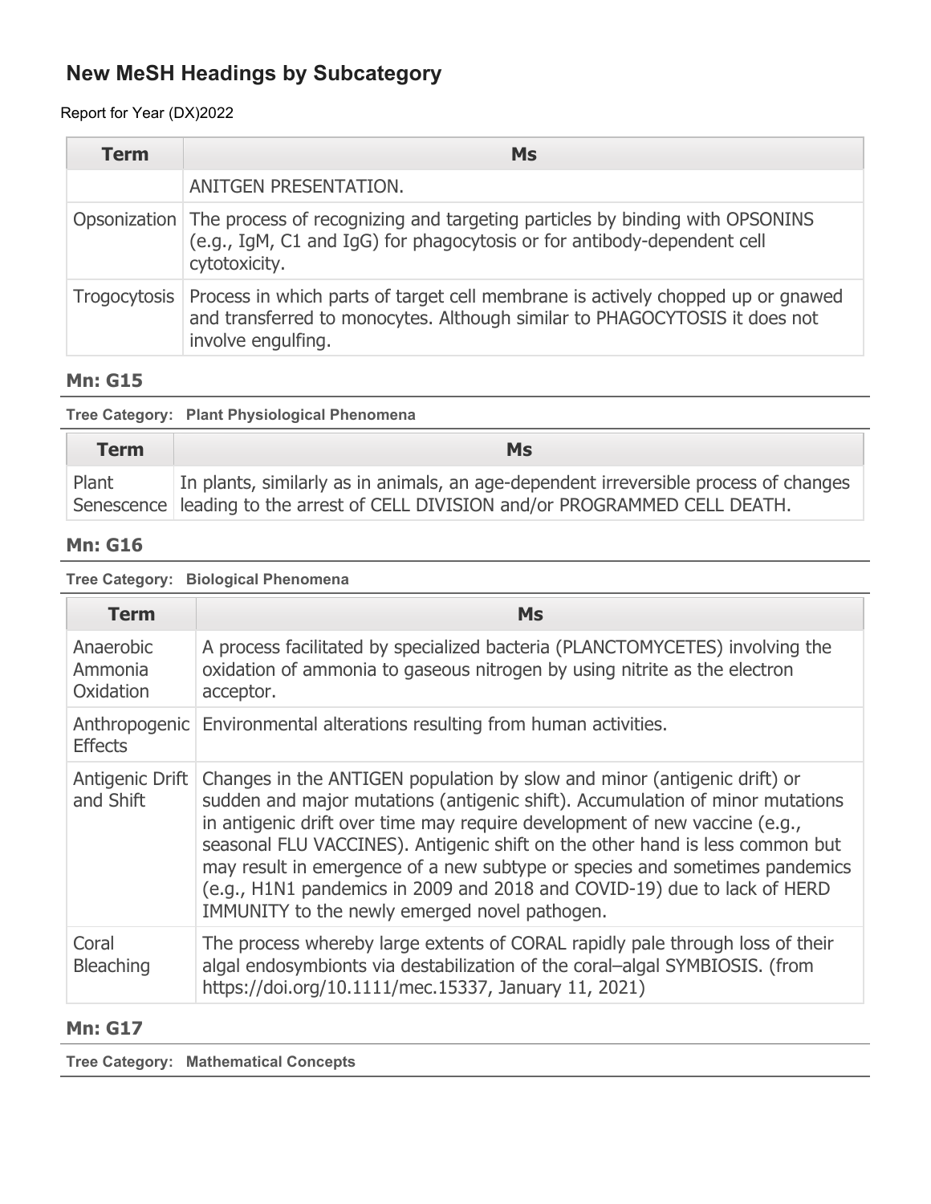## New MeSH Headings by Subcategory

Report for Year (DX)2022

| Term | Ms |
| --- | --- |
| | ANITGEN PRESENTATION. |
| Opsonization | The process of recognizing and targeting particles by binding with OPSONINS (e.g., IgM, C1 and IgG) for phagocytosis or for antibody-dependent cell cytotoxicity. |
| Trogocytosis | Process in which parts of target cell membrane is actively chopped up or gnawed and transferred to monocytes. Although similar to PHAGOCYTOSIS it does not involve engulfing. |

### Mn: G15

**Tree Category: Plant Physiological Phenomena**

| Term | Ms |
| --- | --- |
| Plant Senescence | In plants, similarly as in animals, an age-dependent irreversible process of changes leading to the arrest of CELL DIVISION and/or PROGRAMMED CELL DEATH. |

### Mn: G16

**Tree Category: Biological Phenomena**

| Term | Ms |
| --- | --- |
| Anaerobic Ammonia Oxidation | A process facilitated by specialized bacteria (PLANCTOMYCETES) involving the oxidation of ammonia to gaseous nitrogen by using nitrite as the electron acceptor. |
| Anthropogenic Effects | Environmental alterations resulting from human activities. |
| Antigenic Drift and Shift | Changes in the ANTIGEN population by slow and minor (antigenic drift) or sudden and major mutations (antigenic shift). Accumulation of minor mutations in antigenic drift over time may require development of new vaccine (e.g., seasonal FLU VACCINES). Antigenic shift on the other hand is less common but may result in emergence of a new subtype or species and sometimes pandemics (e.g., H1N1 pandemics in 2009 and 2018 and COVID-19) due to lack of HERD IMMUNITY to the newly emerged novel pathogen. |
| Coral Bleaching | The process whereby large extents of CORAL rapidly pale through loss of their algal endosymbionts via destabilization of the coral–algal SYMBIOSIS. (from https://doi.org/10.1111/mec.15337, January 11, 2021) |

### Mn: G17

**Tree Category: Mathematical Concepts**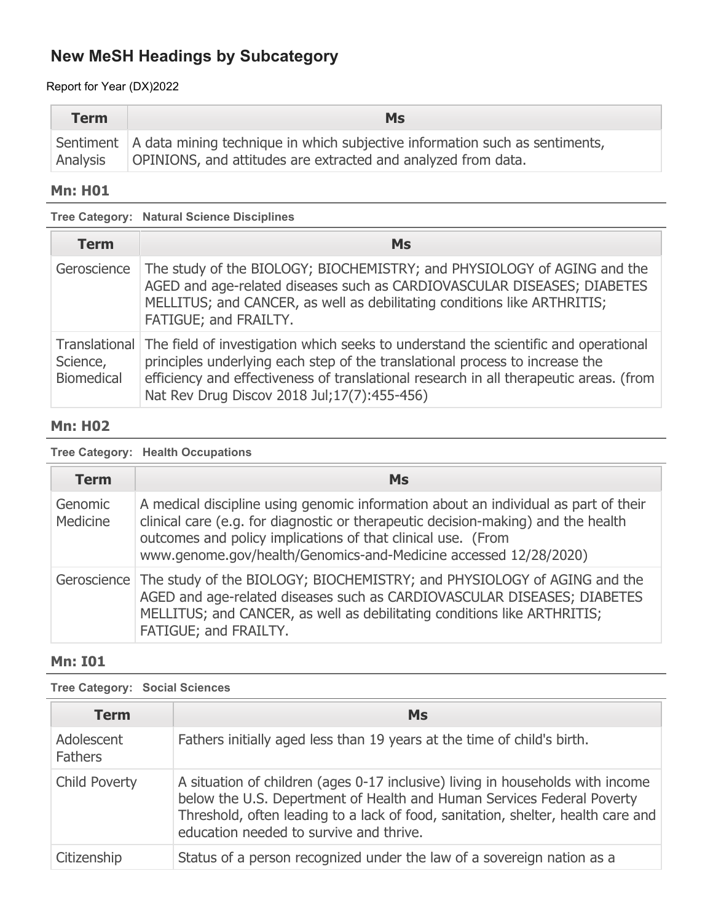# New MeSH Headings by Subcategory

Report for Year (DX)2022

| Term | Ms |
|---|---|
| Sentiment Analysis | A data mining technique in which subjective information such as sentiments, OPINIONS, and attitudes are extracted and analyzed from data. |

### Mn: H01

**Tree Category: Natural Science Disciplines**

| Term | Ms |
|---|---|
| Geroscience | The study of the BIOLOGY; BIOCHEMISTRY; and PHYSIOLOGY of AGING and the AGED and age-related diseases such as CARDIOVASCULAR DISEASES; DIABETES MELLITUS; and CANCER, as well as debilitating conditions like ARTHRITIS; FATIGUE; and FRAILTY. |
| Translational Science, Biomedical | The field of investigation which seeks to understand the scientific and operational principles underlying each step of the translational process to increase the efficiency and effectiveness of translational research in all therapeutic areas. (from Nat Rev Drug Discov 2018 Jul;17(7):455-456) |

### Mn: H02

**Tree Category: Health Occupations**

| Term | Ms |
|---|---|
| Genomic Medicine | A medical discipline using genomic information about an individual as part of their clinical care (e.g. for diagnostic or therapeutic decision-making) and the health outcomes and policy implications of that clinical use. (From www.genome.gov/health/Genomics-and-Medicine accessed 12/28/2020) |
| Geroscience | The study of the BIOLOGY; BIOCHEMISTRY; and PHYSIOLOGY of AGING and the AGED and age-related diseases such as CARDIOVASCULAR DISEASES; DIABETES MELLITUS; and CANCER, as well as debilitating conditions like ARTHRITIS; FATIGUE; and FRAILTY. |

### Mn: I01

**Tree Category: Social Sciences**

| Term | Ms |
|---|---|
| Adolescent Fathers | Fathers initially aged less than 19 years at the time of child's birth. |
| Child Poverty | A situation of children (ages 0-17 inclusive) living in households with income below the U.S. Department of Health and Human Services Federal Poverty Threshold, often leading to a lack of food, sanitation, shelter, health care and education needed to survive and thrive. |
| Citizenship | Status of a person recognized under the law of a sovereign nation as a |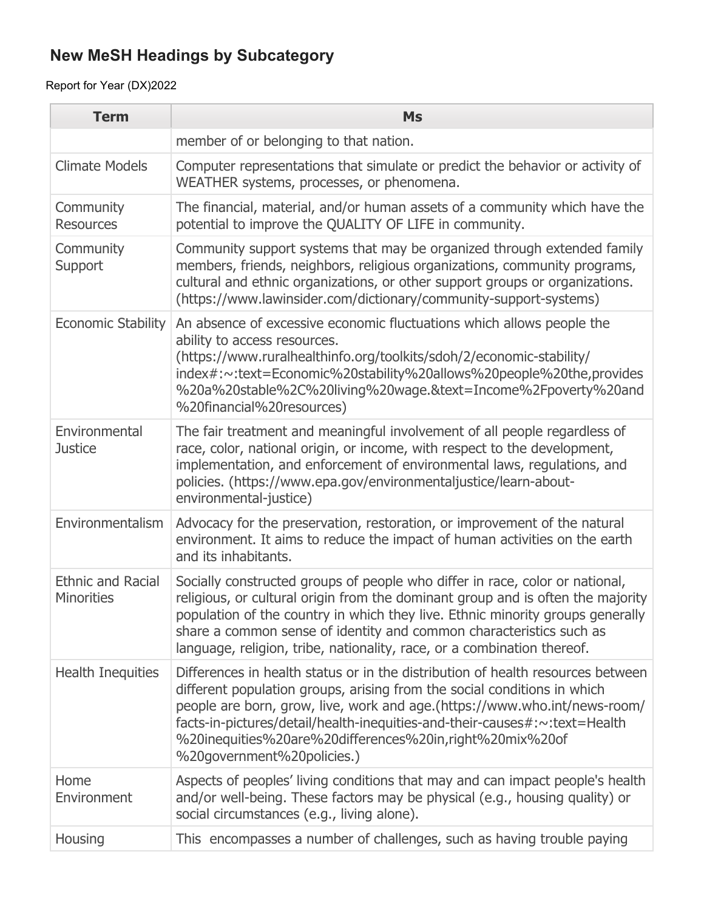## New MeSH Headings by Subcategory

Report for Year (DX)2022

| Term | Ms |
|---|---|
| | member of or belonging to that nation. |
| Climate Models | Computer representations that simulate or predict the behavior or activity of WEATHER systems, processes, or phenomena. |
| Community Resources | The financial, material, and/or human assets of a community which have the potential to improve the QUALITY OF LIFE in community. |
| Community Support | Community support systems that may be organized through extended family members, friends, neighbors, religious organizations, community programs, cultural and ethnic organizations, or other support groups or organizations. (https://www.lawinsider.com/dictionary/community-support-systems) |
| Economic Stability | An absence of excessive economic fluctuations which allows people the ability to access resources. (https://www.ruralhealthinfo.org/toolkits/sdoh/2/economic-stability/index#:~:text=Economic%20stability%20allows%20people%20the,provides%20a%20stable%2C%20living%20wage.&text=Income%2Fpoverty%20and%20financial%20resources) |
| Environmental Justice | The fair treatment and meaningful involvement of all people regardless of race, color, national origin, or income, with respect to the development, implementation, and enforcement of environmental laws, regulations, and policies. (https://www.epa.gov/environmentaljustice/learn-about-environmental-justice) |
| Environmentalism | Advocacy for the preservation, restoration, or improvement of the natural environment. It aims to reduce the impact of human activities on the earth and its inhabitants. |
| Ethnic and Racial Minorities | Socially constructed groups of people who differ in race, color or national, religious, or cultural origin from the dominant group and is often the majority population of the country in which they live. Ethnic minority groups generally share a common sense of identity and common characteristics such as language, religion, tribe, nationality, race, or a combination thereof. |
| Health Inequities | Differences in health status or in the distribution of health resources between different population groups, arising from the social conditions in which people are born, grow, live, work and age.(https://www.who.int/news-room/facts-in-pictures/detail/health-inequities-and-their-causes#:~:text=Health%20inequities%20are%20differences%20in,right%20mix%20of%20government%20policies.) |
| Home Environment | Aspects of peoples' living conditions that may and can impact people's health and/or well-being. These factors may be physical (e.g., housing quality) or social circumstances (e.g., living alone). |
| Housing | This encompasses a number of challenges, such as having trouble paying |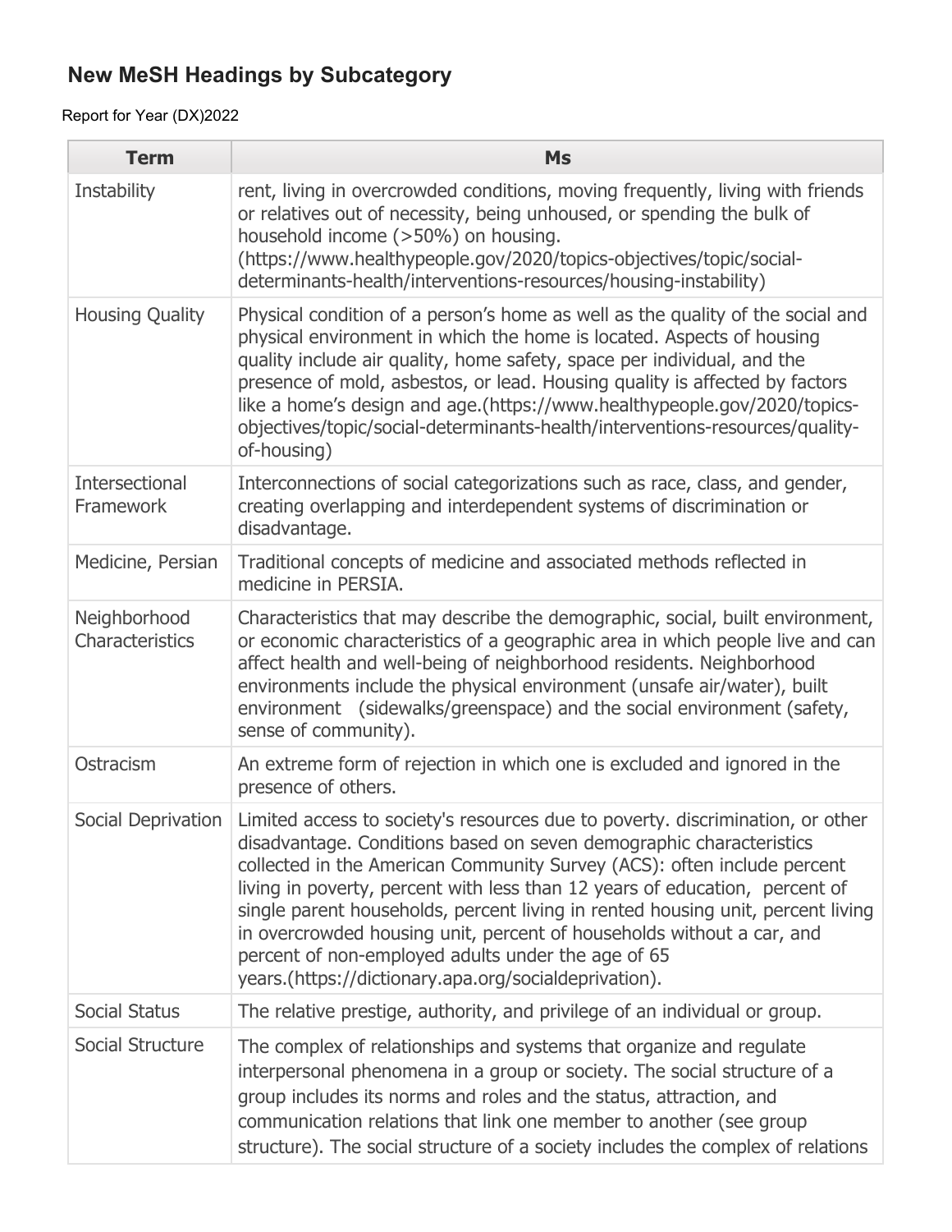## New MeSH Headings by Subcategory

Report for Year (DX)2022

| Term | Ms |
|---|---|
| Instability | rent, living in overcrowded conditions, moving frequently, living with friends or relatives out of necessity, being unhoused, or spending the bulk of household income (>50%) on housing. (https://www.healthypeople.gov/2020/topics-objectives/topic/social-determinants-health/interventions-resources/housing-instability) |
| Housing Quality | Physical condition of a person's home as well as the quality of the social and physical environment in which the home is located. Aspects of housing quality include air quality, home safety, space per individual, and the presence of mold, asbestos, or lead. Housing quality is affected by factors like a home's design and age.(https://www.healthypeople.gov/2020/topics-objectives/topic/social-determinants-health/interventions-resources/quality-of-housing) |
| Intersectional Framework | Interconnections of social categorizations such as race, class, and gender, creating overlapping and interdependent systems of discrimination or disadvantage. |
| Medicine, Persian | Traditional concepts of medicine and associated methods reflected in medicine in PERSIA. |
| Neighborhood Characteristics | Characteristics that may describe the demographic, social, built environment, or economic characteristics of a geographic area in which people live and can affect health and well-being of neighborhood residents. Neighborhood environments include the physical environment (unsafe air/water), built environment (sidewalks/greenspace) and the social environment (safety, sense of community). |
| Ostracism | An extreme form of rejection in which one is excluded and ignored in the presence of others. |
| Social Deprivation | Limited access to society's resources due to poverty. discrimination, or other disadvantage. Conditions based on seven demographic characteristics collected in the American Community Survey (ACS): often include percent living in poverty, percent with less than 12 years of education, percent of single parent households, percent living in rented housing unit, percent living in overcrowded housing unit, percent of households without a car, and percent of non-employed adults under the age of 65 years.(https://dictionary.apa.org/socialdeprivation). |
| Social Status | The relative prestige, authority, and privilege of an individual or group. |
| Social Structure | The complex of relationships and systems that organize and regulate interpersonal phenomena in a group or society. The social structure of a group includes its norms and roles and the status, attraction, and communication relations that link one member to another (see group structure). The social structure of a society includes the complex of relations |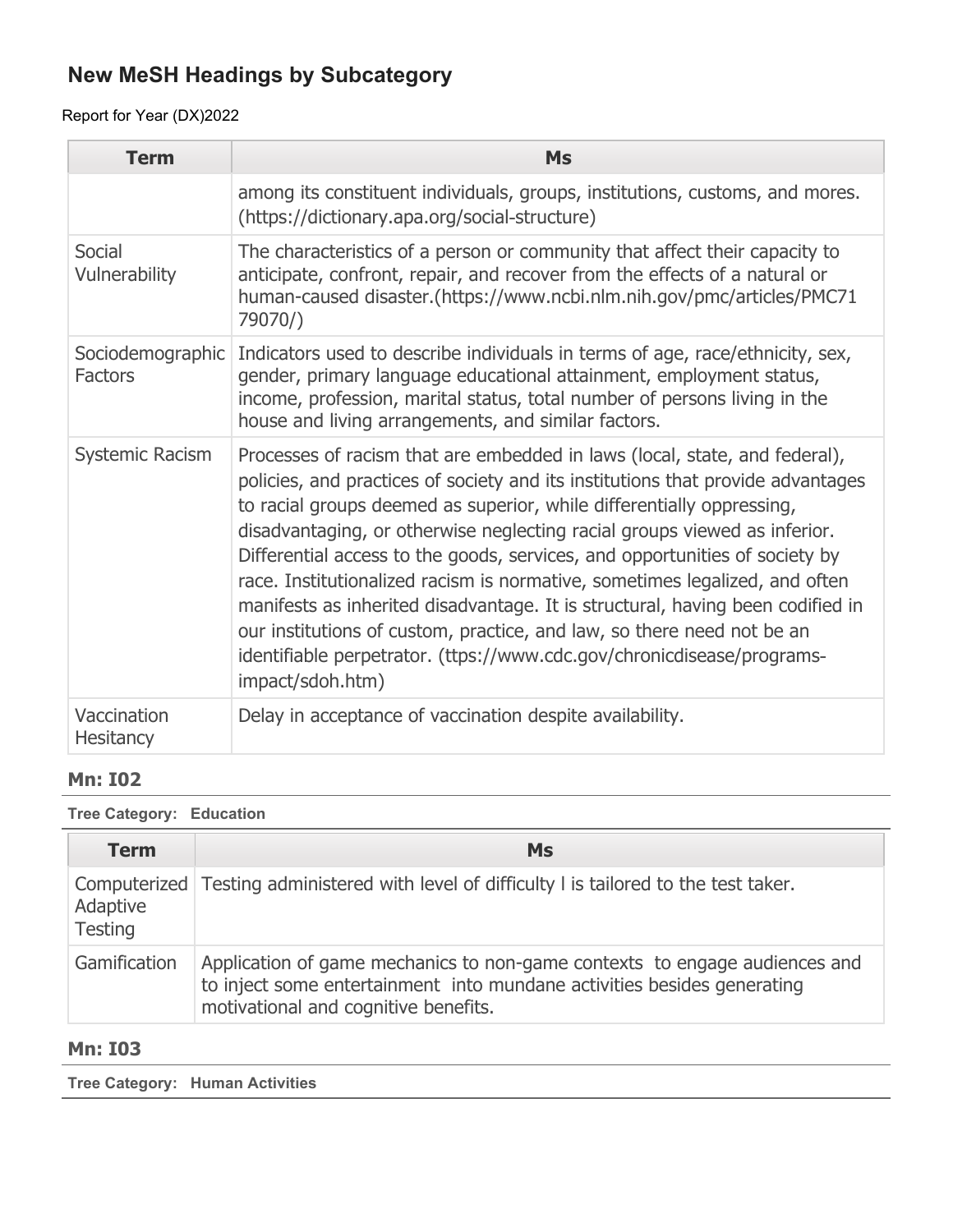## New MeSH Headings by Subcategory

Report for Year (DX)2022

| Term | Ms |
|---|---|
| | among its constituent individuals, groups, institutions, customs, and mores. (https://dictionary.apa.org/social-structure) |
| Social Vulnerability | The characteristics of a person or community that affect their capacity to anticipate, confront, repair, and recover from the effects of a natural or human-caused disaster.(https://www.ncbi.nlm.nih.gov/pmc/articles/PMC7179070/) |
| Sociodemographic Factors | Indicators used to describe individuals in terms of age, race/ethnicity, sex, gender, primary language educational attainment, employment status, income, profession, marital status, total number of persons living in the house and living arrangements, and similar factors. |
| Systemic Racism | Processes of racism that are embedded in laws (local, state, and federal), policies, and practices of society and its institutions that provide advantages to racial groups deemed as superior, while differentially oppressing, disadvantaging, or otherwise neglecting racial groups viewed as inferior. Differential access to the goods, services, and opportunities of society by race. Institutionalized racism is normative, sometimes legalized, and often manifests as inherited disadvantage. It is structural, having been codified in our institutions of custom, practice, and law, so there need not be an identifiable perpetrator. (ttps://www.cdc.gov/chronicdisease/programs-impact/sdoh.htm) |
| Vaccination Hesitancy | Delay in acceptance of vaccination despite availability. |

### Mn: I02

**Tree Category: Education**

| Term | Ms |
|---|---|
| Computerized Adaptive Testing | Testing administered with level of difficulty l is tailored to the test taker. |
| Gamification | Application of game mechanics to non-game contexts to engage audiences and to inject some entertainment into mundane activities besides generating motivational and cognitive benefits. |

### Mn: I03

**Tree Category: Human Activities**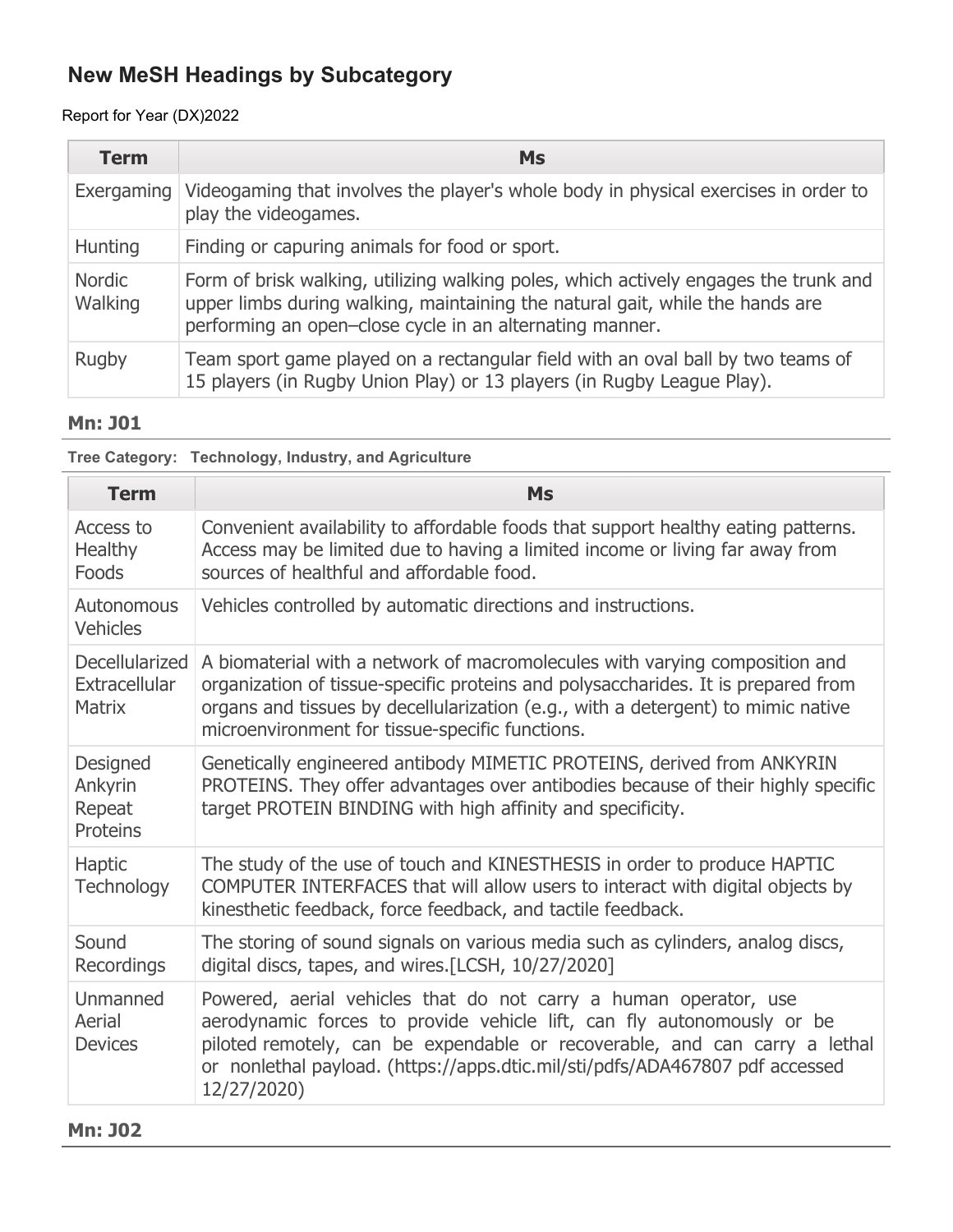## New MeSH Headings by Subcategory

Report for Year (DX)2022

| Term | Ms |
|---|---|
| Exergaming | Videogaming that involves the player's whole body in physical exercises in order to play the videogames. |
| Hunting | Finding or capuring animals for food or sport. |
| Nordic Walking | Form of brisk walking, utilizing walking poles, which actively engages the trunk and upper limbs during walking, maintaining the natural gait, while the hands are performing an open–close cycle in an alternating manner. |
| Rugby | Team sport game played on a rectangular field with an oval ball by two teams of 15 players (in Rugby Union Play) or 13 players (in Rugby League Play). |

**Mn: J01**

**Tree Category: Technology, Industry, and Agriculture**

| Term | Ms |
|---|---|
| Access to Healthy Foods | Convenient availability to affordable foods that support healthy eating patterns. Access may be limited due to having a limited income or living far away from sources of healthful and affordable food. |
| Autonomous Vehicles | Vehicles controlled by automatic directions and instructions. |
| Decellularized Extracellular Matrix | A biomaterial with a network of macromolecules with varying composition and organization of tissue-specific proteins and polysaccharides. It is prepared from organs and tissues by decellularization (e.g., with a detergent) to mimic native microenvironment for tissue-specific functions. |
| Designed Ankyrin Repeat Proteins | Genetically engineered antibody MIMETIC PROTEINS, derived from ANKYRIN PROTEINS. They offer advantages over antibodies because of their highly specific target PROTEIN BINDING with high affinity and specificity. |
| Haptic Technology | The study of the use of touch and KINESTHESIS in order to produce HAPTIC COMPUTER INTERFACES that will allow users to interact with digital objects by kinesthetic feedback, force feedback, and tactile feedback. |
| Sound Recordings | The storing of sound signals on various media such as cylinders, analog discs, digital discs, tapes, and wires.[LCSH, 10/27/2020] |
| Unmanned Aerial Devices | Powered, aerial vehicles that do not carry a human operator, use aerodynamic forces to provide vehicle lift, can fly autonomously or be piloted remotely, can be expendable or recoverable, and can carry a lethal or nonlethal payload. (https://apps.dtic.mil/sti/pdfs/ADA467807 pdf accessed 12/27/2020) |

**Mn: J02**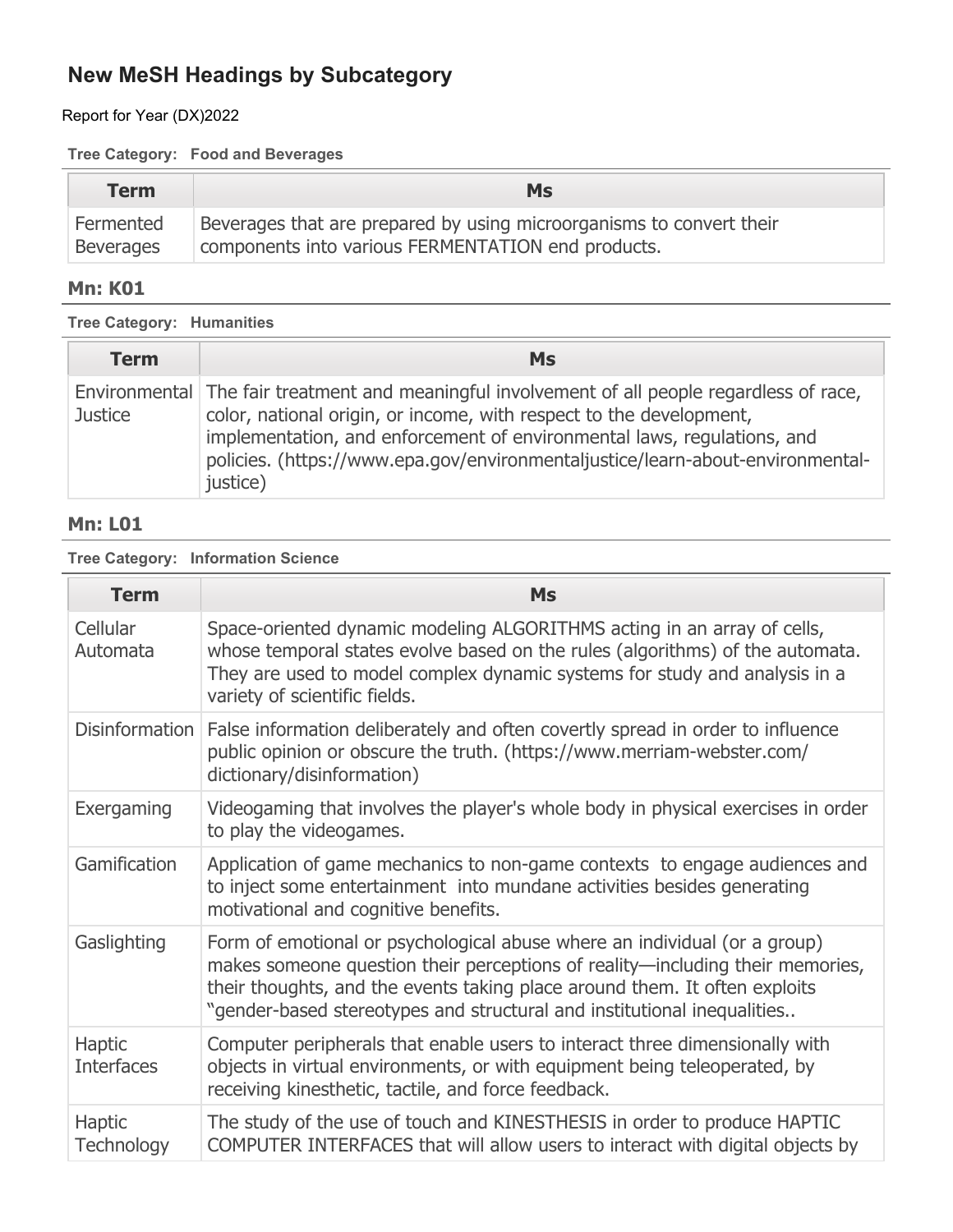# New MeSH Headings by Subcategory

Report for Year (DX)2022

**Tree Category: Food and Beverages**

| Term | Ms |
|---|---|
| Fermented Beverages | Beverages that are prepared by using microorganisms to convert their components into various FERMENTATION end products. |

### Mn: K01

**Tree Category: Humanities**

| Term | Ms |
|---|---|
| Environmental Justice | The fair treatment and meaningful involvement of all people regardless of race, color, national origin, or income, with respect to the development, implementation, and enforcement of environmental laws, regulations, and policies. (https://www.epa.gov/environmentaljustice/learn-about-environmental-justice) |

### Mn: L01

**Tree Category: Information Science**

| Term | Ms |
|---|---|
| Cellular Automata | Space-oriented dynamic modeling ALGORITHMS acting in an array of cells, whose temporal states evolve based on the rules (algorithms) of the automata. They are used to model complex dynamic systems for study and analysis in a variety of scientific fields. |
| Disinformation | False information deliberately and often covertly spread in order to influence public opinion or obscure the truth. (https://www.merriam-webster.com/dictionary/disinformation) |
| Exergaming | Videogaming that involves the player's whole body in physical exercises in order to play the videogames. |
| Gamification | Application of game mechanics to non-game contexts to engage audiences and to inject some entertainment into mundane activities besides generating motivational and cognitive benefits. |
| Gaslighting | Form of emotional or psychological abuse where an individual (or a group) makes someone question their perceptions of reality—including their memories, their thoughts, and the events taking place around them. It often exploits "gender-based stereotypes and structural and institutional inequalities.. |
| Haptic Interfaces | Computer peripherals that enable users to interact three dimensionally with objects in virtual environments, or with equipment being teleoperated, by receiving kinesthetic, tactile, and force feedback. |
| Haptic Technology | The study of the use of touch and KINESTHESIS in order to produce HAPTIC COMPUTER INTERFACES that will allow users to interact with digital objects by |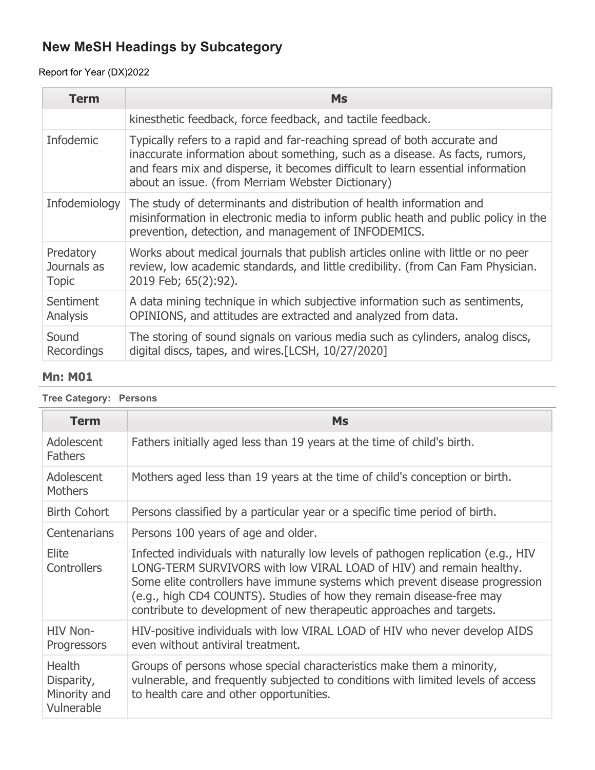## New MeSH Headings by Subcategory

Report for Year (DX)2022

| Term | Ms |
|---|---|
| | kinesthetic feedback, force feedback, and tactile feedback. |
| Infodemic | Typically refers to a rapid and far-reaching spread of both accurate and inaccurate information about something, such as a disease. As facts, rumors, and fears mix and disperse, it becomes difficult to learn essential information about an issue. (from Merriam Webster Dictionary) |
| Infodemiology | The study of determinants and distribution of health information and misinformation in electronic media to inform public heath and public policy in the prevention, detection, and management of INFODEMICS. |
| Predatory Journals as Topic | Works about medical journals that publish articles online with little or no peer review, low academic standards, and little credibility. (from Can Fam Physician. 2019 Feb; 65(2):92). |
| Sentiment Analysis | A data mining technique in which subjective information such as sentiments, OPINIONS, and attitudes are extracted and analyzed from data. |
| Sound Recordings | The storing of sound signals on various media such as cylinders, analog discs, digital discs, tapes, and wires.[LCSH, 10/27/2020] |

### Mn: M01

**Tree Category: Persons**

| Term | Ms |
|---|---|
| Adolescent Fathers | Fathers initially aged less than 19 years at the time of child's birth. |
| Adolescent Mothers | Mothers aged less than 19 years at the time of child's conception or birth. |
| Birth Cohort | Persons classified by a particular year or a specific time period of birth. |
| Centenarians | Persons 100 years of age and older. |
| Elite Controllers | Infected individuals with naturally low levels of pathogen replication (e.g., HIV LONG-TERM SURVIVORS with low VIRAL LOAD of HIV) and remain healthy. Some elite controllers have immune systems which prevent disease progression (e.g., high CD4 COUNTS). Studies of how they remain disease-free may contribute to development of new therapeutic approaches and targets. |
| HIV Non-Progressors | HIV-positive individuals with low VIRAL LOAD of HIV who never develop AIDS even without antiviral treatment. |
| Health Disparity, Minority and Vulnerable | Groups of persons whose special characteristics make them a minority, vulnerable, and frequently subjected to conditions with limited levels of access to health care and other opportunities. |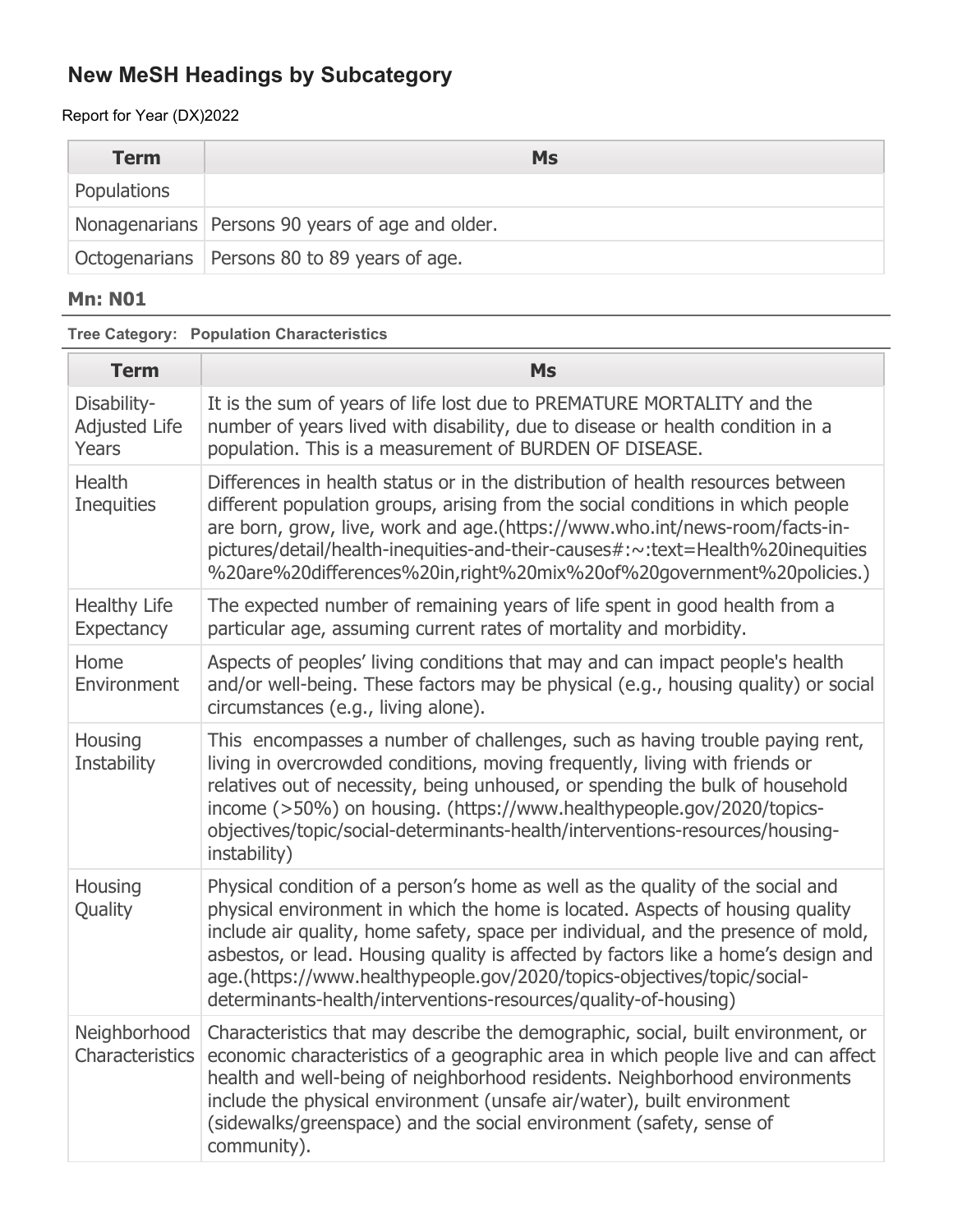## New MeSH Headings by Subcategory

Report for Year (DX)2022

| Term | Ms |
|---|---|
| Populations | |
| Nonagenarians | Persons 90 years of age and older. |
| Octogenarians | Persons 80 to 89 years of age. |

### Mn: N01

**Tree Category: Population Characteristics**

| Term | Ms |
|---|---|
| Disability-Adjusted Life Years | It is the sum of years of life lost due to PREMATURE MORTALITY and the number of years lived with disability, due to disease or health condition in a population. This is a measurement of BURDEN OF DISEASE. |
| Health Inequities | Differences in health status or in the distribution of health resources between different population groups, arising from the social conditions in which people are born, grow, live, work and age.(https://www.who.int/news-room/facts-in-pictures/detail/health-inequities-and-their-causes#:~:text=Health%20inequities%20are%20differences%20in,right%20mix%20of%20government%20policies.) |
| Healthy Life Expectancy | The expected number of remaining years of life spent in good health from a particular age, assuming current rates of mortality and morbidity. |
| Home Environment | Aspects of peoples' living conditions that may and can impact people's health and/or well-being. These factors may be physical (e.g., housing quality) or social circumstances (e.g., living alone). |
| Housing Instability | This encompasses a number of challenges, such as having trouble paying rent, living in overcrowded conditions, moving frequently, living with friends or relatives out of necessity, being unhoused, or spending the bulk of household income (>50%) on housing. (https://www.healthypeople.gov/2020/topics-objectives/topic/social-determinants-health/interventions-resources/housing-instability) |
| Housing Quality | Physical condition of a person's home as well as the quality of the social and physical environment in which the home is located. Aspects of housing quality include air quality, home safety, space per individual, and the presence of mold, asbestos, or lead. Housing quality is affected by factors like a home's design and age.(https://www.healthypeople.gov/2020/topics-objectives/topic/social-determinants-health/interventions-resources/quality-of-housing) |
| Neighborhood Characteristics | Characteristics that may describe the demographic, social, built environment, or economic characteristics of a geographic area in which people live and can affect health and well-being of neighborhood residents. Neighborhood environments include the physical environment (unsafe air/water), built environment (sidewalks/greenspace) and the social environment (safety, sense of community). |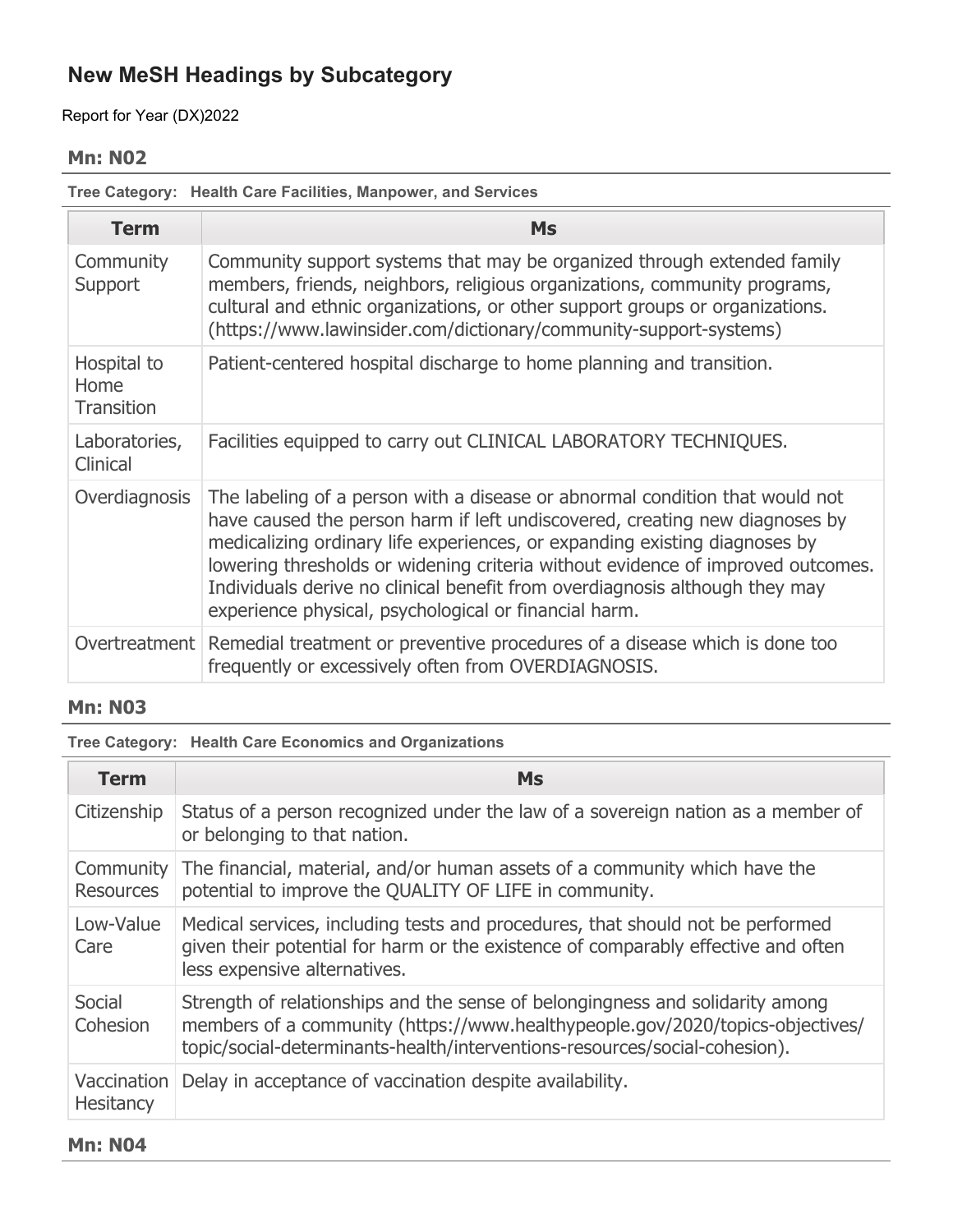# New MeSH Headings by Subcategory

Report for Year (DX)2022

## Mn: N02

**Tree Category: Health Care Facilities, Manpower, and Services**

| Term | Ms |
| --- | --- |
| Community Support | Community support systems that may be organized through extended family members, friends, neighbors, religious organizations, community programs, cultural and ethnic organizations, or other support groups or organizations. (https://www.lawinsider.com/dictionary/community-support-systems) |
| Hospital to Home Transition | Patient-centered hospital discharge to home planning and transition. |
| Laboratories, Clinical | Facilities equipped to carry out CLINICAL LABORATORY TECHNIQUES. |
| Overdiagnosis | The labeling of a person with a disease or abnormal condition that would not have caused the person harm if left undiscovered, creating new diagnoses by medicalizing ordinary life experiences, or expanding existing diagnoses by lowering thresholds or widening criteria without evidence of improved outcomes. Individuals derive no clinical benefit from overdiagnosis although they may experience physical, psychological or financial harm. |
| Overtreatment | Remedial treatment or preventive procedures of a disease which is done too frequently or excessively often from OVERDIAGNOSIS. |

## Mn: N03

**Tree Category: Health Care Economics and Organizations**

| Term | Ms |
| --- | --- |
| Citizenship | Status of a person recognized under the law of a sovereign nation as a member of or belonging to that nation. |
| Community Resources | The financial, material, and/or human assets of a community which have the potential to improve the QUALITY OF LIFE in community. |
| Low-Value Care | Medical services, including tests and procedures, that should not be performed given their potential for harm or the existence of comparably effective and often less expensive alternatives. |
| Social Cohesion | Strength of relationships and the sense of belongingness and solidarity among members of a community (https://www.healthypeople.gov/2020/topics-objectives/topic/social-determinants-health/interventions-resources/social-cohesion). |
| Vaccination Hesitancy | Delay in acceptance of vaccination despite availability. |

## Mn: N04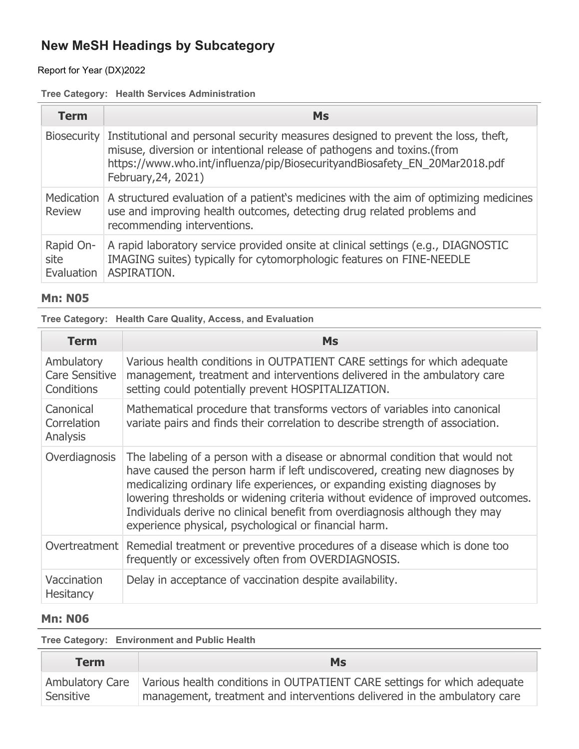## New MeSH Headings by Subcategory

Report for Year (DX)2022

**Tree Category: Health Services Administration**

| Term | Ms |
|---|---|
| Biosecurity | Institutional and personal security measures designed to prevent the loss, theft, misuse, diversion or intentional release of pathogens and toxins.(from https://www.who.int/influenza/pip/BiosecurityandBiosafety_EN_20Mar2018.pdf February,24, 2021) |
| Medication Review | A structured evaluation of a patient's medicines with the aim of optimizing medicines use and improving health outcomes, detecting drug related problems and recommending interventions. |
| Rapid On-site Evaluation | A rapid laboratory service provided onsite at clinical settings (e.g., DIAGNOSTIC IMAGING suites) typically for cytomorphologic features on FINE-NEEDLE ASPIRATION. |

### Mn: N05

**Tree Category: Health Care Quality, Access, and Evaluation**

| Term | Ms |
|---|---|
| Ambulatory Care Sensitive Conditions | Various health conditions in OUTPATIENT CARE settings for which adequate management, treatment and interventions delivered in the ambulatory care setting could potentially prevent HOSPITALIZATION. |
| Canonical Correlation Analysis | Mathematical procedure that transforms vectors of variables into canonical variate pairs and finds their correlation to describe strength of association. |
| Overdiagnosis | The labeling of a person with a disease or abnormal condition that would not have caused the person harm if left undiscovered, creating new diagnoses by medicalizing ordinary life experiences, or expanding existing diagnoses by lowering thresholds or widening criteria without evidence of improved outcomes. Individuals derive no clinical benefit from overdiagnosis although they may experience physical, psychological or financial harm. |
| Overtreatment | Remedial treatment or preventive procedures of a disease which is done too frequently or excessively often from OVERDIAGNOSIS. |
| Vaccination Hesitancy | Delay in acceptance of vaccination despite availability. |

### Mn: N06

**Tree Category: Environment and Public Health**

| Term | Ms |
|---|---|
| Ambulatory Care Sensitive | Various health conditions in OUTPATIENT CARE settings for which adequate management, treatment and interventions delivered in the ambulatory care |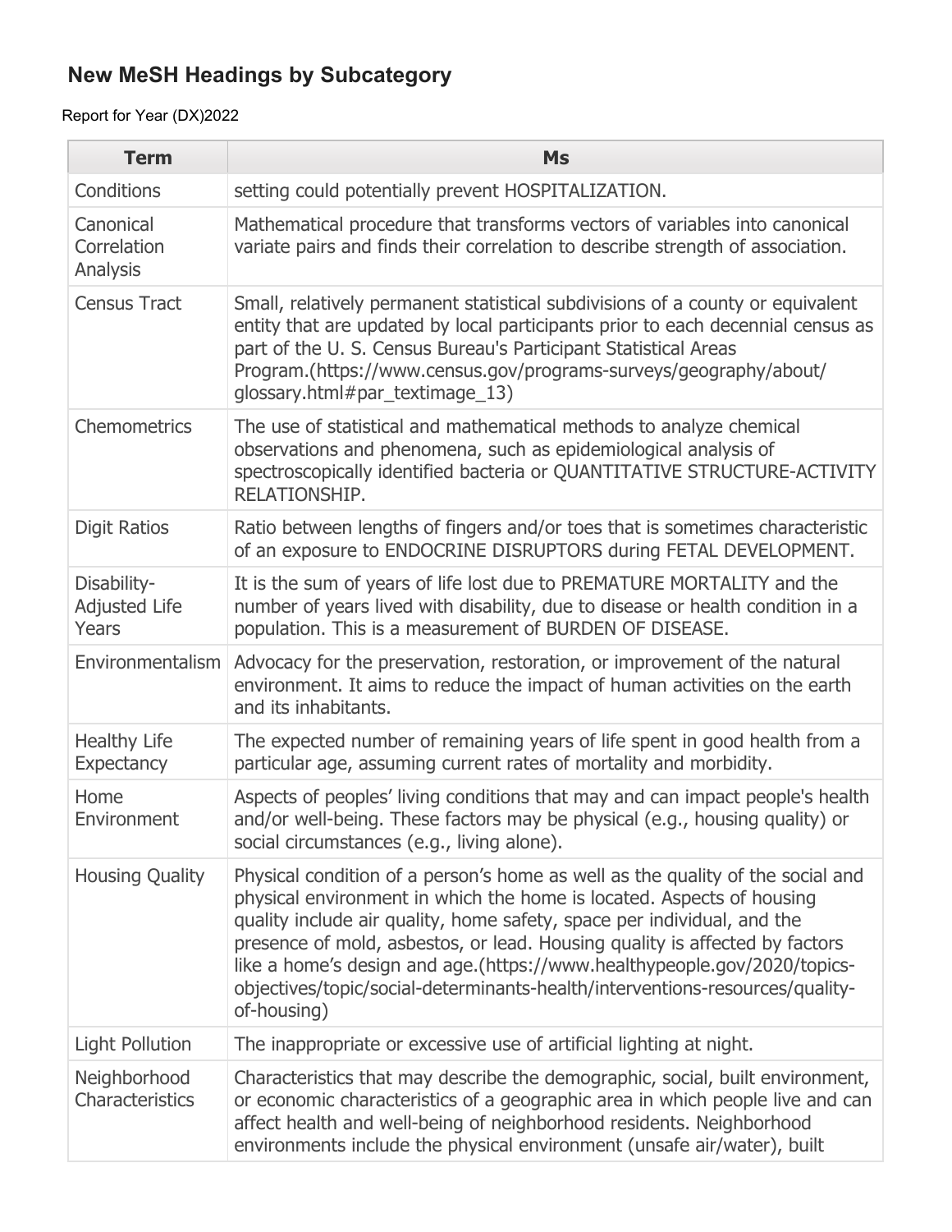## New MeSH Headings by Subcategory

Report for Year (DX)2022

| Term | Ms |
|---|---|
| Conditions | setting could potentially prevent HOSPITALIZATION. |
| Canonical Correlation Analysis | Mathematical procedure that transforms vectors of variables into canonical variate pairs and finds their correlation to describe strength of association. |
| Census Tract | Small, relatively permanent statistical subdivisions of a county or equivalent entity that are updated by local participants prior to each decennial census as part of the U. S. Census Bureau's Participant Statistical Areas Program.(https://www.census.gov/programs-surveys/geography/about/glossary.html#par_textimage_13) |
| Chemometrics | The use of statistical and mathematical methods to analyze chemical observations and phenomena, such as epidemiological analysis of spectroscopically identified bacteria or QUANTITATIVE STRUCTURE-ACTIVITY RELATIONSHIP. |
| Digit Ratios | Ratio between lengths of fingers and/or toes that is sometimes characteristic of an exposure to ENDOCRINE DISRUPTORS during FETAL DEVELOPMENT. |
| Disability-Adjusted Life Years | It is the sum of years of life lost due to PREMATURE MORTALITY and the number of years lived with disability, due to disease or health condition in a population. This is a measurement of BURDEN OF DISEASE. |
| Environmentalism | Advocacy for the preservation, restoration, or improvement of the natural environment. It aims to reduce the impact of human activities on the earth and its inhabitants. |
| Healthy Life Expectancy | The expected number of remaining years of life spent in good health from a particular age, assuming current rates of mortality and morbidity. |
| Home Environment | Aspects of peoples' living conditions that may and can impact people's health and/or well-being. These factors may be physical (e.g., housing quality) or social circumstances (e.g., living alone). |
| Housing Quality | Physical condition of a person's home as well as the quality of the social and physical environment in which the home is located. Aspects of housing quality include air quality, home safety, space per individual, and the presence of mold, asbestos, or lead. Housing quality is affected by factors like a home's design and age.(https://www.healthypeople.gov/2020/topics-objectives/topic/social-determinants-health/interventions-resources/quality-of-housing) |
| Light Pollution | The inappropriate or excessive use of artificial lighting at night. |
| Neighborhood Characteristics | Characteristics that may describe the demographic, social, built environment, or economic characteristics of a geographic area in which people live and can affect health and well-being of neighborhood residents. Neighborhood environments include the physical environment (unsafe air/water), built |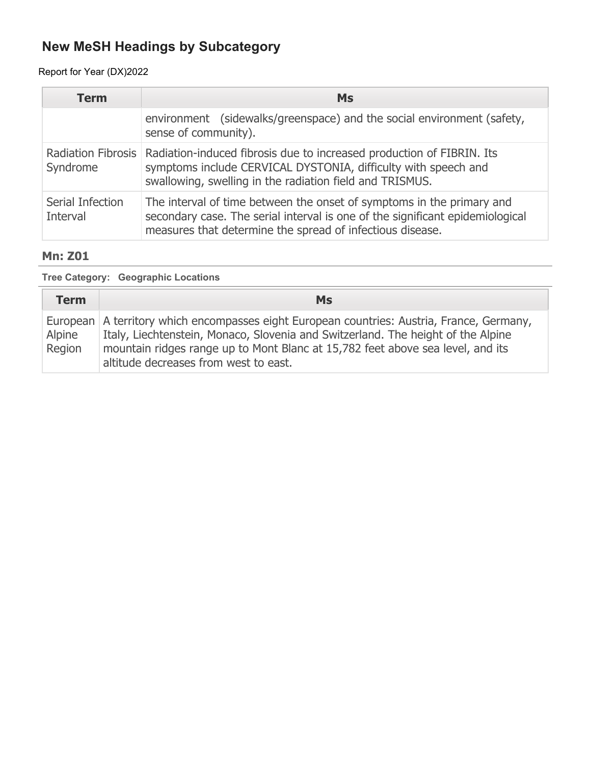## New MeSH Headings by Subcategory

Report for Year (DX)2022

| Term | Ms |
| --- | --- |
| | environment (sidewalks/greenspace) and the social environment (safety, sense of community). |
| Radiation Fibrosis Syndrome | Radiation-induced fibrosis due to increased production of FIBRIN. Its symptoms include CERVICAL DYSTONIA, difficulty with speech and swallowing, swelling in the radiation field and TRISMUS. |
| Serial Infection Interval | The interval of time between the onset of symptoms in the primary and secondary case. The serial interval is one of the significant epidemiological measures that determine the spread of infectious disease. |

### Mn: Z01

**Tree Category: Geographic Locations**

| Term | Ms |
| --- | --- |
| European Alpine Region | A territory which encompasses eight European countries: Austria, France, Germany, Italy, Liechtenstein, Monaco, Slovenia and Switzerland. The height of the Alpine mountain ridges range up to Mont Blanc at 15,782 feet above sea level, and its altitude decreases from west to east. |